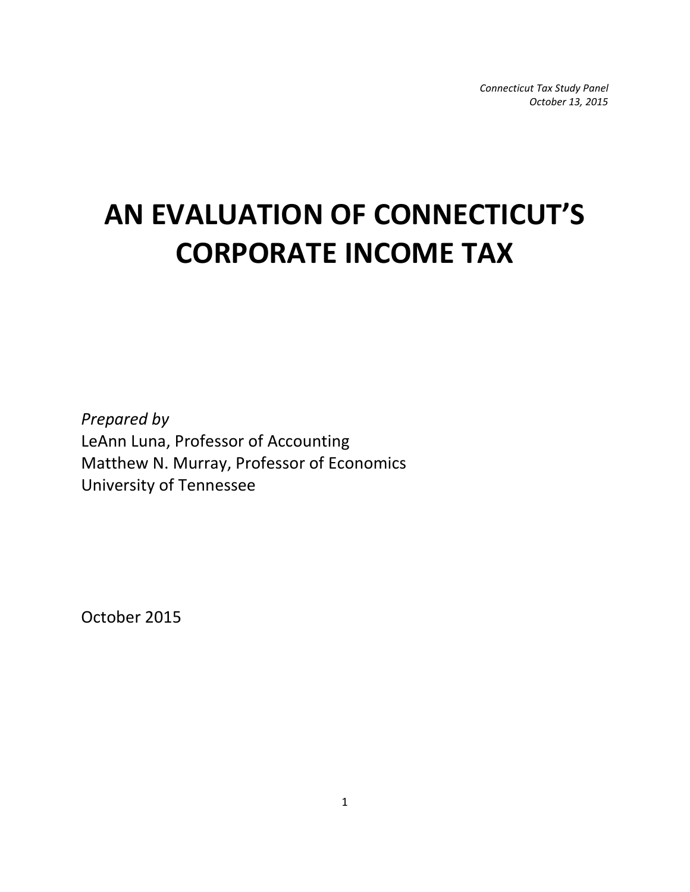*Connecticut Tax Study Panel*
*October 13, 2015*

# AN EVALUATION OF CONNECTICUT'S CORPORATE INCOME TAX

*Prepared by*
LeAnn Luna, Professor of Accounting
Matthew N. Murray, Professor of Economics
University of Tennessee

October 2015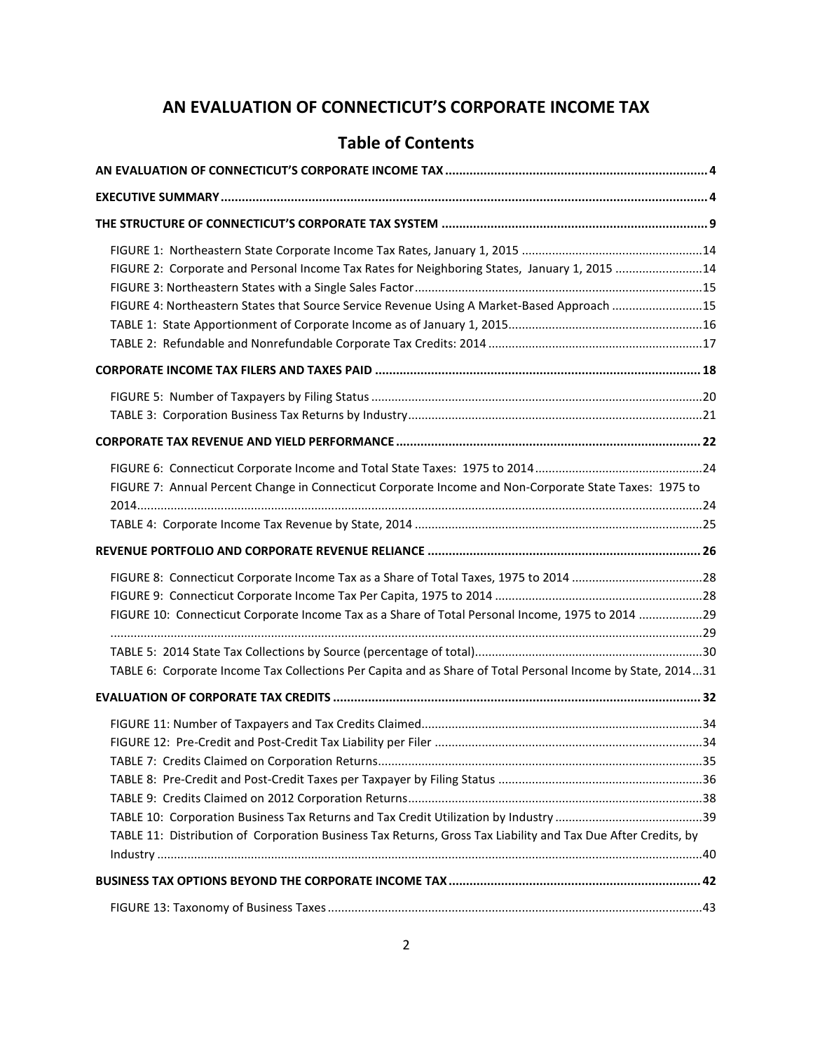# AN EVALUATION OF CONNECTICUT'S CORPORATE INCOME TAX

## Table of Contents

**AN EVALUATION OF CONNECTICUT'S CORPORATE INCOME TAX** .......... 4

**EXECUTIVE SUMMARY** .......... 4

**THE STRUCTURE OF CONNECTICUT'S CORPORATE TAX SYSTEM** .......... 9

- FIGURE 1: Northeastern State Corporate Income Tax Rates, January 1, 2015 .......... 14
- FIGURE 2: Corporate and Personal Income Tax Rates for Neighboring States, January 1, 2015 .......... 14
- FIGURE 3: Northeastern States with a Single Sales Factor .......... 15
- FIGURE 4: Northeastern States that Source Service Revenue Using A Market-Based Approach .......... 15
- TABLE 1: State Apportionment of Corporate Income as of January 1, 2015 .......... 16
- TABLE 2: Refundable and Nonrefundable Corporate Tax Credits: 2014 .......... 17

**CORPORATE INCOME TAX FILERS AND TAXES PAID** .......... 18

- FIGURE 5: Number of Taxpayers by Filing Status .......... 20
- TABLE 3: Corporation Business Tax Returns by Industry .......... 21

**CORPORATE TAX REVENUE AND YIELD PERFORMANCE** .......... 22

- FIGURE 6: Connecticut Corporate Income and Total State Taxes: 1975 to 2014 .......... 24
- FIGURE 7: Annual Percent Change in Connecticut Corporate Income and Non-Corporate State Taxes: 1975 to 2014 .......... 24
- TABLE 4: Corporate Income Tax Revenue by State, 2014 .......... 25

**REVENUE PORTFOLIO AND CORPORATE REVENUE RELIANCE** .......... 26

- FIGURE 8: Connecticut Corporate Income Tax as a Share of Total Taxes, 1975 to 2014 .......... 28
- FIGURE 9: Connecticut Corporate Income Tax Per Capita, 1975 to 2014 .......... 28
- FIGURE 10: Connecticut Corporate Income Tax as a Share of Total Personal Income, 1975 to 2014 .......... 29
- .......... 29
- TABLE 5: 2014 State Tax Collections by Source (percentage of total) .......... 30
- TABLE 6: Corporate Income Tax Collections Per Capita and as Share of Total Personal Income by State, 2014 ... 31

**EVALUATION OF CORPORATE TAX CREDITS** .......... 32

- FIGURE 11: Number of Taxpayers and Tax Credits Claimed .......... 34
- FIGURE 12: Pre-Credit and Post-Credit Tax Liability per Filer .......... 34
- TABLE 7: Credits Claimed on Corporation Returns .......... 35
- TABLE 8: Pre-Credit and Post-Credit Taxes per Taxpayer by Filing Status .......... 36
- TABLE 9: Credits Claimed on 2012 Corporation Returns .......... 38
- TABLE 10: Corporation Business Tax Returns and Tax Credit Utilization by Industry .......... 39
- TABLE 11: Distribution of Corporation Business Tax Returns, Gross Tax Liability and Tax Due After Credits, by Industry .......... 40

**BUSINESS TAX OPTIONS BEYOND THE CORPORATE INCOME TAX** .......... 42

- FIGURE 13: Taxonomy of Business Taxes .......... 43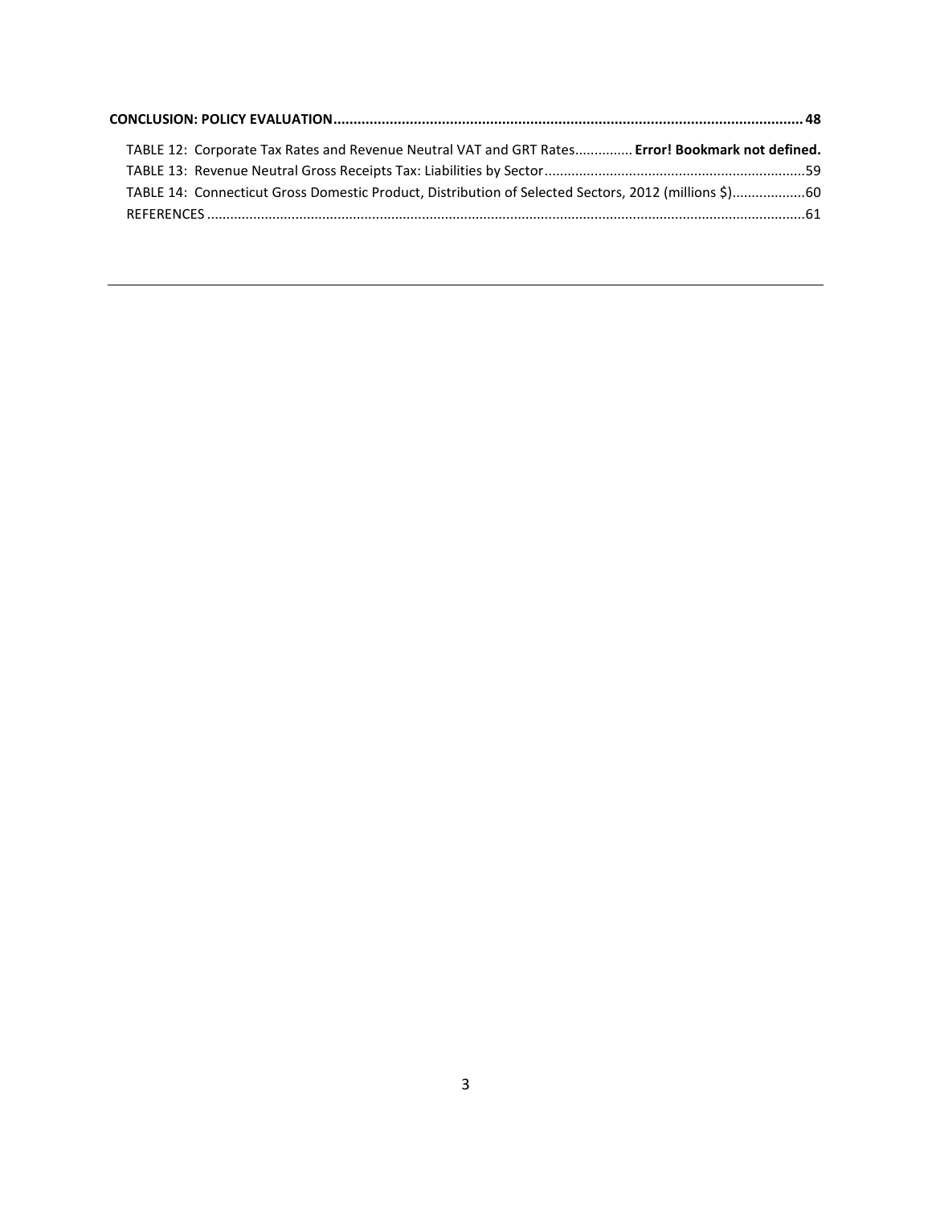**CONCLUSION: POLICY EVALUATION............................................................................................................................ 48**

TABLE 12: Corporate Tax Rates and Revenue Neutral VAT and GRT Rates............... **Error! Bookmark not defined.**

TABLE 13: Revenue Neutral Gross Receipts Tax: Liabilities by Sector....................................................................59

TABLE 14: Connecticut Gross Domestic Product, Distribution of Selected Sectors, 2012 (millions $)...................60

REFERENCES ...........................................................................................................................................................61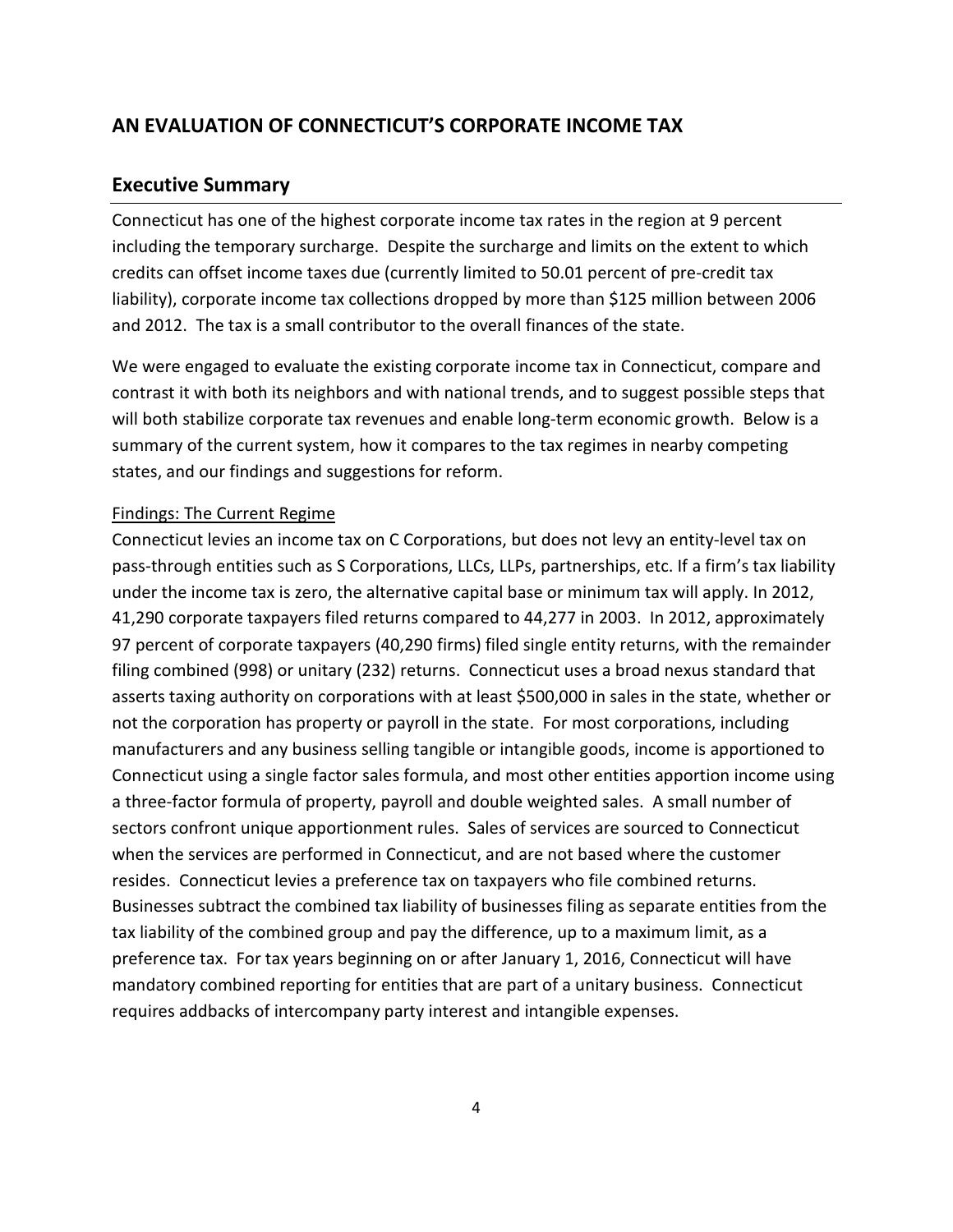# AN EVALUATION OF CONNECTICUT'S CORPORATE INCOME TAX

## Executive Summary

Connecticut has one of the highest corporate income tax rates in the region at 9 percent including the temporary surcharge. Despite the surcharge and limits on the extent to which credits can offset income taxes due (currently limited to 50.01 percent of pre-credit tax liability), corporate income tax collections dropped by more than $125 million between 2006 and 2012. The tax is a small contributor to the overall finances of the state.

We were engaged to evaluate the existing corporate income tax in Connecticut, compare and contrast it with both its neighbors and with national trends, and to suggest possible steps that will both stabilize corporate tax revenues and enable long-term economic growth. Below is a summary of the current system, how it compares to the tax regimes in nearby competing states, and our findings and suggestions for reform.

Findings: The Current Regime

Connecticut levies an income tax on C Corporations, but does not levy an entity-level tax on pass-through entities such as S Corporations, LLCs, LLPs, partnerships, etc. If a firm's tax liability under the income tax is zero, the alternative capital base or minimum tax will apply. In 2012, 41,290 corporate taxpayers filed returns compared to 44,277 in 2003. In 2012, approximately 97 percent of corporate taxpayers (40,290 firms) filed single entity returns, with the remainder filing combined (998) or unitary (232) returns. Connecticut uses a broad nexus standard that asserts taxing authority on corporations with at least $500,000 in sales in the state, whether or not the corporation has property or payroll in the state. For most corporations, including manufacturers and any business selling tangible or intangible goods, income is apportioned to Connecticut using a single factor sales formula, and most other entities apportion income using a three-factor formula of property, payroll and double weighted sales. A small number of sectors confront unique apportionment rules. Sales of services are sourced to Connecticut when the services are performed in Connecticut, and are not based where the customer resides. Connecticut levies a preference tax on taxpayers who file combined returns. Businesses subtract the combined tax liability of businesses filing as separate entities from the tax liability of the combined group and pay the difference, up to a maximum limit, as a preference tax. For tax years beginning on or after January 1, 2016, Connecticut will have mandatory combined reporting for entities that are part of a unitary business. Connecticut requires addbacks of intercompany party interest and intangible expenses.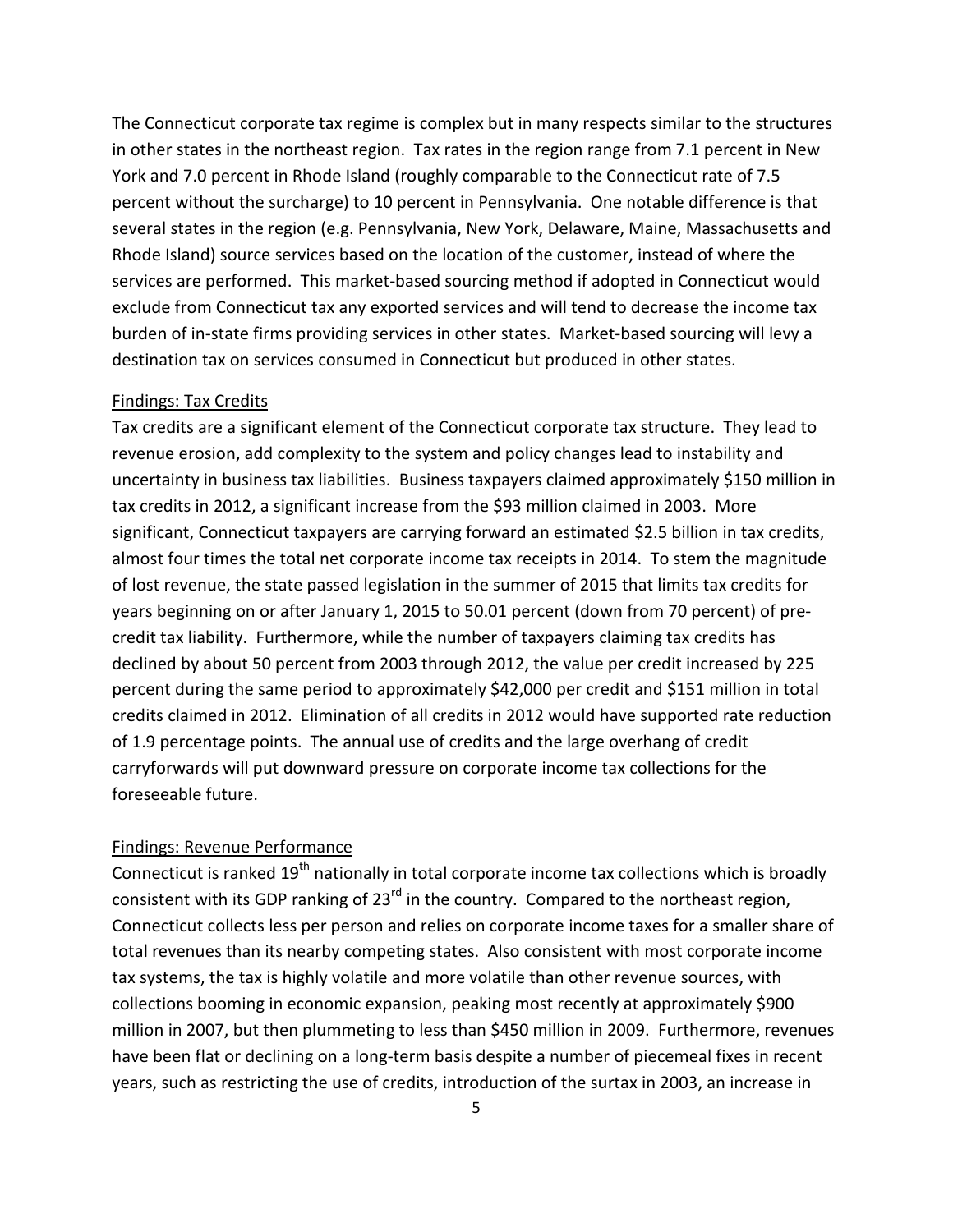The Connecticut corporate tax regime is complex but in many respects similar to the structures in other states in the northeast region. Tax rates in the region range from 7.1 percent in New York and 7.0 percent in Rhode Island (roughly comparable to the Connecticut rate of 7.5 percent without the surcharge) to 10 percent in Pennsylvania. One notable difference is that several states in the region (e.g. Pennsylvania, New York, Delaware, Maine, Massachusetts and Rhode Island) source services based on the location of the customer, instead of where the services are performed. This market-based sourcing method if adopted in Connecticut would exclude from Connecticut tax any exported services and will tend to decrease the income tax burden of in-state firms providing services in other states. Market-based sourcing will levy a destination tax on services consumed in Connecticut but produced in other states.

<u>Findings: Tax Credits</u>

Tax credits are a significant element of the Connecticut corporate tax structure. They lead to revenue erosion, add complexity to the system and policy changes lead to instability and uncertainty in business tax liabilities. Business taxpayers claimed approximately $150 million in tax credits in 2012, a significant increase from the $93 million claimed in 2003. More significant, Connecticut taxpayers are carrying forward an estimated $2.5 billion in tax credits, almost four times the total net corporate income tax receipts in 2014. To stem the magnitude of lost revenue, the state passed legislation in the summer of 2015 that limits tax credits for years beginning on or after January 1, 2015 to 50.01 percent (down from 70 percent) of pre-credit tax liability. Furthermore, while the number of taxpayers claiming tax credits has declined by about 50 percent from 2003 through 2012, the value per credit increased by 225 percent during the same period to approximately $42,000 per credit and $151 million in total credits claimed in 2012. Elimination of all credits in 2012 would have supported rate reduction of 1.9 percentage points. The annual use of credits and the large overhang of credit carryforwards will put downward pressure on corporate income tax collections for the foreseeable future.

<u>Findings: Revenue Performance</u>

Connecticut is ranked 19th nationally in total corporate income tax collections which is broadly consistent with its GDP ranking of 23rd in the country. Compared to the northeast region, Connecticut collects less per person and relies on corporate income taxes for a smaller share of total revenues than its nearby competing states. Also consistent with most corporate income tax systems, the tax is highly volatile and more volatile than other revenue sources, with collections booming in economic expansion, peaking most recently at approximately $900 million in 2007, but then plummeting to less than $450 million in 2009. Furthermore, revenues have been flat or declining on a long-term basis despite a number of piecemeal fixes in recent years, such as restricting the use of credits, introduction of the surtax in 2003, an increase in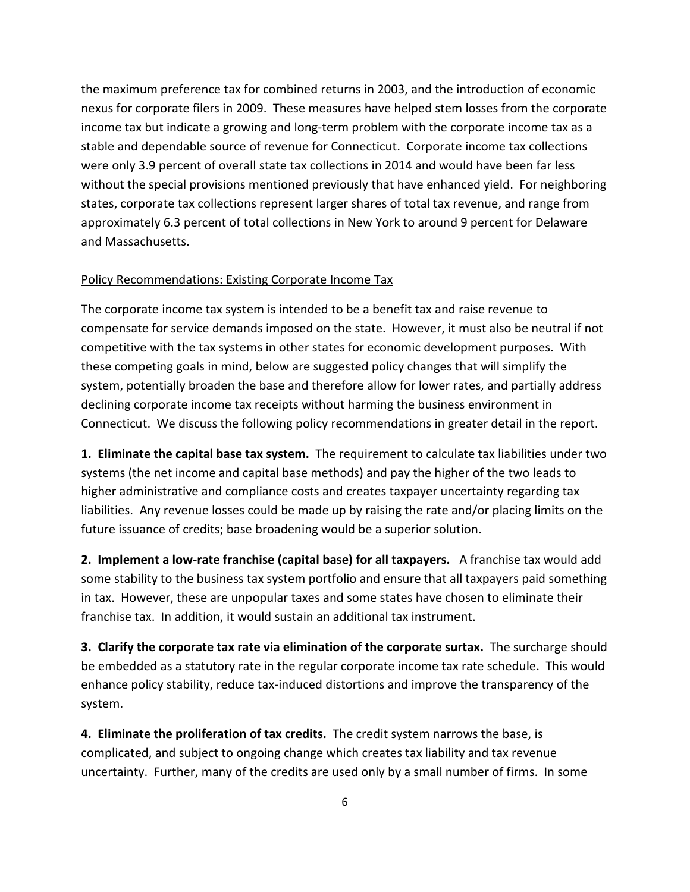the maximum preference tax for combined returns in 2003, and the introduction of economic nexus for corporate filers in 2009. These measures have helped stem losses from the corporate income tax but indicate a growing and long-term problem with the corporate income tax as a stable and dependable source of revenue for Connecticut. Corporate income tax collections were only 3.9 percent of overall state tax collections in 2014 and would have been far less without the special provisions mentioned previously that have enhanced yield. For neighboring states, corporate tax collections represent larger shares of total tax revenue, and range from approximately 6.3 percent of total collections in New York to around 9 percent for Delaware and Massachusetts.

<u>Policy Recommendations: Existing Corporate Income Tax</u>

The corporate income tax system is intended to be a benefit tax and raise revenue to compensate for service demands imposed on the state. However, it must also be neutral if not competitive with the tax systems in other states for economic development purposes. With these competing goals in mind, below are suggested policy changes that will simplify the system, potentially broaden the base and therefore allow for lower rates, and partially address declining corporate income tax receipts without harming the business environment in Connecticut. We discuss the following policy recommendations in greater detail in the report.

**1. Eliminate the capital base tax system.** The requirement to calculate tax liabilities under two systems (the net income and capital base methods) and pay the higher of the two leads to higher administrative and compliance costs and creates taxpayer uncertainty regarding tax liabilities. Any revenue losses could be made up by raising the rate and/or placing limits on the future issuance of credits; base broadening would be a superior solution.

**2. Implement a low-rate franchise (capital base) for all taxpayers.** A franchise tax would add some stability to the business tax system portfolio and ensure that all taxpayers paid something in tax. However, these are unpopular taxes and some states have chosen to eliminate their franchise tax. In addition, it would sustain an additional tax instrument.

**3. Clarify the corporate tax rate via elimination of the corporate surtax.** The surcharge should be embedded as a statutory rate in the regular corporate income tax rate schedule. This would enhance policy stability, reduce tax-induced distortions and improve the transparency of the system.

**4. Eliminate the proliferation of tax credits.** The credit system narrows the base, is complicated, and subject to ongoing change which creates tax liability and tax revenue uncertainty. Further, many of the credits are used only by a small number of firms. In some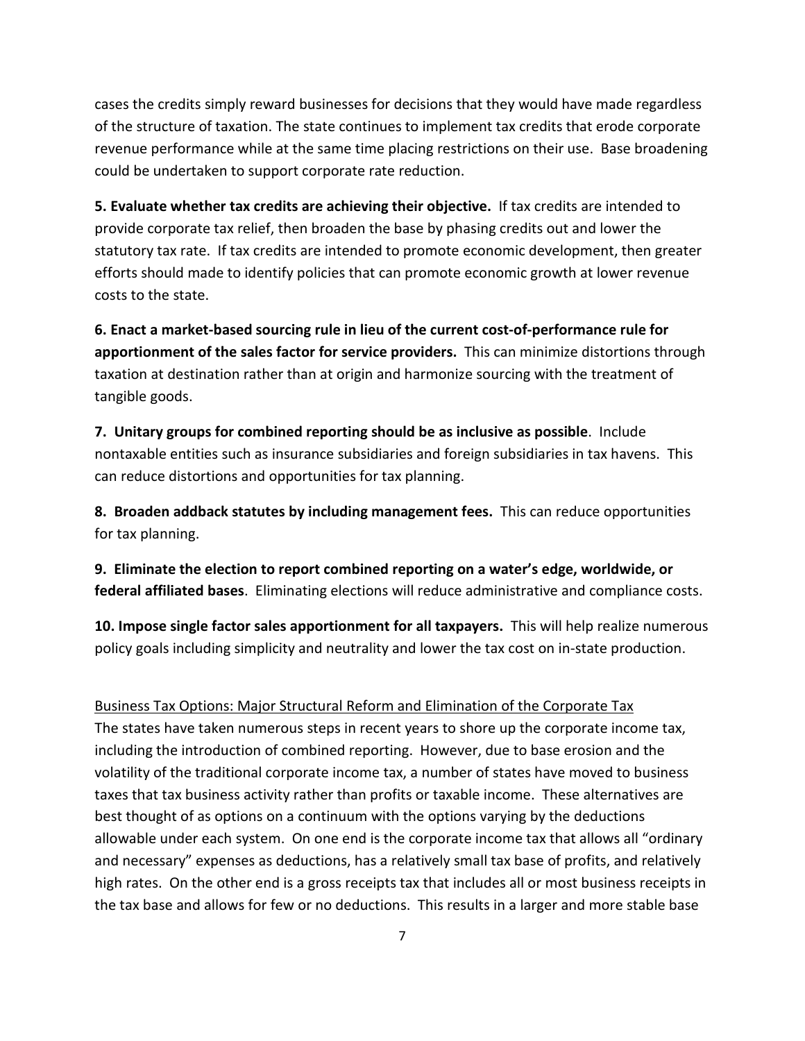cases the credits simply reward businesses for decisions that they would have made regardless of the structure of taxation. The state continues to implement tax credits that erode corporate revenue performance while at the same time placing restrictions on their use. Base broadening could be undertaken to support corporate rate reduction.

**5. Evaluate whether tax credits are achieving their objective.** If tax credits are intended to provide corporate tax relief, then broaden the base by phasing credits out and lower the statutory tax rate. If tax credits are intended to promote economic development, then greater efforts should made to identify policies that can promote economic growth at lower revenue costs to the state.

**6. Enact a market-based sourcing rule in lieu of the current cost-of-performance rule for apportionment of the sales factor for service providers.** This can minimize distortions through taxation at destination rather than at origin and harmonize sourcing with the treatment of tangible goods.

**7. Unitary groups for combined reporting should be as inclusive as possible**. Include nontaxable entities such as insurance subsidiaries and foreign subsidiaries in tax havens. This can reduce distortions and opportunities for tax planning.

**8. Broaden addback statutes by including management fees.** This can reduce opportunities for tax planning.

**9. Eliminate the election to report combined reporting on a water's edge, worldwide, or federal affiliated bases**. Eliminating elections will reduce administrative and compliance costs.

**10. Impose single factor sales apportionment for all taxpayers.** This will help realize numerous policy goals including simplicity and neutrality and lower the tax cost on in-state production.

<u>Business Tax Options: Major Structural Reform and Elimination of the Corporate Tax</u>

The states have taken numerous steps in recent years to shore up the corporate income tax, including the introduction of combined reporting. However, due to base erosion and the volatility of the traditional corporate income tax, a number of states have moved to business taxes that tax business activity rather than profits or taxable income. These alternatives are best thought of as options on a continuum with the options varying by the deductions allowable under each system. On one end is the corporate income tax that allows all "ordinary and necessary" expenses as deductions, has a relatively small tax base of profits, and relatively high rates. On the other end is a gross receipts tax that includes all or most business receipts in the tax base and allows for few or no deductions. This results in a larger and more stable base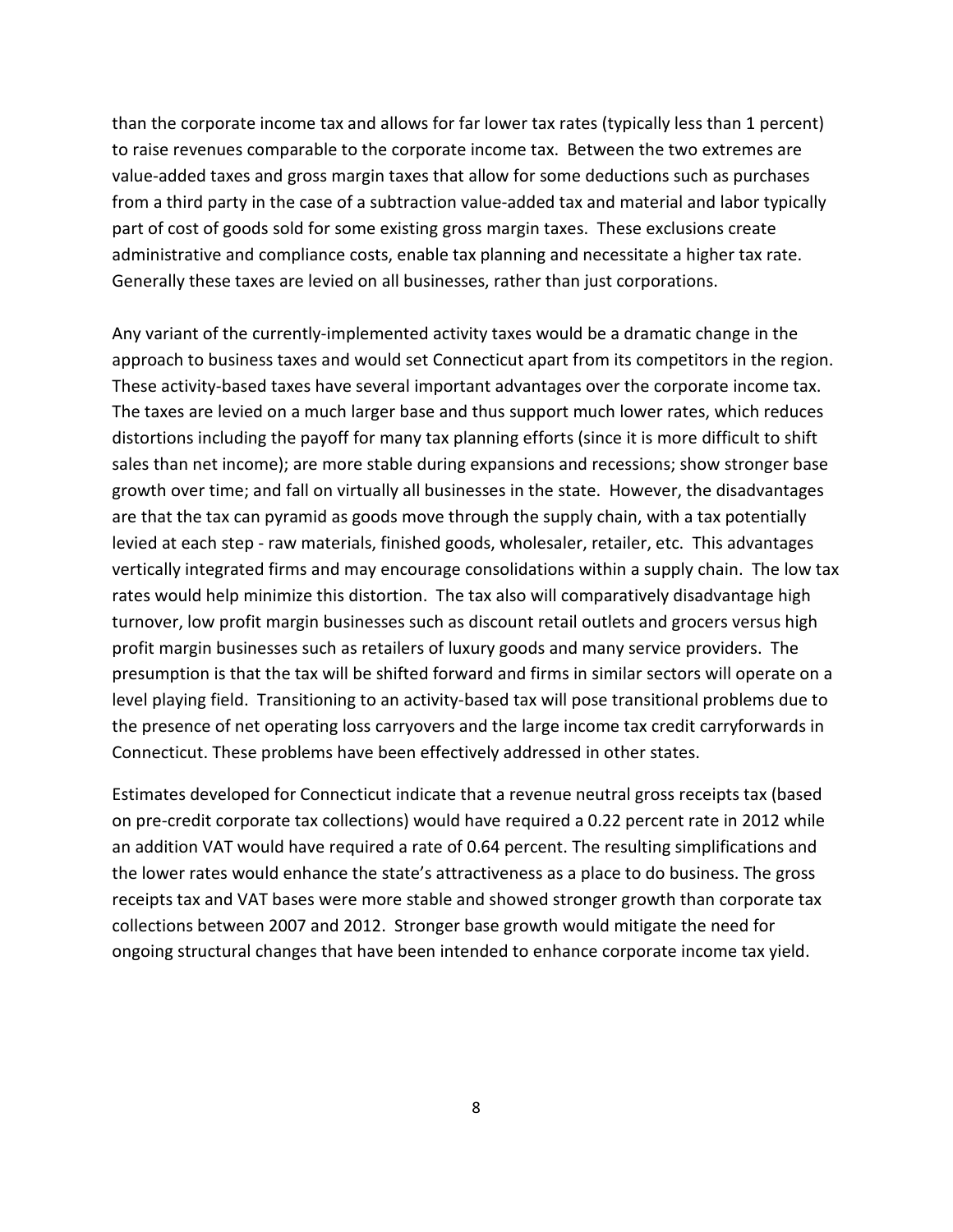than the corporate income tax and allows for far lower tax rates (typically less than 1 percent) to raise revenues comparable to the corporate income tax. Between the two extremes are value-added taxes and gross margin taxes that allow for some deductions such as purchases from a third party in the case of a subtraction value-added tax and material and labor typically part of cost of goods sold for some existing gross margin taxes. These exclusions create administrative and compliance costs, enable tax planning and necessitate a higher tax rate. Generally these taxes are levied on all businesses, rather than just corporations.

Any variant of the currently-implemented activity taxes would be a dramatic change in the approach to business taxes and would set Connecticut apart from its competitors in the region. These activity-based taxes have several important advantages over the corporate income tax. The taxes are levied on a much larger base and thus support much lower rates, which reduces distortions including the payoff for many tax planning efforts (since it is more difficult to shift sales than net income); are more stable during expansions and recessions; show stronger base growth over time; and fall on virtually all businesses in the state. However, the disadvantages are that the tax can pyramid as goods move through the supply chain, with a tax potentially levied at each step - raw materials, finished goods, wholesaler, retailer, etc. This advantages vertically integrated firms and may encourage consolidations within a supply chain. The low tax rates would help minimize this distortion. The tax also will comparatively disadvantage high turnover, low profit margin businesses such as discount retail outlets and grocers versus high profit margin businesses such as retailers of luxury goods and many service providers. The presumption is that the tax will be shifted forward and firms in similar sectors will operate on a level playing field. Transitioning to an activity-based tax will pose transitional problems due to the presence of net operating loss carryovers and the large income tax credit carryforwards in Connecticut. These problems have been effectively addressed in other states.

Estimates developed for Connecticut indicate that a revenue neutral gross receipts tax (based on pre-credit corporate tax collections) would have required a 0.22 percent rate in 2012 while an addition VAT would have required a rate of 0.64 percent. The resulting simplifications and the lower rates would enhance the state's attractiveness as a place to do business. The gross receipts tax and VAT bases were more stable and showed stronger growth than corporate tax collections between 2007 and 2012. Stronger base growth would mitigate the need for ongoing structural changes that have been intended to enhance corporate income tax yield.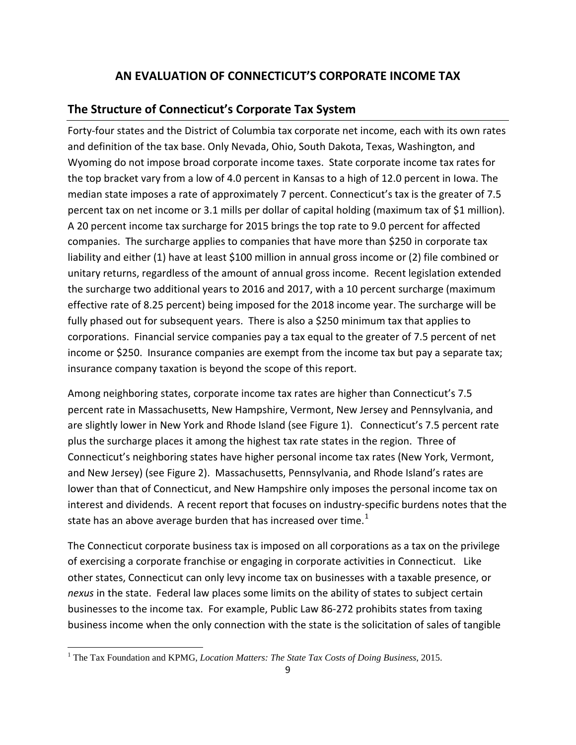# AN EVALUATION OF CONNECTICUT'S CORPORATE INCOME TAX

## The Structure of Connecticut's Corporate Tax System

Forty-four states and the District of Columbia tax corporate net income, each with its own rates and definition of the tax base. Only Nevada, Ohio, South Dakota, Texas, Washington, and Wyoming do not impose broad corporate income taxes. State corporate income tax rates for the top bracket vary from a low of 4.0 percent in Kansas to a high of 12.0 percent in Iowa. The median state imposes a rate of approximately 7 percent. Connecticut's tax is the greater of 7.5 percent tax on net income or 3.1 mills per dollar of capital holding (maximum tax of $1 million). A 20 percent income tax surcharge for 2015 brings the top rate to 9.0 percent for affected companies. The surcharge applies to companies that have more than $250 in corporate tax liability and either (1) have at least $100 million in annual gross income or (2) file combined or unitary returns, regardless of the amount of annual gross income. Recent legislation extended the surcharge two additional years to 2016 and 2017, with a 10 percent surcharge (maximum effective rate of 8.25 percent) being imposed for the 2018 income year. The surcharge will be fully phased out for subsequent years. There is also a $250 minimum tax that applies to corporations. Financial service companies pay a tax equal to the greater of 7.5 percent of net income or $250. Insurance companies are exempt from the income tax but pay a separate tax; insurance company taxation is beyond the scope of this report.

Among neighboring states, corporate income tax rates are higher than Connecticut's 7.5 percent rate in Massachusetts, New Hampshire, Vermont, New Jersey and Pennsylvania, and are slightly lower in New York and Rhode Island (see Figure 1). Connecticut's 7.5 percent rate plus the surcharge places it among the highest tax rate states in the region. Three of Connecticut's neighboring states have higher personal income tax rates (New York, Vermont, and New Jersey) (see Figure 2). Massachusetts, Pennsylvania, and Rhode Island's rates are lower than that of Connecticut, and New Hampshire only imposes the personal income tax on interest and dividends. A recent report that focuses on industry-specific burdens notes that the state has an above average burden that has increased over time.[1]

The Connecticut corporate business tax is imposed on all corporations as a tax on the privilege of exercising a corporate franchise or engaging in corporate activities in Connecticut. Like other states, Connecticut can only levy income tax on businesses with a taxable presence, or *nexus* in the state. Federal law places some limits on the ability of states to subject certain businesses to the income tax. For example, Public Law 86-272 prohibits states from taxing business income when the only connection with the state is the solicitation of sales of tangible

[1] The Tax Foundation and KPMG, *Location Matters: The State Tax Costs of Doing Business*, 2015.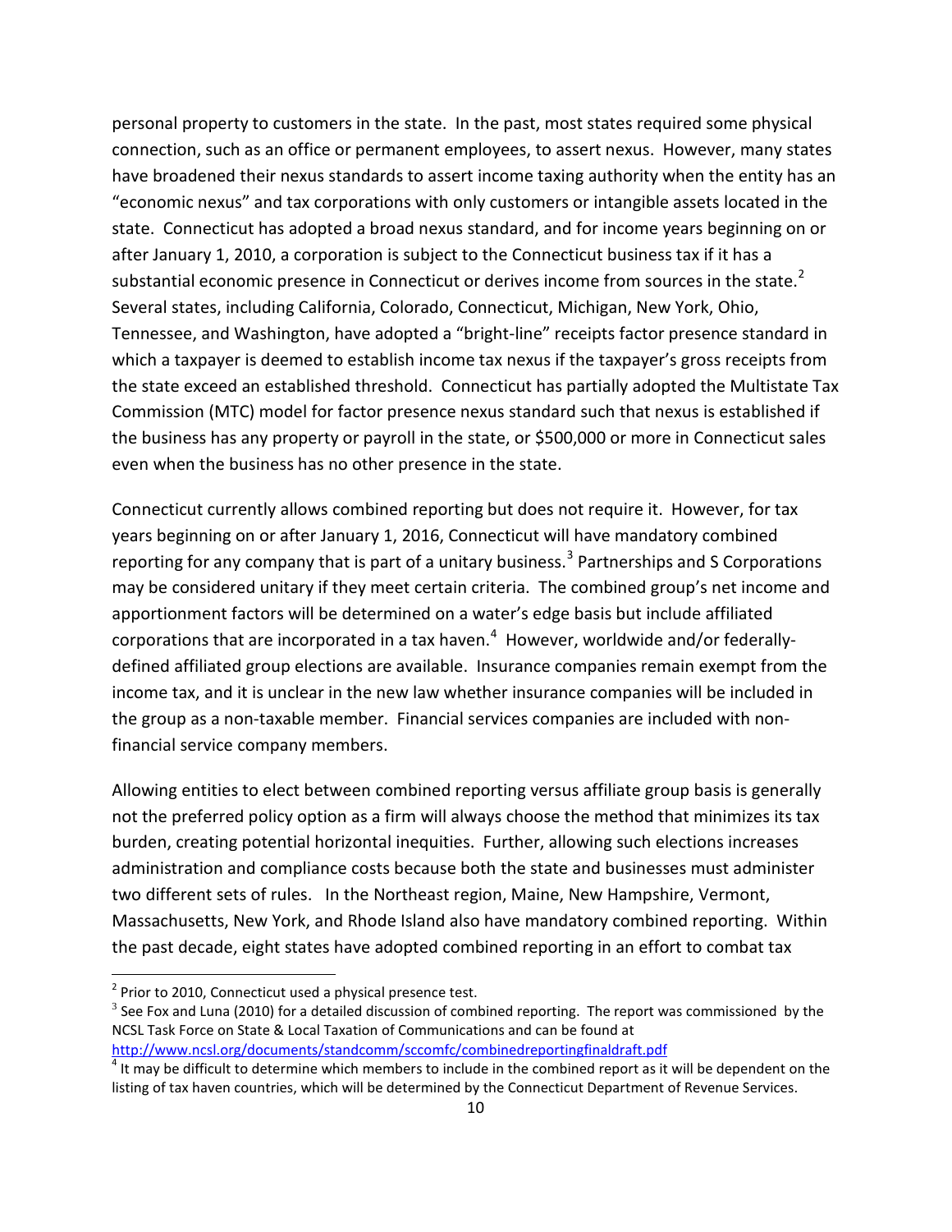personal property to customers in the state. In the past, most states required some physical connection, such as an office or permanent employees, to assert nexus. However, many states have broadened their nexus standards to assert income taxing authority when the entity has an "economic nexus" and tax corporations with only customers or intangible assets located in the state. Connecticut has adopted a broad nexus standard, and for income years beginning on or after January 1, 2010, a corporation is subject to the Connecticut business tax if it has a substantial economic presence in Connecticut or derives income from sources in the state.[2] Several states, including California, Colorado, Connecticut, Michigan, New York, Ohio, Tennessee, and Washington, have adopted a "bright-line" receipts factor presence standard in which a taxpayer is deemed to establish income tax nexus if the taxpayer's gross receipts from the state exceed an established threshold. Connecticut has partially adopted the Multistate Tax Commission (MTC) model for factor presence nexus standard such that nexus is established if the business has any property or payroll in the state, or $500,000 or more in Connecticut sales even when the business has no other presence in the state.

Connecticut currently allows combined reporting but does not require it. However, for tax years beginning on or after January 1, 2016, Connecticut will have mandatory combined reporting for any company that is part of a unitary business.[3] Partnerships and S Corporations may be considered unitary if they meet certain criteria. The combined group's net income and apportionment factors will be determined on a water's edge basis but include affiliated corporations that are incorporated in a tax haven.[4] However, worldwide and/or federally-defined affiliated group elections are available. Insurance companies remain exempt from the income tax, and it is unclear in the new law whether insurance companies will be included in the group as a non-taxable member. Financial services companies are included with non-financial service company members.

Allowing entities to elect between combined reporting versus affiliate group basis is generally not the preferred policy option as a firm will always choose the method that minimizes its tax burden, creating potential horizontal inequities. Further, allowing such elections increases administration and compliance costs because both the state and businesses must administer two different sets of rules. In the Northeast region, Maine, New Hampshire, Vermont, Massachusetts, New York, and Rhode Island also have mandatory combined reporting. Within the past decade, eight states have adopted combined reporting in an effort to combat tax

---

[2] Prior to 2010, Connecticut used a physical presence test.

[3] See Fox and Luna (2010) for a detailed discussion of combined reporting. The report was commissioned by the NCSL Task Force on State & Local Taxation of Communications and can be found at http://www.ncsl.org/documents/standcomm/sccomfc/combinedreportingfinaldraft.pdf

[4] It may be difficult to determine which members to include in the combined report as it will be dependent on the listing of tax haven countries, which will be determined by the Connecticut Department of Revenue Services.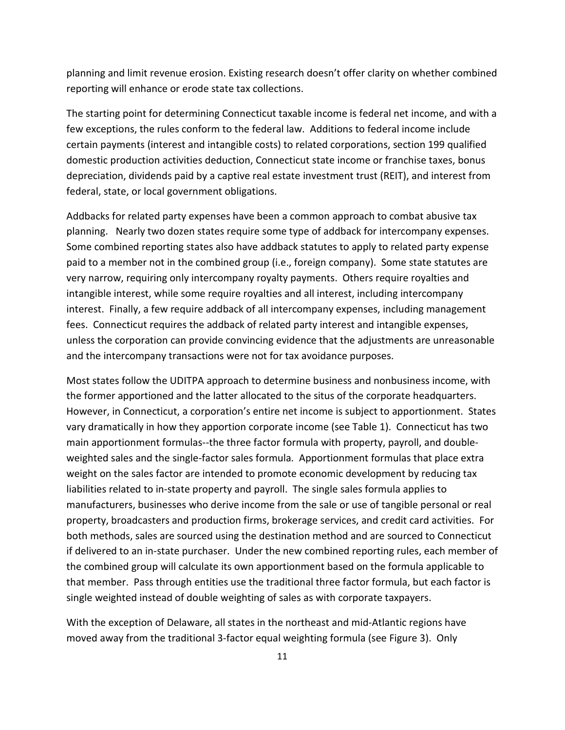planning and limit revenue erosion. Existing research doesn't offer clarity on whether combined reporting will enhance or erode state tax collections.

The starting point for determining Connecticut taxable income is federal net income, and with a few exceptions, the rules conform to the federal law. Additions to federal income include certain payments (interest and intangible costs) to related corporations, section 199 qualified domestic production activities deduction, Connecticut state income or franchise taxes, bonus depreciation, dividends paid by a captive real estate investment trust (REIT), and interest from federal, state, or local government obligations.

Addbacks for related party expenses have been a common approach to combat abusive tax planning. Nearly two dozen states require some type of addback for intercompany expenses. Some combined reporting states also have addback statutes to apply to related party expense paid to a member not in the combined group (i.e., foreign company). Some state statutes are very narrow, requiring only intercompany royalty payments. Others require royalties and intangible interest, while some require royalties and all interest, including intercompany interest. Finally, a few require addback of all intercompany expenses, including management fees. Connecticut requires the addback of related party interest and intangible expenses, unless the corporation can provide convincing evidence that the adjustments are unreasonable and the intercompany transactions were not for tax avoidance purposes.

Most states follow the UDITPA approach to determine business and nonbusiness income, with the former apportioned and the latter allocated to the situs of the corporate headquarters. However, in Connecticut, a corporation's entire net income is subject to apportionment. States vary dramatically in how they apportion corporate income (see Table 1). Connecticut has two main apportionment formulas--the three factor formula with property, payroll, and double-weighted sales and the single-factor sales formula. Apportionment formulas that place extra weight on the sales factor are intended to promote economic development by reducing tax liabilities related to in-state property and payroll. The single sales formula applies to manufacturers, businesses who derive income from the sale or use of tangible personal or real property, broadcasters and production firms, brokerage services, and credit card activities. For both methods, sales are sourced using the destination method and are sourced to Connecticut if delivered to an in-state purchaser. Under the new combined reporting rules, each member of the combined group will calculate its own apportionment based on the formula applicable to that member. Pass through entities use the traditional three factor formula, but each factor is single weighted instead of double weighting of sales as with corporate taxpayers.

With the exception of Delaware, all states in the northeast and mid-Atlantic regions have moved away from the traditional 3-factor equal weighting formula (see Figure 3). Only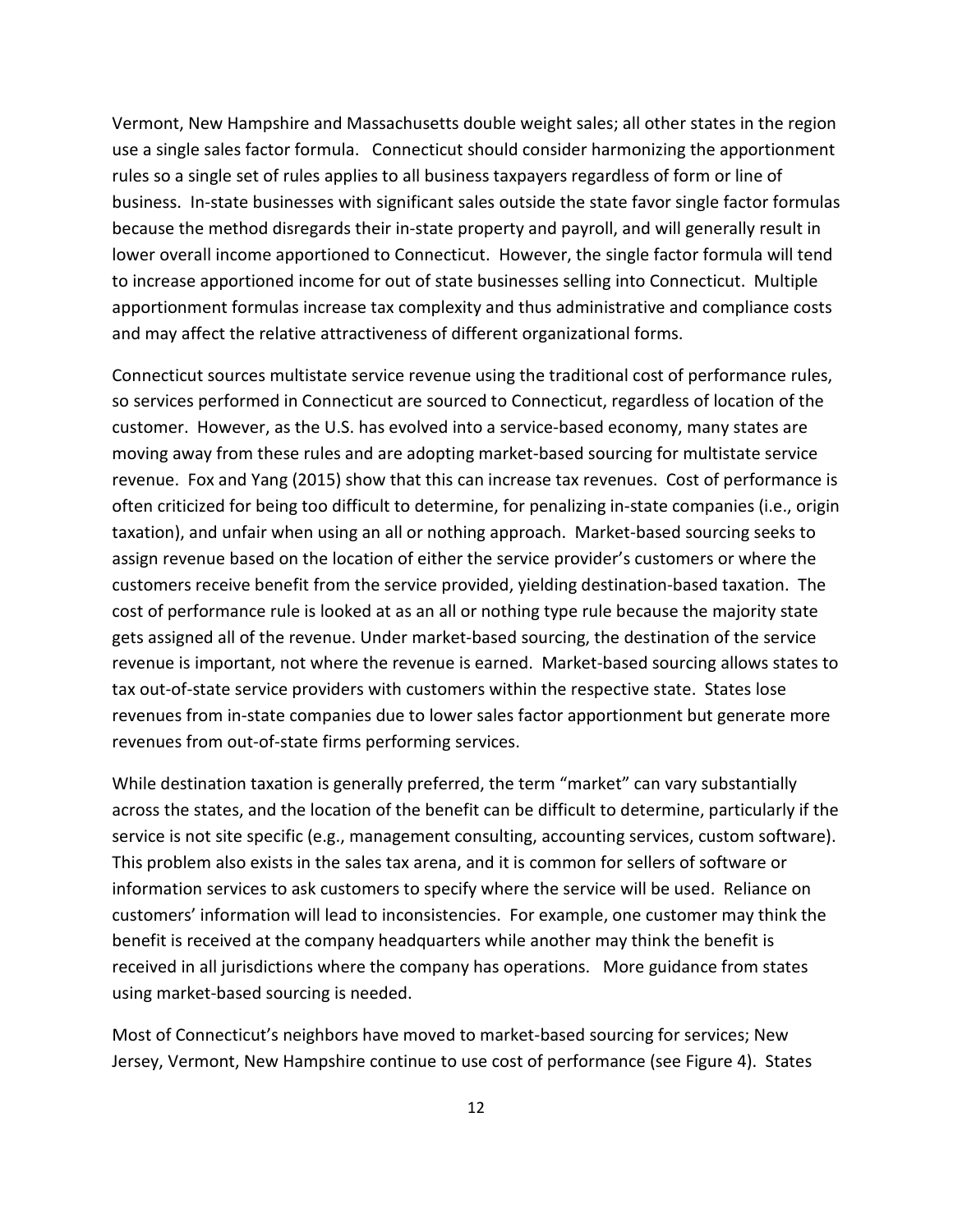Vermont, New Hampshire and Massachusetts double weight sales; all other states in the region use a single sales factor formula. Connecticut should consider harmonizing the apportionment rules so a single set of rules applies to all business taxpayers regardless of form or line of business. In-state businesses with significant sales outside the state favor single factor formulas because the method disregards their in-state property and payroll, and will generally result in lower overall income apportioned to Connecticut. However, the single factor formula will tend to increase apportioned income for out of state businesses selling into Connecticut. Multiple apportionment formulas increase tax complexity and thus administrative and compliance costs and may affect the relative attractiveness of different organizational forms.

Connecticut sources multistate service revenue using the traditional cost of performance rules, so services performed in Connecticut are sourced to Connecticut, regardless of location of the customer. However, as the U.S. has evolved into a service-based economy, many states are moving away from these rules and are adopting market-based sourcing for multistate service revenue. Fox and Yang (2015) show that this can increase tax revenues. Cost of performance is often criticized for being too difficult to determine, for penalizing in-state companies (i.e., origin taxation), and unfair when using an all or nothing approach. Market-based sourcing seeks to assign revenue based on the location of either the service provider's customers or where the customers receive benefit from the service provided, yielding destination-based taxation. The cost of performance rule is looked at as an all or nothing type rule because the majority state gets assigned all of the revenue. Under market-based sourcing, the destination of the service revenue is important, not where the revenue is earned. Market-based sourcing allows states to tax out-of-state service providers with customers within the respective state. States lose revenues from in-state companies due to lower sales factor apportionment but generate more revenues from out-of-state firms performing services.

While destination taxation is generally preferred, the term "market" can vary substantially across the states, and the location of the benefit can be difficult to determine, particularly if the service is not site specific (e.g., management consulting, accounting services, custom software). This problem also exists in the sales tax arena, and it is common for sellers of software or information services to ask customers to specify where the service will be used. Reliance on customers' information will lead to inconsistencies. For example, one customer may think the benefit is received at the company headquarters while another may think the benefit is received in all jurisdictions where the company has operations. More guidance from states using market-based sourcing is needed.

Most of Connecticut's neighbors have moved to market-based sourcing for services; New Jersey, Vermont, New Hampshire continue to use cost of performance (see Figure 4). States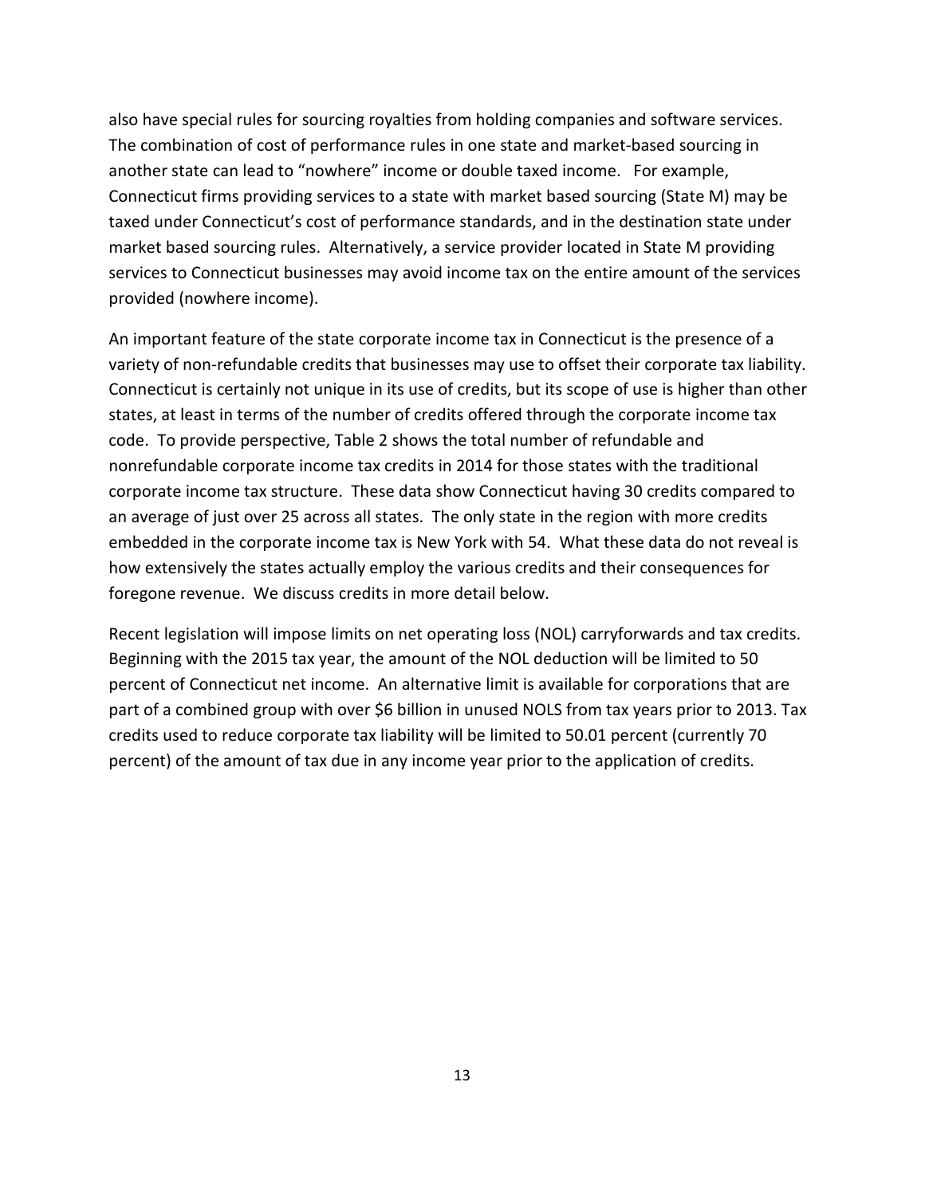also have special rules for sourcing royalties from holding companies and software services. The combination of cost of performance rules in one state and market-based sourcing in another state can lead to "nowhere" income or double taxed income. For example, Connecticut firms providing services to a state with market based sourcing (State M) may be taxed under Connecticut's cost of performance standards, and in the destination state under market based sourcing rules. Alternatively, a service provider located in State M providing services to Connecticut businesses may avoid income tax on the entire amount of the services provided (nowhere income).

An important feature of the state corporate income tax in Connecticut is the presence of a variety of non-refundable credits that businesses may use to offset their corporate tax liability. Connecticut is certainly not unique in its use of credits, but its scope of use is higher than other states, at least in terms of the number of credits offered through the corporate income tax code. To provide perspective, Table 2 shows the total number of refundable and nonrefundable corporate income tax credits in 2014 for those states with the traditional corporate income tax structure. These data show Connecticut having 30 credits compared to an average of just over 25 across all states. The only state in the region with more credits embedded in the corporate income tax is New York with 54. What these data do not reveal is how extensively the states actually employ the various credits and their consequences for foregone revenue. We discuss credits in more detail below.

Recent legislation will impose limits on net operating loss (NOL) carryforwards and tax credits. Beginning with the 2015 tax year, the amount of the NOL deduction will be limited to 50 percent of Connecticut net income. An alternative limit is available for corporations that are part of a combined group with over $6 billion in unused NOLS from tax years prior to 2013. Tax credits used to reduce corporate tax liability will be limited to 50.01 percent (currently 70 percent) of the amount of tax due in any income year prior to the application of credits.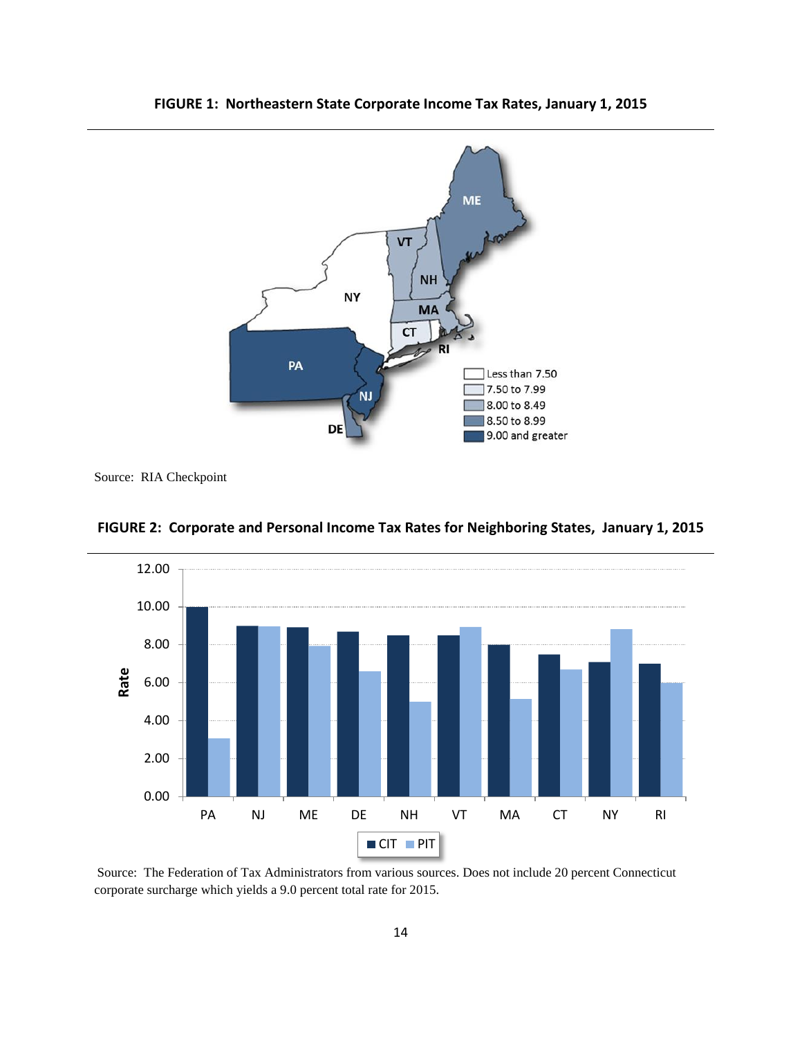**FIGURE 1: Northeastern State Corporate Income Tax Rates, January 1, 2015**

Source: RIA Checkpoint

**FIGURE 2: Corporate and Personal Income Tax Rates for Neighboring States, January 1, 2015**

Source: The Federation of Tax Administrators from various sources. Does not include 20 percent Connecticut corporate surcharge which yields a 9.0 percent total rate for 2015.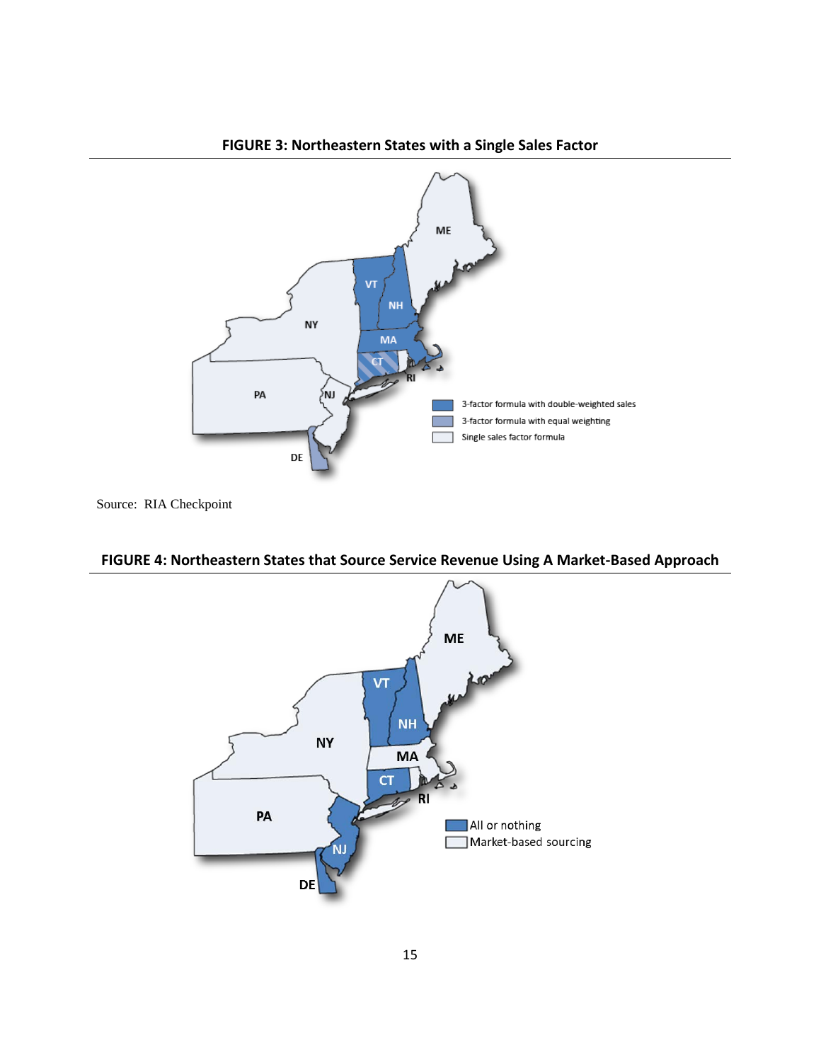**FIGURE 3: Northeastern States with a Single Sales Factor**

Source: RIA Checkpoint

**FIGURE 4: Northeastern States that Source Service Revenue Using A Market-Based Approach**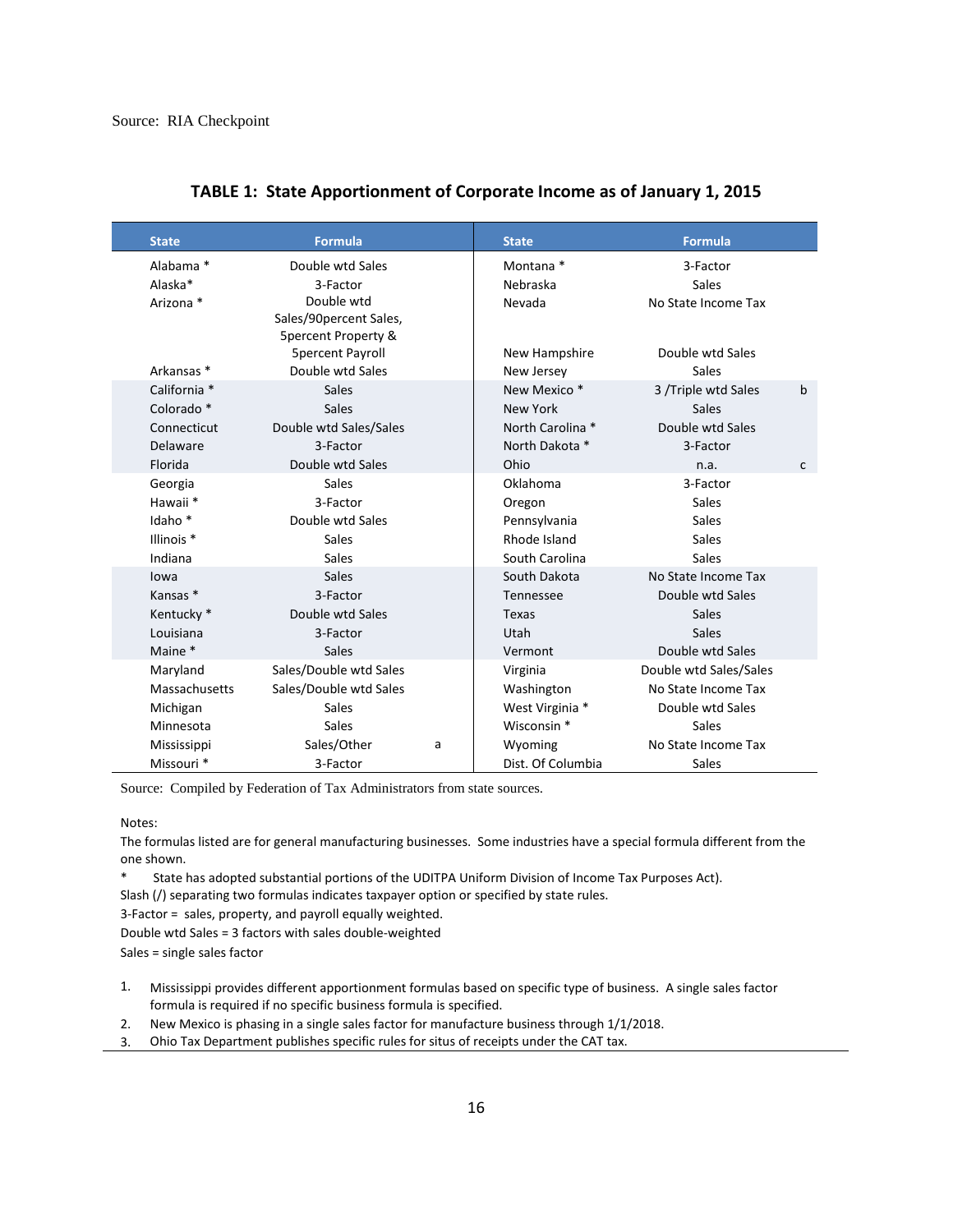Source: RIA Checkpoint

**TABLE 1: State Apportionment of Corporate Income as of January 1, 2015**

| State | Formula | | State | Formula | |
|---|---|---|---|---|---|
| Alabama * | Double wtd Sales | | Montana * | 3-Factor | |
| Alaska* | 3-Factor | | Nebraska | Sales | |
| Arizona * | Double wtd Sales/90percent Sales, 5percent Property & 5percent Payroll | | Nevada | No State Income Tax | |
| | | | New Hampshire | Double wtd Sales | |
| Arkansas * | Double wtd Sales | | New Jersey | Sales | |
| California * | Sales | | New Mexico * | 3 /Triple wtd Sales | b |
| Colorado * | Sales | | New York | Sales | |
| Connecticut | Double wtd Sales/Sales | | North Carolina * | Double wtd Sales | |
| Delaware | 3-Factor | | North Dakota * | 3-Factor | |
| Florida | Double wtd Sales | | Ohio | n.a. | c |
| Georgia | Sales | | Oklahoma | 3-Factor | |
| Hawaii * | 3-Factor | | Oregon | Sales | |
| Idaho * | Double wtd Sales | | Pennsylvania | Sales | |
| Illinois * | Sales | | Rhode Island | Sales | |
| Indiana | Sales | | South Carolina | Sales | |
| Iowa | Sales | | South Dakota | No State Income Tax | |
| Kansas * | 3-Factor | | Tennessee | Double wtd Sales | |
| Kentucky * | Double wtd Sales | | Texas | Sales | |
| Louisiana | 3-Factor | | Utah | Sales | |
| Maine * | Sales | | Vermont | Double wtd Sales | |
| Maryland | Sales/Double wtd Sales | | Virginia | Double wtd Sales/Sales | |
| Massachusetts | Sales/Double wtd Sales | | Washington | No State Income Tax | |
| Michigan | Sales | | West Virginia * | Double wtd Sales | |
| Minnesota | Sales | | Wisconsin * | Sales | |
| Mississippi | Sales/Other | a | Wyoming | No State Income Tax | |
| Missouri * | 3-Factor | | Dist. Of Columbia | Sales | |

Source: Compiled by Federation of Tax Administrators from state sources.

Notes:

The formulas listed are for general manufacturing businesses. Some industries have a special formula different from the one shown.

* State has adopted substantial portions of the UDITPA Uniform Division of Income Tax Purposes Act).

Slash (/) separating two formulas indicates taxpayer option or specified by state rules.

3-Factor = sales, property, and payroll equally weighted.

Double wtd Sales = 3 factors with sales double-weighted

Sales = single sales factor

1. Mississippi provides different apportionment formulas based on specific type of business. A single sales factor formula is required if no specific business formula is specified.
2. New Mexico is phasing in a single sales factor for manufacture business through 1/1/2018.
3. Ohio Tax Department publishes specific rules for situs of receipts under the CAT tax.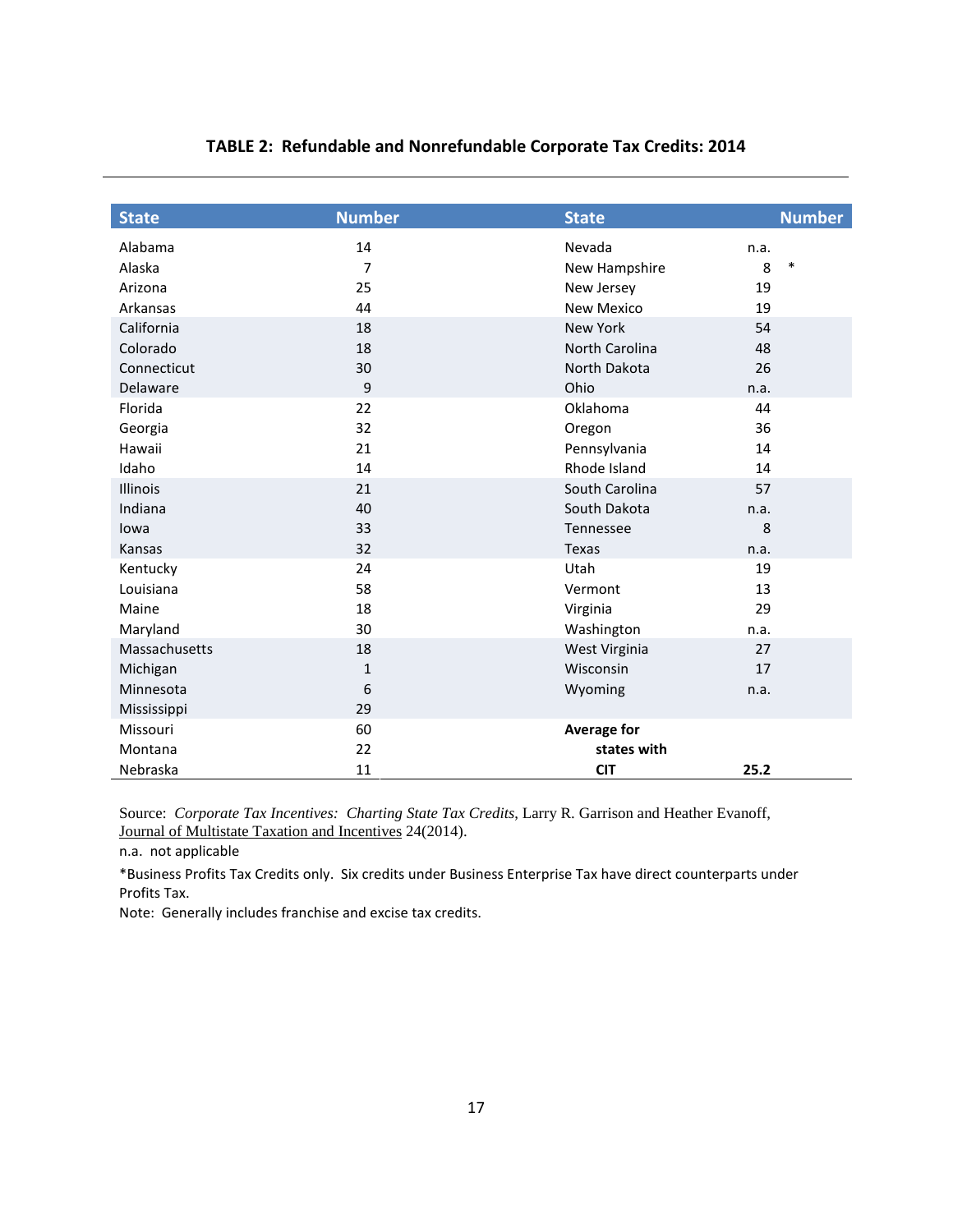**TABLE 2: Refundable and Nonrefundable Corporate Tax Credits: 2014**

| State | Number | State | Number |
|---|---|---|---|
| Alabama | 14 | Nevada | n.a. |
| Alaska | 7 | New Hampshire | 8 * |
| Arizona | 25 | New Jersey | 19 |
| Arkansas | 44 | New Mexico | 19 |
| California | 18 | New York | 54 |
| Colorado | 18 | North Carolina | 48 |
| Connecticut | 30 | North Dakota | 26 |
| Delaware | 9 | Ohio | n.a. |
| Florida | 22 | Oklahoma | 44 |
| Georgia | 32 | Oregon | 36 |
| Hawaii | 21 | Pennsylvania | 14 |
| Idaho | 14 | Rhode Island | 14 |
| Illinois | 21 | South Carolina | 57 |
| Indiana | 40 | South Dakota | n.a. |
| Iowa | 33 | Tennessee | 8 |
| Kansas | 32 | Texas | n.a. |
| Kentucky | 24 | Utah | 19 |
| Louisiana | 58 | Vermont | 13 |
| Maine | 18 | Virginia | 29 |
| Maryland | 30 | Washington | n.a. |
| Massachusetts | 18 | West Virginia | 27 |
| Michigan | 1 | Wisconsin | 17 |
| Minnesota | 6 | Wyoming | n.a. |
| Mississippi | 29 | | |
| Missouri | 60 | **Average for** | |
| Montana | 22 | **states with** | |
| Nebraska | 11 | **CIT** | **25.2** |

Source: *Corporate Tax Incentives: Charting State Tax Credits*, Larry R. Garrison and Heather Evanoff, Journal of Multistate Taxation and Incentives 24(2014).

n.a. not applicable

*Business Profits Tax Credits only. Six credits under Business Enterprise Tax have direct counterparts under Profits Tax.

Note: Generally includes franchise and excise tax credits.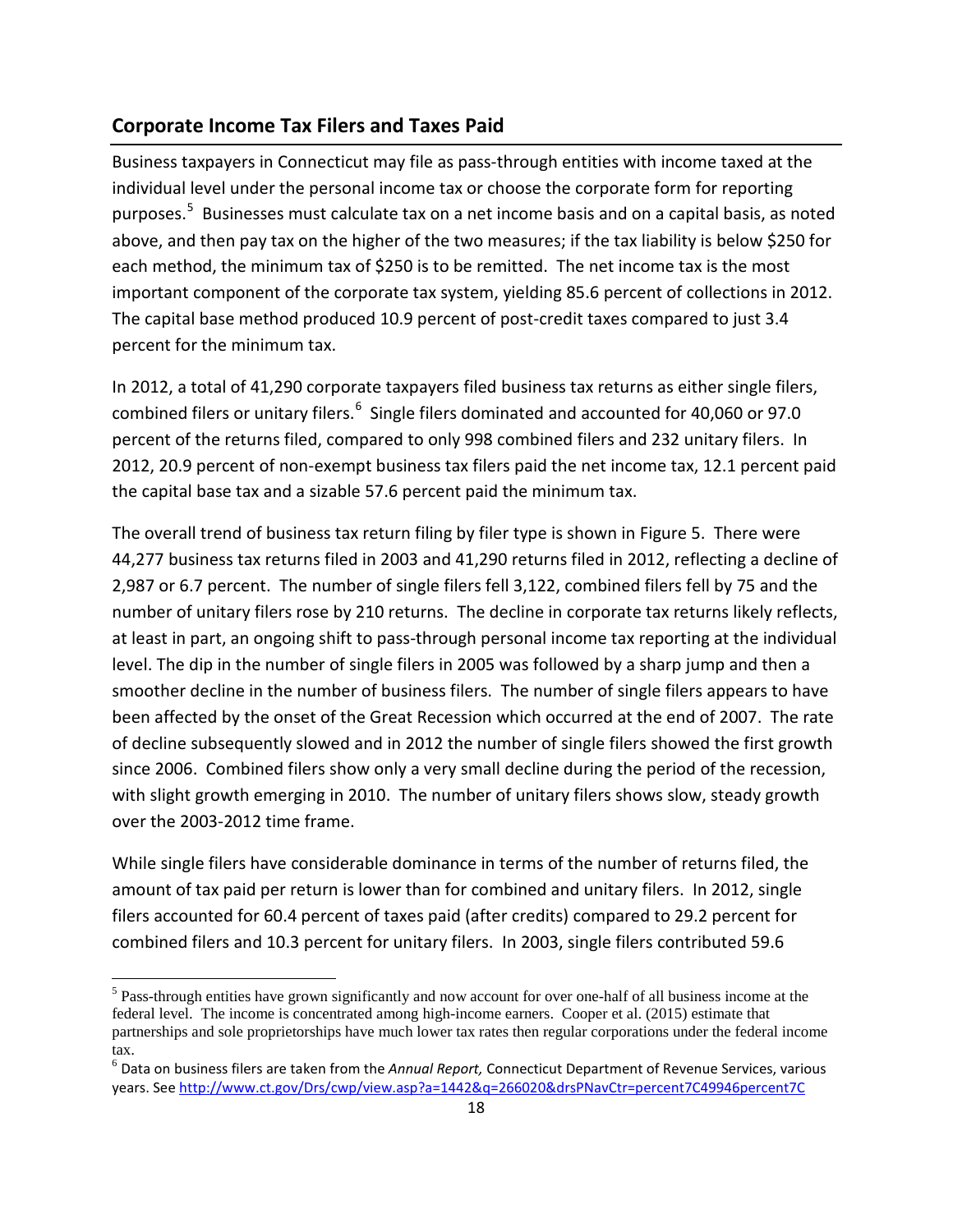## Corporate Income Tax Filers and Taxes Paid

Business taxpayers in Connecticut may file as pass-through entities with income taxed at the individual level under the personal income tax or choose the corporate form for reporting purposes.[5] Businesses must calculate tax on a net income basis and on a capital basis, as noted above, and then pay tax on the higher of the two measures; if the tax liability is below $250 for each method, the minimum tax of $250 is to be remitted. The net income tax is the most important component of the corporate tax system, yielding 85.6 percent of collections in 2012. The capital base method produced 10.9 percent of post-credit taxes compared to just 3.4 percent for the minimum tax.

In 2012, a total of 41,290 corporate taxpayers filed business tax returns as either single filers, combined filers or unitary filers.[6] Single filers dominated and accounted for 40,060 or 97.0 percent of the returns filed, compared to only 998 combined filers and 232 unitary filers. In 2012, 20.9 percent of non-exempt business tax filers paid the net income tax, 12.1 percent paid the capital base tax and a sizable 57.6 percent paid the minimum tax.

The overall trend of business tax return filing by filer type is shown in Figure 5. There were 44,277 business tax returns filed in 2003 and 41,290 returns filed in 2012, reflecting a decline of 2,987 or 6.7 percent. The number of single filers fell 3,122, combined filers fell by 75 and the number of unitary filers rose by 210 returns. The decline in corporate tax returns likely reflects, at least in part, an ongoing shift to pass-through personal income tax reporting at the individual level. The dip in the number of single filers in 2005 was followed by a sharp jump and then a smoother decline in the number of business filers. The number of single filers appears to have been affected by the onset of the Great Recession which occurred at the end of 2007. The rate of decline subsequently slowed and in 2012 the number of single filers showed the first growth since 2006. Combined filers show only a very small decline during the period of the recession, with slight growth emerging in 2010. The number of unitary filers shows slow, steady growth over the 2003-2012 time frame.

While single filers have considerable dominance in terms of the number of returns filed, the amount of tax paid per return is lower than for combined and unitary filers. In 2012, single filers accounted for 60.4 percent of taxes paid (after credits) compared to 29.2 percent for combined filers and 10.3 percent for unitary filers. In 2003, single filers contributed 59.6

[5] Pass-through entities have grown significantly and now account for over one-half of all business income at the federal level. The income is concentrated among high-income earners. Cooper et al. (2015) estimate that partnerships and sole proprietorships have much lower tax rates then regular corporations under the federal income tax.

[6] Data on business filers are taken from the *Annual Report,* Connecticut Department of Revenue Services, various years. See http://www.ct.gov/Drs/cwp/view.asp?a=1442&q=266020&drsPNavCtr=percent7C49946percent7C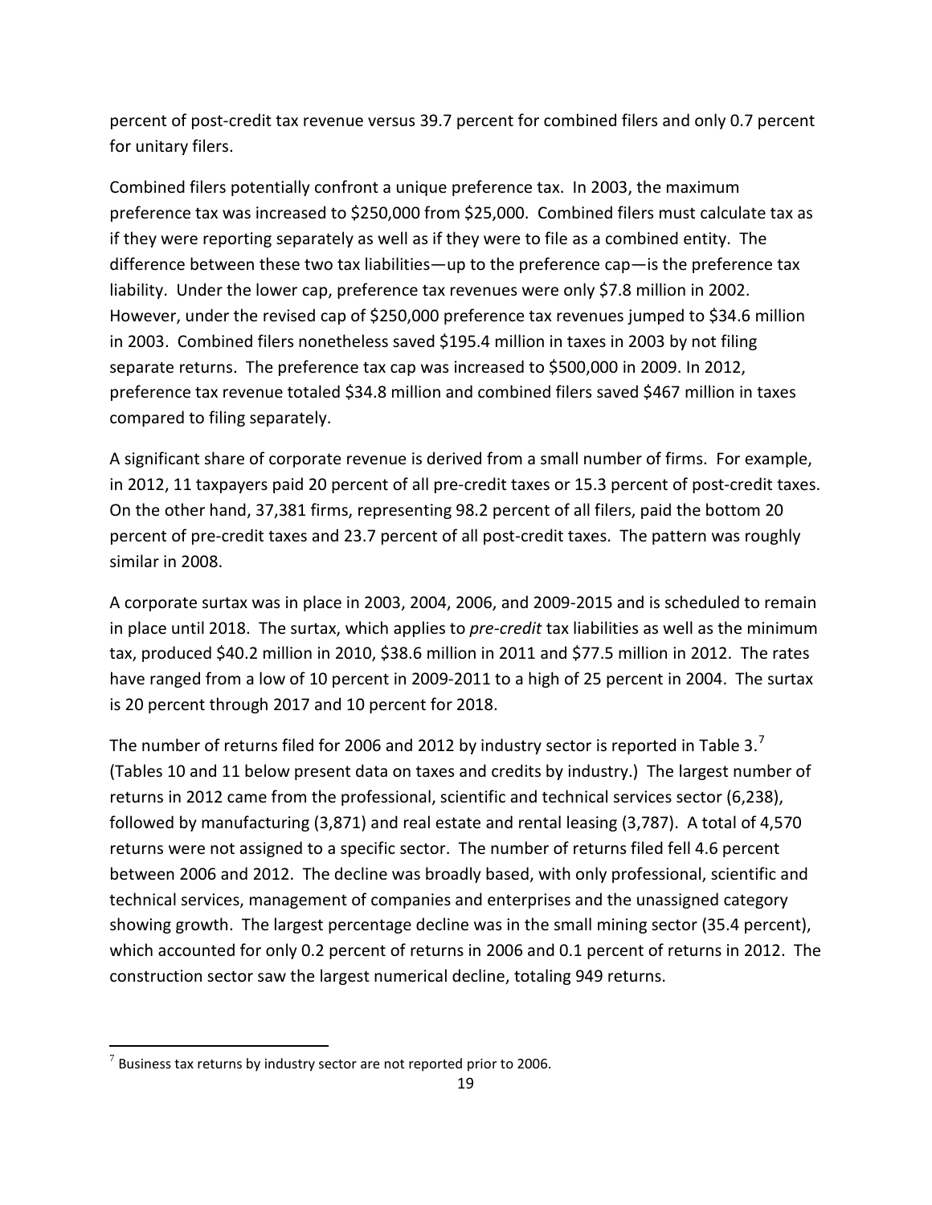percent of post-credit tax revenue versus 39.7 percent for combined filers and only 0.7 percent for unitary filers.

Combined filers potentially confront a unique preference tax. In 2003, the maximum preference tax was increased to $250,000 from $25,000. Combined filers must calculate tax as if they were reporting separately as well as if they were to file as a combined entity. The difference between these two tax liabilities—up to the preference cap—is the preference tax liability. Under the lower cap, preference tax revenues were only $7.8 million in 2002. However, under the revised cap of $250,000 preference tax revenues jumped to $34.6 million in 2003. Combined filers nonetheless saved $195.4 million in taxes in 2003 by not filing separate returns. The preference tax cap was increased to $500,000 in 2009. In 2012, preference tax revenue totaled $34.8 million and combined filers saved $467 million in taxes compared to filing separately.

A significant share of corporate revenue is derived from a small number of firms. For example, in 2012, 11 taxpayers paid 20 percent of all pre-credit taxes or 15.3 percent of post-credit taxes. On the other hand, 37,381 firms, representing 98.2 percent of all filers, paid the bottom 20 percent of pre-credit taxes and 23.7 percent of all post-credit taxes. The pattern was roughly similar in 2008.

A corporate surtax was in place in 2003, 2004, 2006, and 2009-2015 and is scheduled to remain in place until 2018. The surtax, which applies to *pre-credit* tax liabilities as well as the minimum tax, produced $40.2 million in 2010, $38.6 million in 2011 and $77.5 million in 2012. The rates have ranged from a low of 10 percent in 2009-2011 to a high of 25 percent in 2004. The surtax is 20 percent through 2017 and 10 percent for 2018.

The number of returns filed for 2006 and 2012 by industry sector is reported in Table 3.[7] (Tables 10 and 11 below present data on taxes and credits by industry.) The largest number of returns in 2012 came from the professional, scientific and technical services sector (6,238), followed by manufacturing (3,871) and real estate and rental leasing (3,787). A total of 4,570 returns were not assigned to a specific sector. The number of returns filed fell 4.6 percent between 2006 and 2012. The decline was broadly based, with only professional, scientific and technical services, management of companies and enterprises and the unassigned category showing growth. The largest percentage decline was in the small mining sector (35.4 percent), which accounted for only 0.2 percent of returns in 2006 and 0.1 percent of returns in 2012. The construction sector saw the largest numerical decline, totaling 949 returns.

[7] Business tax returns by industry sector are not reported prior to 2006.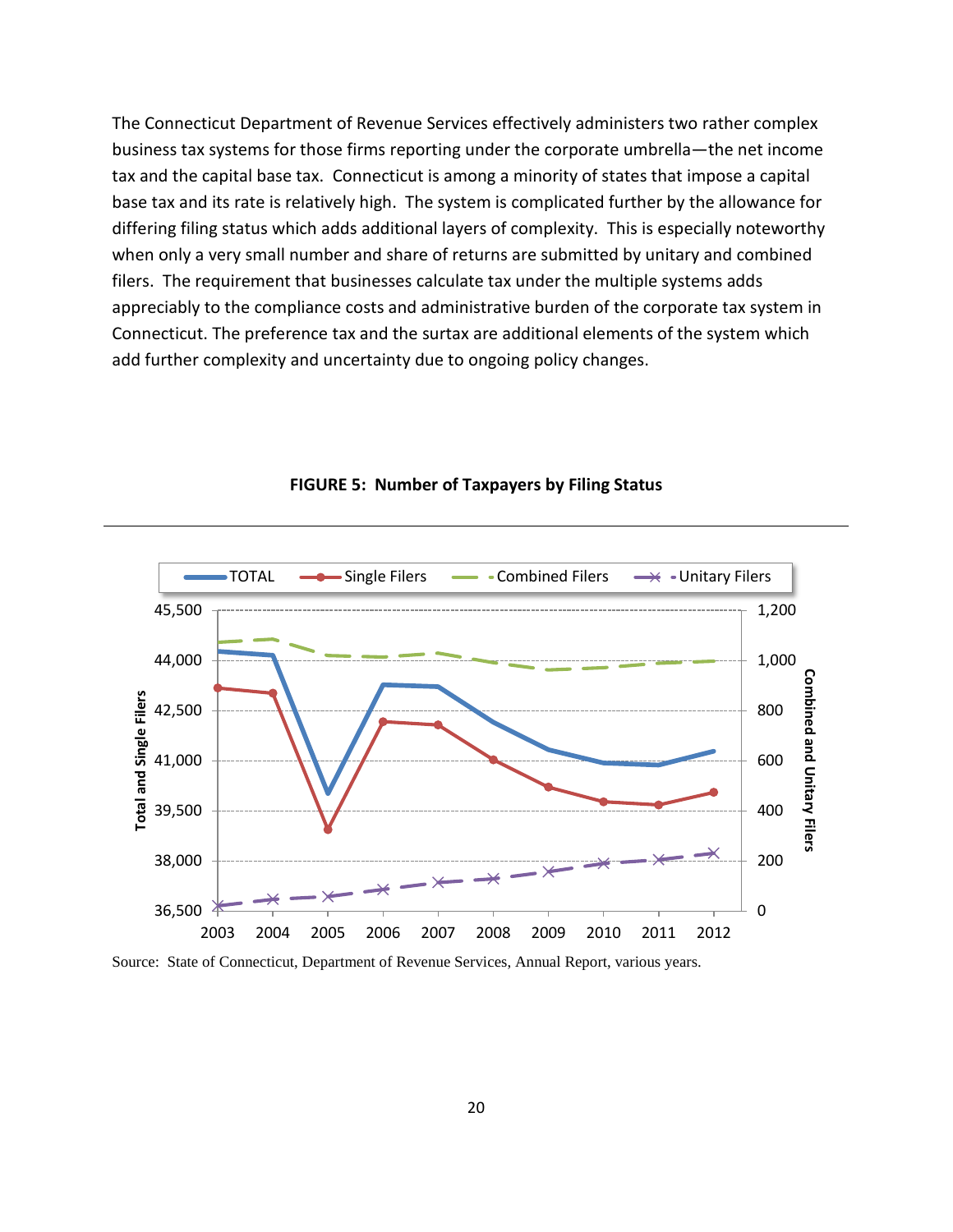The Connecticut Department of Revenue Services effectively administers two rather complex business tax systems for those firms reporting under the corporate umbrella—the net income tax and the capital base tax. Connecticut is among a minority of states that impose a capital base tax and its rate is relatively high. The system is complicated further by the allowance for differing filing status which adds additional layers of complexity. This is especially noteworthy when only a very small number and share of returns are submitted by unitary and combined filers. The requirement that businesses calculate tax under the multiple systems adds appreciably to the compliance costs and administrative burden of the corporate tax system in Connecticut. The preference tax and the surtax are additional elements of the system which add further complexity and uncertainty due to ongoing policy changes.

**FIGURE 5: Number of Taxpayers by Filing Status**

Source: State of Connecticut, Department of Revenue Services, Annual Report, various years.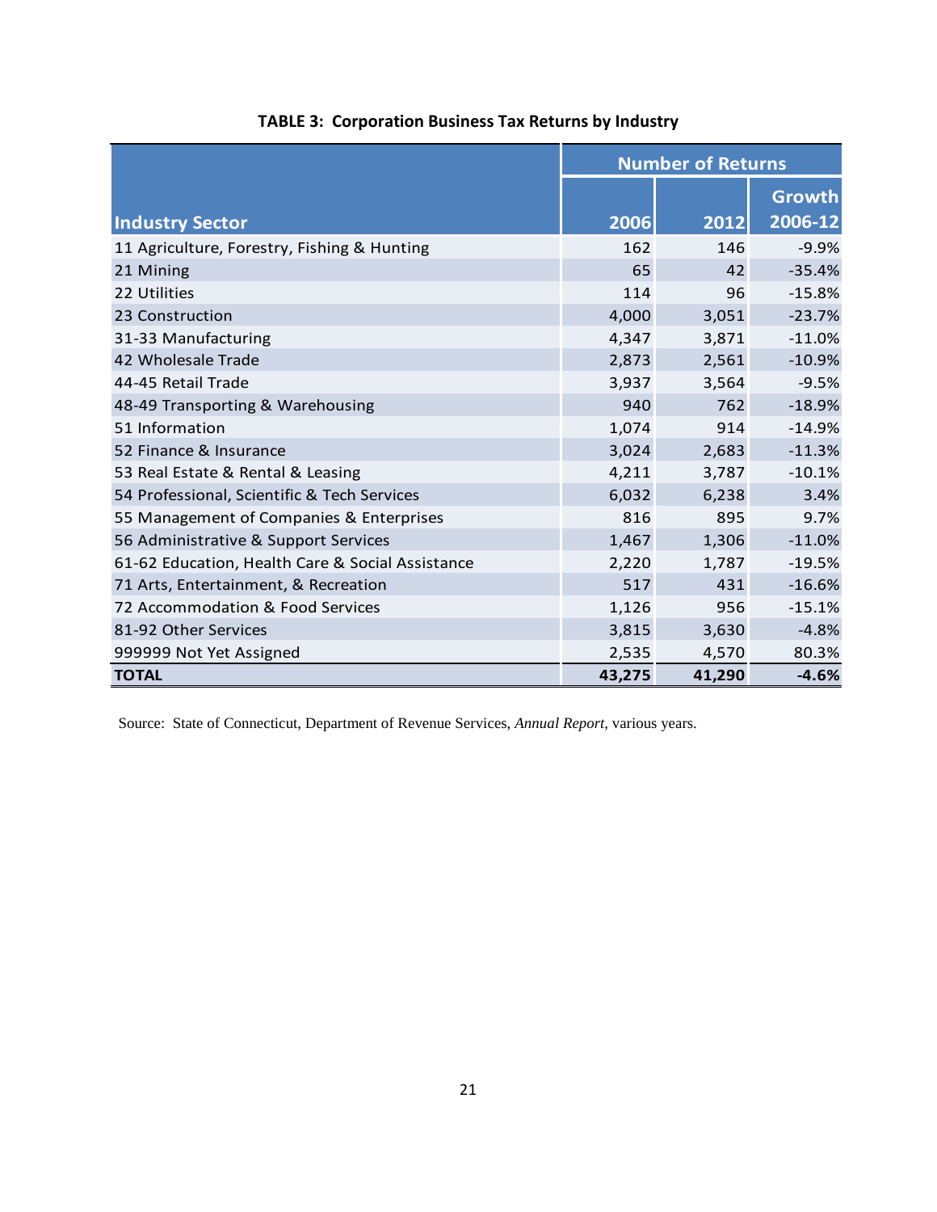**TABLE 3: Corporation Business Tax Returns by Industry**

| Industry Sector | Number of Returns | | |
|---|---|---|---|
| | 2006 | 2012 | Growth 2006-12 |
| 11 Agriculture, Forestry, Fishing & Hunting | 162 | 146 | -9.9% |
| 21 Mining | 65 | 42 | -35.4% |
| 22 Utilities | 114 | 96 | -15.8% |
| 23 Construction | 4,000 | 3,051 | -23.7% |
| 31-33 Manufacturing | 4,347 | 3,871 | -11.0% |
| 42 Wholesale Trade | 2,873 | 2,561 | -10.9% |
| 44-45 Retail Trade | 3,937 | 3,564 | -9.5% |
| 48-49 Transporting & Warehousing | 940 | 762 | -18.9% |
| 51 Information | 1,074 | 914 | -14.9% |
| 52 Finance & Insurance | 3,024 | 2,683 | -11.3% |
| 53 Real Estate & Rental & Leasing | 4,211 | 3,787 | -10.1% |
| 54 Professional, Scientific & Tech Services | 6,032 | 6,238 | 3.4% |
| 55 Management of Companies & Enterprises | 816 | 895 | 9.7% |
| 56 Administrative & Support Services | 1,467 | 1,306 | -11.0% |
| 61-62 Education, Health Care & Social Assistance | 2,220 | 1,787 | -19.5% |
| 71 Arts, Entertainment, & Recreation | 517 | 431 | -16.6% |
| 72 Accommodation & Food Services | 1,126 | 956 | -15.1% |
| 81-92 Other Services | 3,815 | 3,630 | -4.8% |
| 999999 Not Yet Assigned | 2,535 | 4,570 | 80.3% |
| **TOTAL** | **43,275** | **41,290** | **-4.6%** |

Source: State of Connecticut, Department of Revenue Services, *Annual Report*, various years.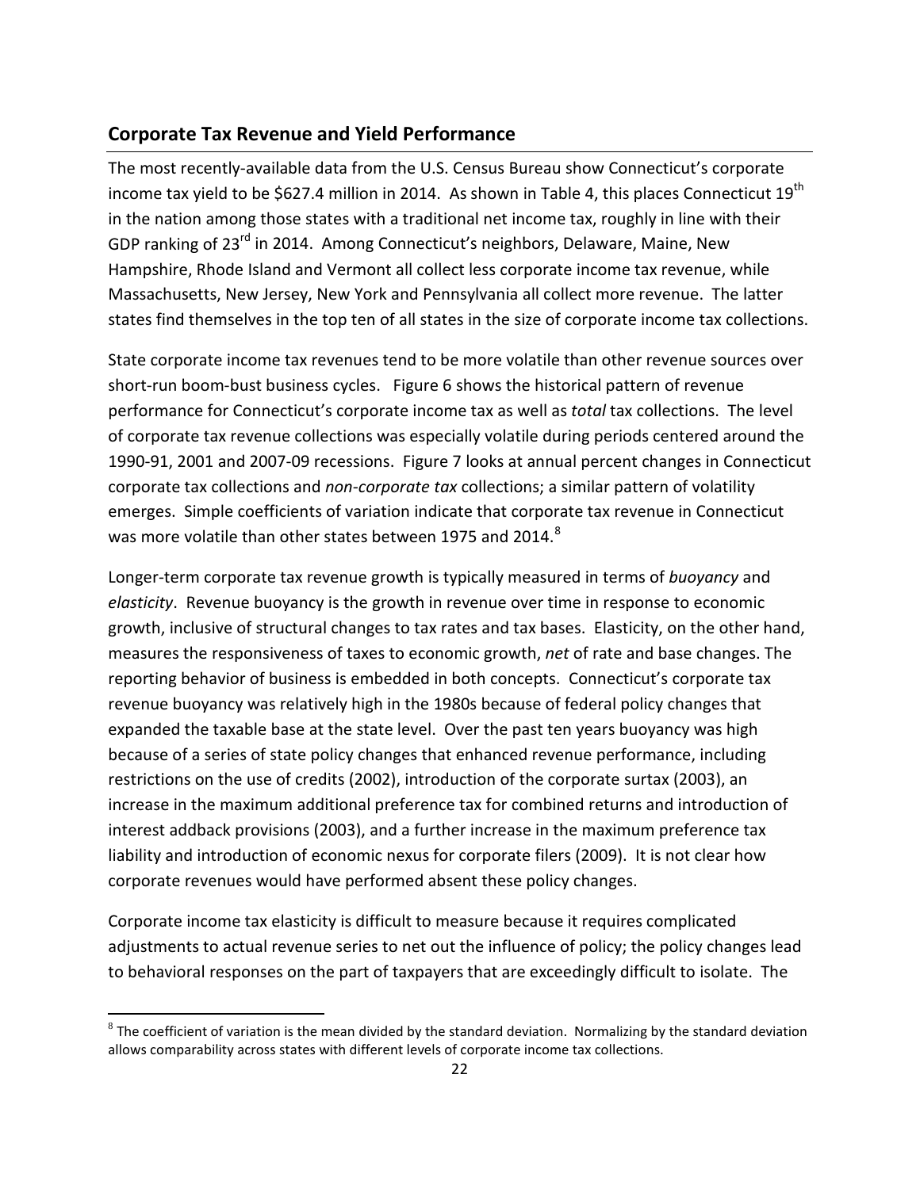## Corporate Tax Revenue and Yield Performance

The most recently-available data from the U.S. Census Bureau show Connecticut's corporate income tax yield to be $627.4 million in 2014. As shown in Table 4, this places Connecticut 19th in the nation among those states with a traditional net income tax, roughly in line with their GDP ranking of 23rd in 2014. Among Connecticut's neighbors, Delaware, Maine, New Hampshire, Rhode Island and Vermont all collect less corporate income tax revenue, while Massachusetts, New Jersey, New York and Pennsylvania all collect more revenue. The latter states find themselves in the top ten of all states in the size of corporate income tax collections.

State corporate income tax revenues tend to be more volatile than other revenue sources over short-run boom-bust business cycles. Figure 6 shows the historical pattern of revenue performance for Connecticut's corporate income tax as well as *total* tax collections. The level of corporate tax revenue collections was especially volatile during periods centered around the 1990-91, 2001 and 2007-09 recessions. Figure 7 looks at annual percent changes in Connecticut corporate tax collections and *non-corporate tax* collections; a similar pattern of volatility emerges. Simple coefficients of variation indicate that corporate tax revenue in Connecticut was more volatile than other states between 1975 and 2014.[8]

Longer-term corporate tax revenue growth is typically measured in terms of *buoyancy* and *elasticity*. Revenue buoyancy is the growth in revenue over time in response to economic growth, inclusive of structural changes to tax rates and tax bases. Elasticity, on the other hand, measures the responsiveness of taxes to economic growth, *net* of rate and base changes. The reporting behavior of business is embedded in both concepts. Connecticut's corporate tax revenue buoyancy was relatively high in the 1980s because of federal policy changes that expanded the taxable base at the state level. Over the past ten years buoyancy was high because of a series of state policy changes that enhanced revenue performance, including restrictions on the use of credits (2002), introduction of the corporate surtax (2003), an increase in the maximum additional preference tax for combined returns and introduction of interest addback provisions (2003), and a further increase in the maximum preference tax liability and introduction of economic nexus for corporate filers (2009). It is not clear how corporate revenues would have performed absent these policy changes.

Corporate income tax elasticity is difficult to measure because it requires complicated adjustments to actual revenue series to net out the influence of policy; the policy changes lead to behavioral responses on the part of taxpayers that are exceedingly difficult to isolate. The

[8] The coefficient of variation is the mean divided by the standard deviation. Normalizing by the standard deviation allows comparability across states with different levels of corporate income tax collections.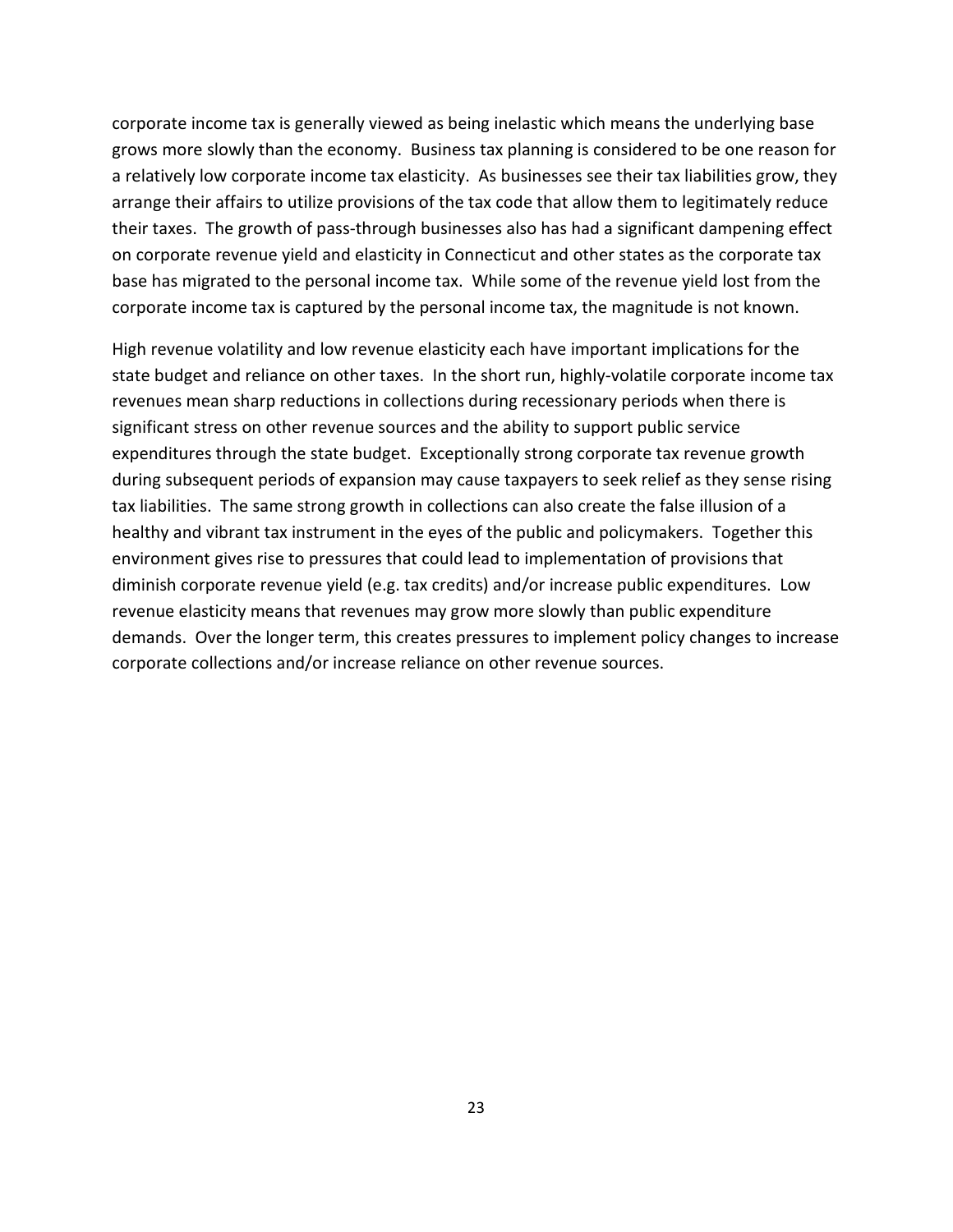corporate income tax is generally viewed as being inelastic which means the underlying base grows more slowly than the economy. Business tax planning is considered to be one reason for a relatively low corporate income tax elasticity. As businesses see their tax liabilities grow, they arrange their affairs to utilize provisions of the tax code that allow them to legitimately reduce their taxes. The growth of pass-through businesses also has had a significant dampening effect on corporate revenue yield and elasticity in Connecticut and other states as the corporate tax base has migrated to the personal income tax. While some of the revenue yield lost from the corporate income tax is captured by the personal income tax, the magnitude is not known.

High revenue volatility and low revenue elasticity each have important implications for the state budget and reliance on other taxes. In the short run, highly-volatile corporate income tax revenues mean sharp reductions in collections during recessionary periods when there is significant stress on other revenue sources and the ability to support public service expenditures through the state budget. Exceptionally strong corporate tax revenue growth during subsequent periods of expansion may cause taxpayers to seek relief as they sense rising tax liabilities. The same strong growth in collections can also create the false illusion of a healthy and vibrant tax instrument in the eyes of the public and policymakers. Together this environment gives rise to pressures that could lead to implementation of provisions that diminish corporate revenue yield (e.g. tax credits) and/or increase public expenditures. Low revenue elasticity means that revenues may grow more slowly than public expenditure demands. Over the longer term, this creates pressures to implement policy changes to increase corporate collections and/or increase reliance on other revenue sources.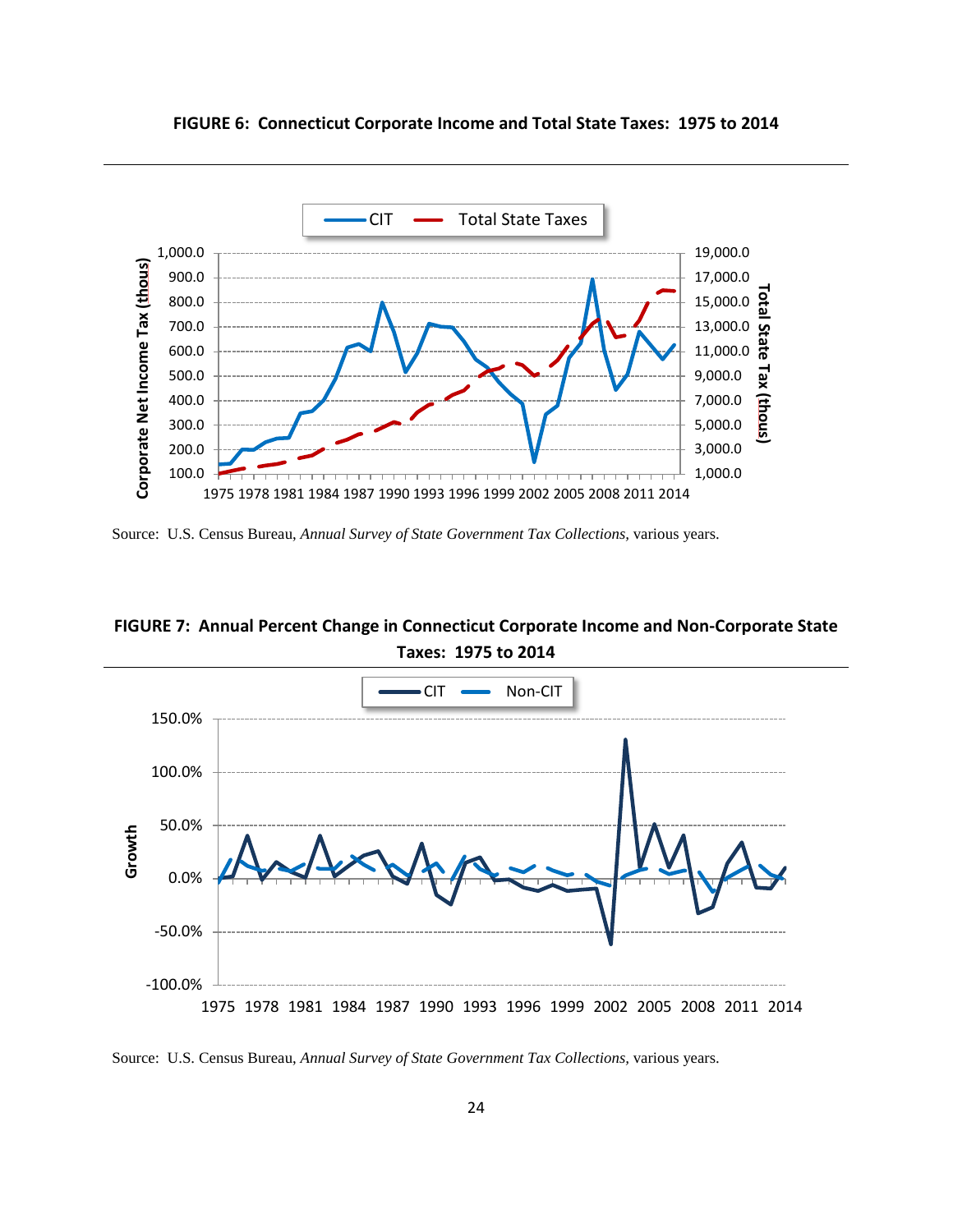**FIGURE 6: Connecticut Corporate Income and Total State Taxes: 1975 to 2014**

Source: U.S. Census Bureau, *Annual Survey of State Government Tax Collections,* various years.

**FIGURE 7: Annual Percent Change in Connecticut Corporate Income and Non-Corporate State Taxes: 1975 to 2014**

Source: U.S. Census Bureau, *Annual Survey of State Government Tax Collections,* various years.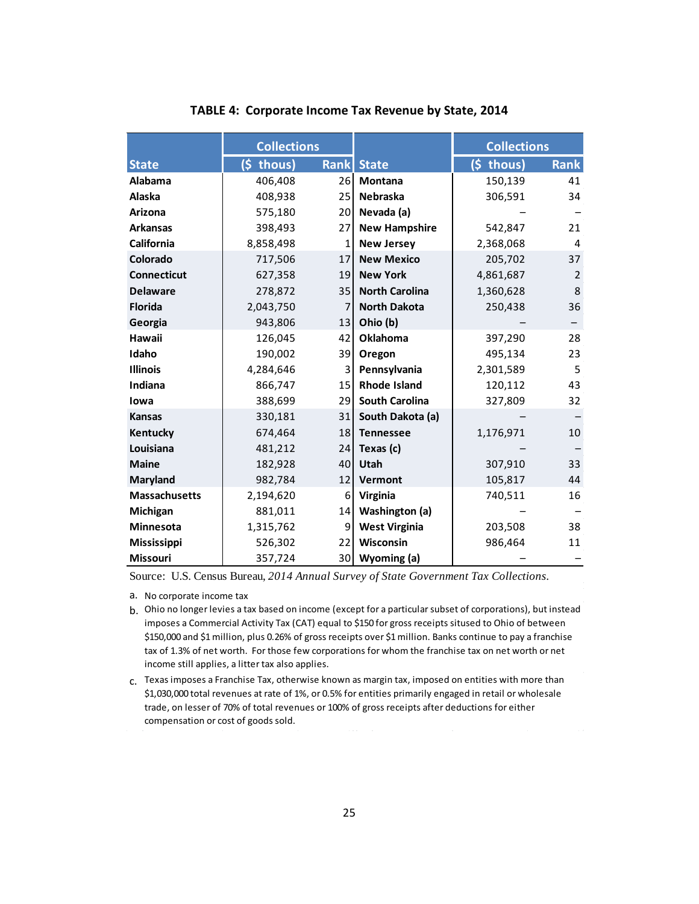**TABLE 4: Corporate Income Tax Revenue by State, 2014**

| State | Collections ($ thous) | Rank | State | Collections ($ thous) | Rank |
|---|---|---|---|---|---|
| **Alabama** | 406,408 | 26 | **Montana** | 150,139 | 41 |
| **Alaska** | 408,938 | 25 | **Nebraska** | 306,591 | 34 |
| **Arizona** | 575,180 | 20 | **Nevada (a)** | – | – |
| **Arkansas** | 398,493 | 27 | **New Hampshire** | 542,847 | 21 |
| **California** | 8,858,498 | 1 | **New Jersey** | 2,368,068 | 4 |
| **Colorado** | 717,506 | 17 | **New Mexico** | 205,702 | 37 |
| **Connecticut** | 627,358 | 19 | **New York** | 4,861,687 | 2 |
| **Delaware** | 278,872 | 35 | **North Carolina** | 1,360,628 | 8 |
| **Florida** | 2,043,750 | 7 | **North Dakota** | 250,438 | 36 |
| **Georgia** | 943,806 | 13 | **Ohio (b)** | – | – |
| **Hawaii** | 126,045 | 42 | **Oklahoma** | 397,290 | 28 |
| **Idaho** | 190,002 | 39 | **Oregon** | 495,134 | 23 |
| **Illinois** | 4,284,646 | 3 | **Pennsylvania** | 2,301,589 | 5 |
| **Indiana** | 866,747 | 15 | **Rhode Island** | 120,112 | 43 |
| **Iowa** | 388,699 | 29 | **South Carolina** | 327,809 | 32 |
| **Kansas** | 330,181 | 31 | **South Dakota (a)** | – | – |
| **Kentucky** | 674,464 | 18 | **Tennessee** | 1,176,971 | 10 |
| **Louisiana** | 481,212 | 24 | **Texas (c)** | – | – |
| **Maine** | 182,928 | 40 | **Utah** | 307,910 | 33 |
| **Maryland** | 982,784 | 12 | **Vermont** | 105,817 | 44 |
| **Massachusetts** | 2,194,620 | 6 | **Virginia** | 740,511 | 16 |
| **Michigan** | 881,011 | 14 | **Washington (a)** | – | – |
| **Minnesota** | 1,315,762 | 9 | **West Virginia** | 203,508 | 38 |
| **Mississippi** | 526,302 | 22 | **Wisconsin** | 986,464 | 11 |
| **Missouri** | 357,724 | 30 | **Wyoming (a)** | – | – |

Source: U.S. Census Bureau, *2014 Annual Survey of State Government Tax Collections.*

a. No corporate income tax

b. Ohio no longer levies a tax based on income (except for a particular subset of corporations), but instead imposes a Commercial Activity Tax (CAT) equal to $150 for gross receipts sitused to Ohio of between $150,000 and $1 million, plus 0.26% of gross receipts over $1 million. Banks continue to pay a franchise tax of 1.3% of net worth. For those few corporations for whom the franchise tax on net worth or net income still applies, a litter tax also applies.

c. Texas imposes a Franchise Tax, otherwise known as margin tax, imposed on entities with more than $1,030,000 total revenues at rate of 1%, or 0.5% for entities primarily engaged in retail or wholesale trade, on lesser of 70% of total revenues or 100% of gross receipts after deductions for either compensation or cost of goods sold.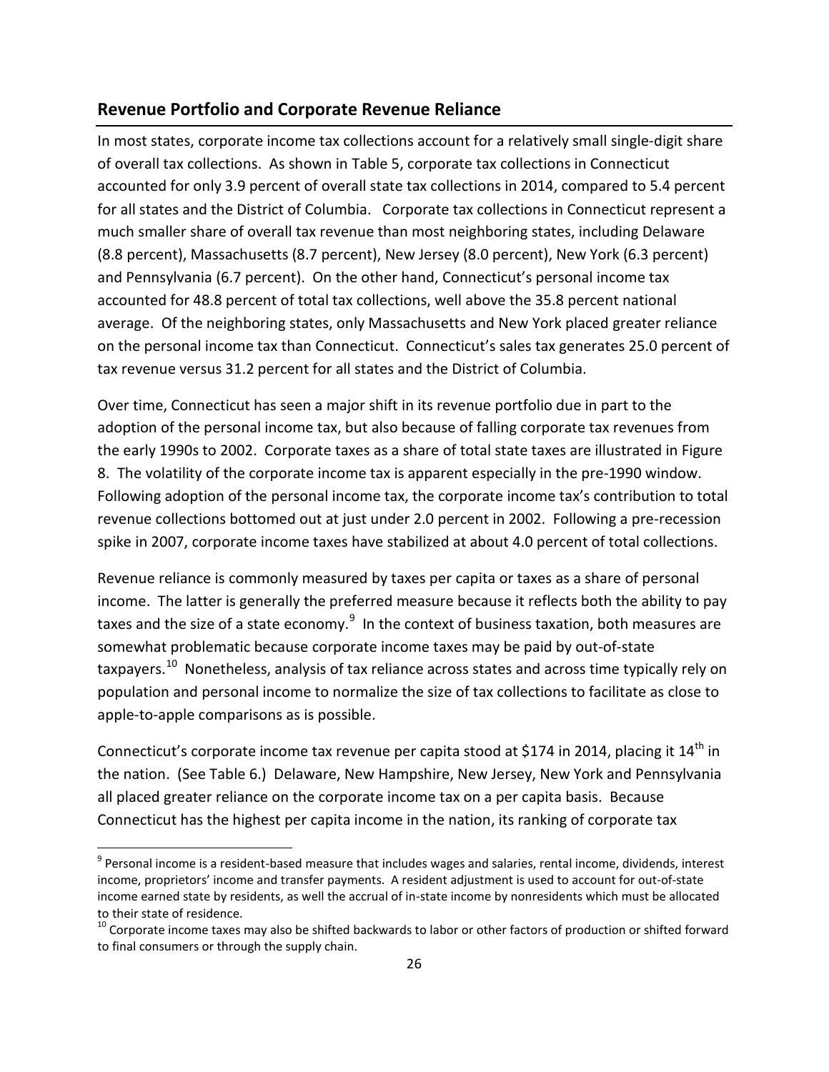## Revenue Portfolio and Corporate Revenue Reliance

In most states, corporate income tax collections account for a relatively small single-digit share of overall tax collections. As shown in Table 5, corporate tax collections in Connecticut accounted for only 3.9 percent of overall state tax collections in 2014, compared to 5.4 percent for all states and the District of Columbia. Corporate tax collections in Connecticut represent a much smaller share of overall tax revenue than most neighboring states, including Delaware (8.8 percent), Massachusetts (8.7 percent), New Jersey (8.0 percent), New York (6.3 percent) and Pennsylvania (6.7 percent). On the other hand, Connecticut's personal income tax accounted for 48.8 percent of total tax collections, well above the 35.8 percent national average. Of the neighboring states, only Massachusetts and New York placed greater reliance on the personal income tax than Connecticut. Connecticut's sales tax generates 25.0 percent of tax revenue versus 31.2 percent for all states and the District of Columbia.

Over time, Connecticut has seen a major shift in its revenue portfolio due in part to the adoption of the personal income tax, but also because of falling corporate tax revenues from the early 1990s to 2002. Corporate taxes as a share of total state taxes are illustrated in Figure 8. The volatility of the corporate income tax is apparent especially in the pre-1990 window. Following adoption of the personal income tax, the corporate income tax's contribution to total revenue collections bottomed out at just under 2.0 percent in 2002. Following a pre-recession spike in 2007, corporate income taxes have stabilized at about 4.0 percent of total collections.

Revenue reliance is commonly measured by taxes per capita or taxes as a share of personal income. The latter is generally the preferred measure because it reflects both the ability to pay taxes and the size of a state economy.[9] In the context of business taxation, both measures are somewhat problematic because corporate income taxes may be paid by out-of-state taxpayers.[10] Nonetheless, analysis of tax reliance across states and across time typically rely on population and personal income to normalize the size of tax collections to facilitate as close to apple-to-apple comparisons as is possible.

Connecticut's corporate income tax revenue per capita stood at $174 in 2014, placing it 14th in the nation. (See Table 6.) Delaware, New Hampshire, New Jersey, New York and Pennsylvania all placed greater reliance on the corporate income tax on a per capita basis. Because Connecticut has the highest per capita income in the nation, its ranking of corporate tax

---

[9] Personal income is a resident-based measure that includes wages and salaries, rental income, dividends, interest income, proprietors' income and transfer payments. A resident adjustment is used to account for out-of-state income earned state by residents, as well the accrual of in-state income by nonresidents which must be allocated to their state of residence.

[10] Corporate income taxes may also be shifted backwards to labor or other factors of production or shifted forward to final consumers or through the supply chain.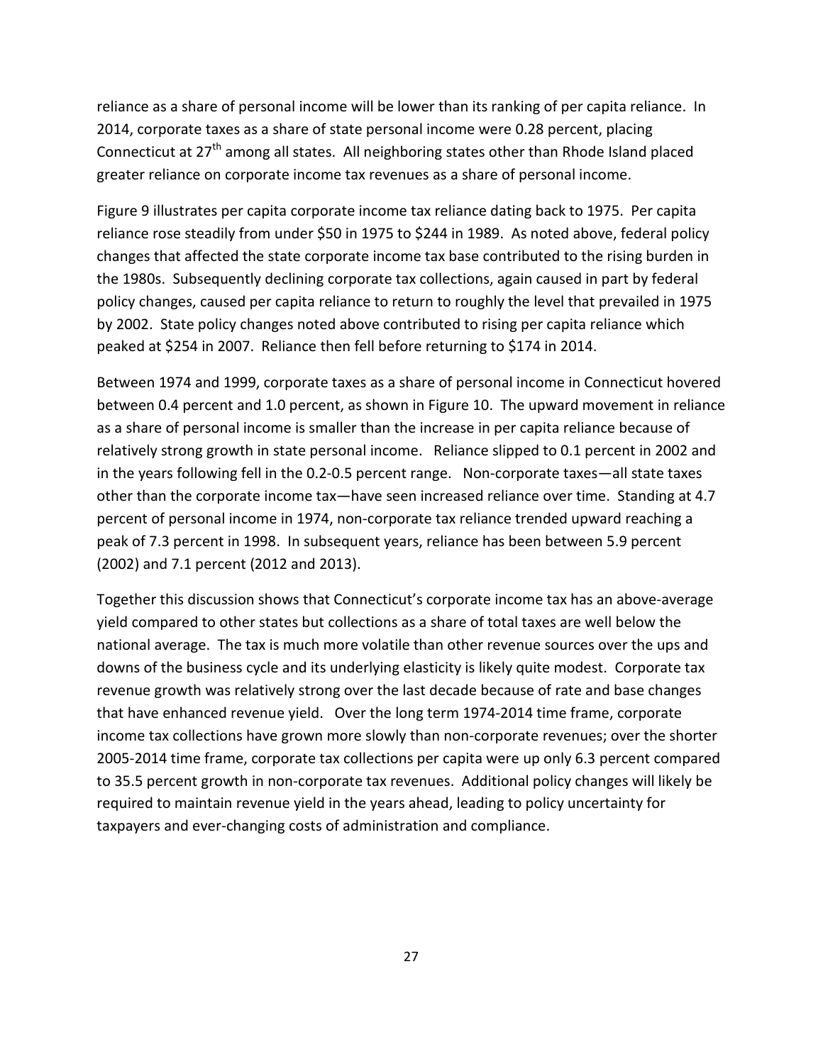reliance as a share of personal income will be lower than its ranking of per capita reliance. In 2014, corporate taxes as a share of state personal income were 0.28 percent, placing Connecticut at 27th among all states. All neighboring states other than Rhode Island placed greater reliance on corporate income tax revenues as a share of personal income.

Figure 9 illustrates per capita corporate income tax reliance dating back to 1975. Per capita reliance rose steadily from under $50 in 1975 to $244 in 1989. As noted above, federal policy changes that affected the state corporate income tax base contributed to the rising burden in the 1980s. Subsequently declining corporate tax collections, again caused in part by federal policy changes, caused per capita reliance to return to roughly the level that prevailed in 1975 by 2002. State policy changes noted above contributed to rising per capita reliance which peaked at $254 in 2007. Reliance then fell before returning to $174 in 2014.

Between 1974 and 1999, corporate taxes as a share of personal income in Connecticut hovered between 0.4 percent and 1.0 percent, as shown in Figure 10. The upward movement in reliance as a share of personal income is smaller than the increase in per capita reliance because of relatively strong growth in state personal income. Reliance slipped to 0.1 percent in 2002 and in the years following fell in the 0.2-0.5 percent range. Non-corporate taxes—all state taxes other than the corporate income tax—have seen increased reliance over time. Standing at 4.7 percent of personal income in 1974, non-corporate tax reliance trended upward reaching a peak of 7.3 percent in 1998. In subsequent years, reliance has been between 5.9 percent (2002) and 7.1 percent (2012 and 2013).

Together this discussion shows that Connecticut's corporate income tax has an above-average yield compared to other states but collections as a share of total taxes are well below the national average. The tax is much more volatile than other revenue sources over the ups and downs of the business cycle and its underlying elasticity is likely quite modest. Corporate tax revenue growth was relatively strong over the last decade because of rate and base changes that have enhanced revenue yield. Over the long term 1974-2014 time frame, corporate income tax collections have grown more slowly than non-corporate revenues; over the shorter 2005-2014 time frame, corporate tax collections per capita were up only 6.3 percent compared to 35.5 percent growth in non-corporate tax revenues. Additional policy changes will likely be required to maintain revenue yield in the years ahead, leading to policy uncertainty for taxpayers and ever-changing costs of administration and compliance.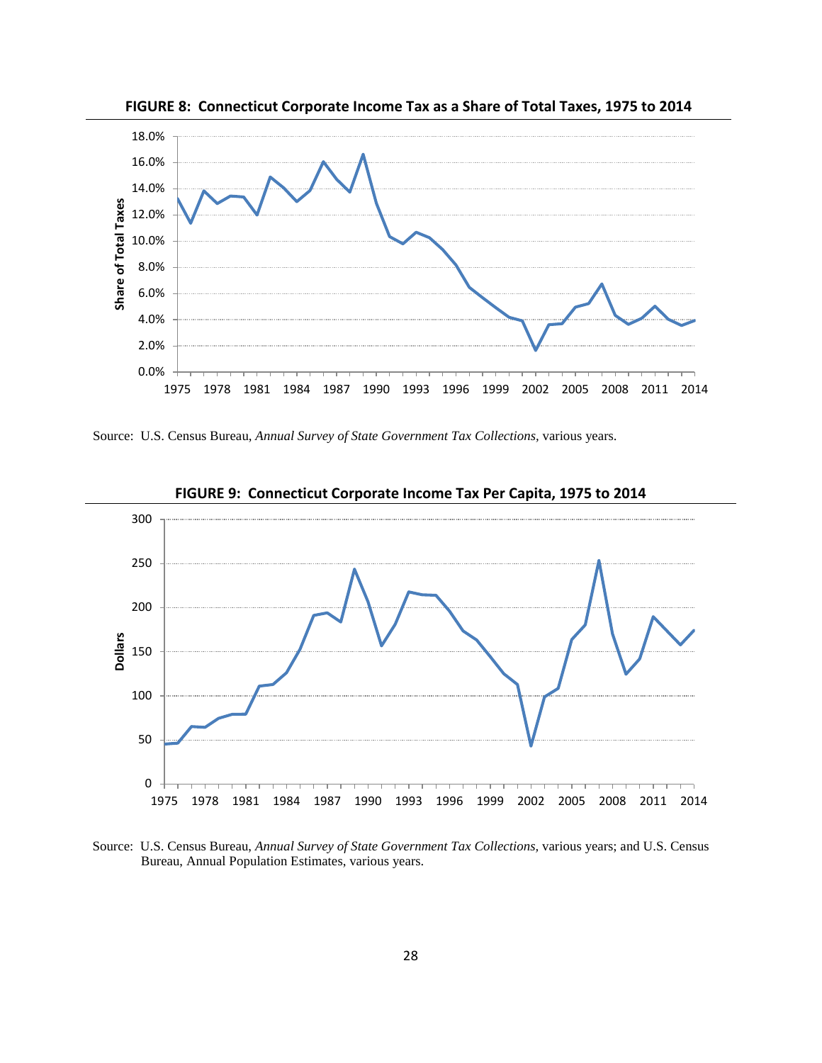**FIGURE 8: Connecticut Corporate Income Tax as a Share of Total Taxes, 1975 to 2014**

Source: U.S. Census Bureau, *Annual Survey of State Government Tax Collections*, various years.

**FIGURE 9: Connecticut Corporate Income Tax Per Capita, 1975 to 2014**

Source: U.S. Census Bureau, *Annual Survey of State Government Tax Collections*, various years; and U.S. Census Bureau, Annual Population Estimates, various years.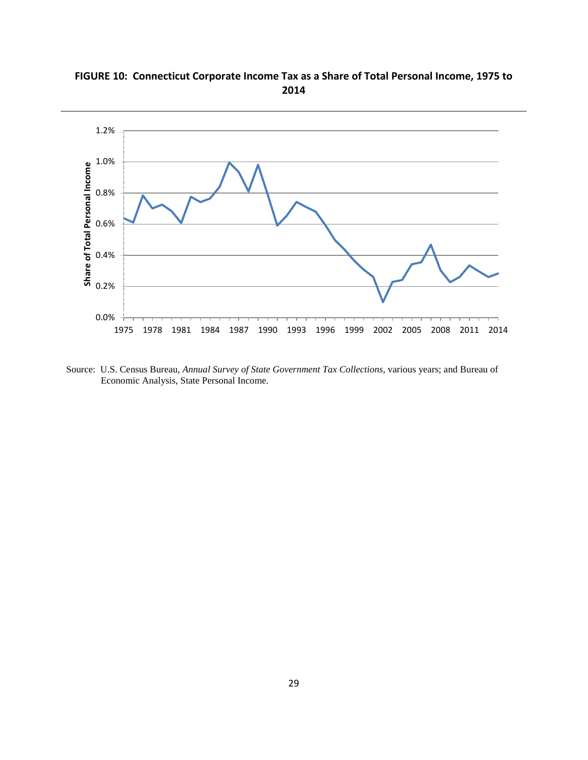**FIGURE 10: Connecticut Corporate Income Tax as a Share of Total Personal Income, 1975 to 2014**

Source: U.S. Census Bureau, *Annual Survey of State Government Tax Collections*, various years; and Bureau of Economic Analysis, State Personal Income.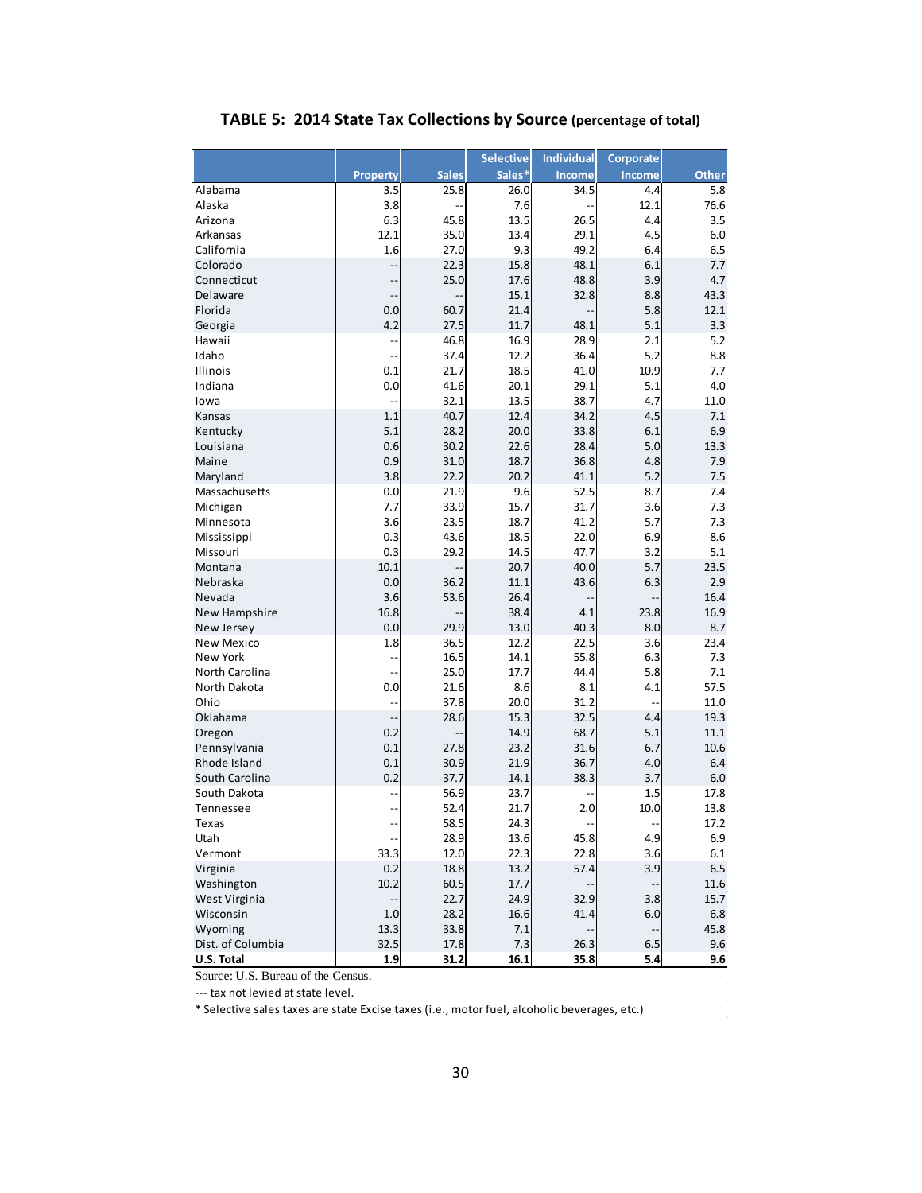## TABLE 5: 2014 State Tax Collections by Source (percentage of total)

| | Property | Sales | Selective Sales* | Individual Income | Corporate Income | Other |
|---|---|---|---|---|---|---|
| Alabama | 3.5 | 25.8 | 26.0 | 34.5 | 4.4 | 5.8 |
| Alaska | 3.8 | -- | 7.6 | -- | 12.1 | 76.6 |
| Arizona | 6.3 | 45.8 | 13.5 | 26.5 | 4.4 | 3.5 |
| Arkansas | 12.1 | 35.0 | 13.4 | 29.1 | 4.5 | 6.0 |
| California | 1.6 | 27.0 | 9.3 | 49.2 | 6.4 | 6.5 |
| Colorado | -- | 22.3 | 15.8 | 48.1 | 6.1 | 7.7 |
| Connecticut | -- | 25.0 | 17.6 | 48.8 | 3.9 | 4.7 |
| Delaware | -- | -- | 15.1 | 32.8 | 8.8 | 43.3 |
| Florida | 0.0 | 60.7 | 21.4 | -- | 5.8 | 12.1 |
| Georgia | 4.2 | 27.5 | 11.7 | 48.1 | 5.1 | 3.3 |
| Hawaii | -- | 46.8 | 16.9 | 28.9 | 2.1 | 5.2 |
| Idaho | -- | 37.4 | 12.2 | 36.4 | 5.2 | 8.8 |
| Illinois | 0.1 | 21.7 | 18.5 | 41.0 | 10.9 | 7.7 |
| Indiana | 0.0 | 41.6 | 20.1 | 29.1 | 5.1 | 4.0 |
| Iowa | -- | 32.1 | 13.5 | 38.7 | 4.7 | 11.0 |
| Kansas | 1.1 | 40.7 | 12.4 | 34.2 | 4.5 | 7.1 |
| Kentucky | 5.1 | 28.2 | 20.0 | 33.8 | 6.1 | 6.9 |
| Louisiana | 0.6 | 30.2 | 22.6 | 28.4 | 5.0 | 13.3 |
| Maine | 0.9 | 31.0 | 18.7 | 36.8 | 4.8 | 7.9 |
| Maryland | 3.8 | 22.2 | 20.2 | 41.1 | 5.2 | 7.5 |
| Massachusetts | 0.0 | 21.9 | 9.6 | 52.5 | 8.7 | 7.4 |
| Michigan | 7.7 | 33.9 | 15.7 | 31.7 | 3.6 | 7.3 |
| Minnesota | 3.6 | 23.5 | 18.7 | 41.2 | 5.7 | 7.3 |
| Mississippi | 0.3 | 43.6 | 18.5 | 22.0 | 6.9 | 8.6 |
| Missouri | 0.3 | 29.2 | 14.5 | 47.7 | 3.2 | 5.1 |
| Montana | 10.1 | -- | 20.7 | 40.0 | 5.7 | 23.5 |
| Nebraska | 0.0 | 36.2 | 11.1 | 43.6 | 6.3 | 2.9 |
| Nevada | 3.6 | 53.6 | 26.4 | -- | -- | 16.4 |
| New Hampshire | 16.8 | -- | 38.4 | 4.1 | 23.8 | 16.9 |
| New Jersey | 0.0 | 29.9 | 13.0 | 40.3 | 8.0 | 8.7 |
| New Mexico | 1.8 | 36.5 | 12.2 | 22.5 | 3.6 | 23.4 |
| New York | -- | 16.5 | 14.1 | 55.8 | 6.3 | 7.3 |
| North Carolina | -- | 25.0 | 17.7 | 44.4 | 5.8 | 7.1 |
| North Dakota | 0.0 | 21.6 | 8.6 | 8.1 | 4.1 | 57.5 |
| Ohio | -- | 37.8 | 20.0 | 31.2 | -- | 11.0 |
| Oklahoma | -- | 28.6 | 15.3 | 32.5 | 4.4 | 19.3 |
| Oregon | 0.2 | -- | 14.9 | 68.7 | 5.1 | 11.1 |
| Pennsylvania | 0.1 | 27.8 | 23.2 | 31.6 | 6.7 | 10.6 |
| Rhode Island | 0.1 | 30.9 | 21.9 | 36.7 | 4.0 | 6.4 |
| South Carolina | 0.2 | 37.7 | 14.1 | 38.3 | 3.7 | 6.0 |
| South Dakota | -- | 56.9 | 23.7 | -- | 1.5 | 17.8 |
| Tennessee | -- | 52.4 | 21.7 | 2.0 | 10.0 | 13.8 |
| Texas | -- | 58.5 | 24.3 | -- | -- | 17.2 |
| Utah | -- | 28.9 | 13.6 | 45.8 | 4.9 | 6.9 |
| Vermont | 33.3 | 12.0 | 22.3 | 22.8 | 3.6 | 6.1 |
| Virginia | 0.2 | 18.8 | 13.2 | 57.4 | 3.9 | 6.5 |
| Washington | 10.2 | 60.5 | 17.7 | -- | -- | 11.6 |
| West Virginia | -- | 22.7 | 24.9 | 32.9 | 3.8 | 15.7 |
| Wisconsin | 1.0 | 28.2 | 16.6 | 41.4 | 6.0 | 6.8 |
| Wyoming | 13.3 | 33.8 | 7.1 | -- | -- | 45.8 |
| Dist. of Columbia | 32.5 | 17.8 | 7.3 | 26.3 | 6.5 | 9.6 |
| **U.S. Total** | **1.9** | **31.2** | **16.1** | **35.8** | **5.4** | **9.6** |

Source: U.S. Bureau of the Census.

--- tax not levied at state level.

* Selective sales taxes are state Excise taxes (i.e., motor fuel, alcoholic beverages, etc.)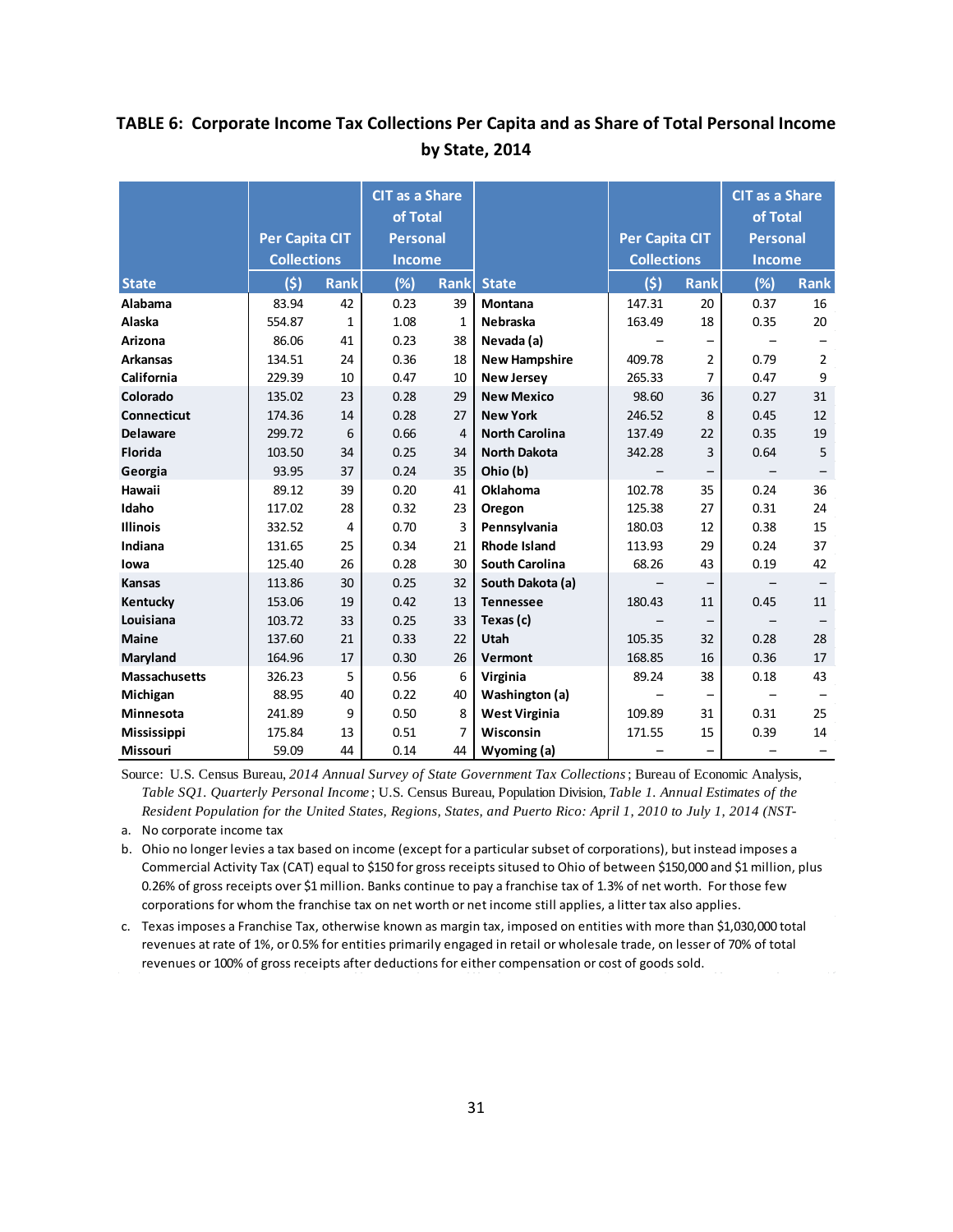## TABLE 6: Corporate Income Tax Collections Per Capita and as Share of Total Personal Income by State, 2014

| State | Per Capita CIT Collections | | CIT as a Share of Total Personal Income | | State | Per Capita CIT Collections | | CIT as a Share of Total Personal Income | |
|---|---|---|---|---|---|---|---|---|---|
| | ($) | Rank | (%) | Rank | | ($) | Rank | (%) | Rank |
| **Alabama** | 83.94 | 42 | 0.23 | 39 | **Montana** | 147.31 | 20 | 0.37 | 16 |
| **Alaska** | 554.87 | 1 | 1.08 | 1 | **Nebraska** | 163.49 | 18 | 0.35 | 20 |
| **Arizona** | 86.06 | 41 | 0.23 | 38 | **Nevada (a)** | – | – | – | – |
| **Arkansas** | 134.51 | 24 | 0.36 | 18 | **New Hampshire** | 409.78 | 2 | 0.79 | 2 |
| **California** | 229.39 | 10 | 0.47 | 10 | **New Jersey** | 265.33 | 7 | 0.47 | 9 |
| **Colorado** | 135.02 | 23 | 0.28 | 29 | **New Mexico** | 98.60 | 36 | 0.27 | 31 |
| **Connecticut** | 174.36 | 14 | 0.28 | 27 | **New York** | 246.52 | 8 | 0.45 | 12 |
| **Delaware** | 299.72 | 6 | 0.66 | 4 | **North Carolina** | 137.49 | 22 | 0.35 | 19 |
| **Florida** | 103.50 | 34 | 0.25 | 34 | **North Dakota** | 342.28 | 3 | 0.64 | 5 |
| **Georgia** | 93.95 | 37 | 0.24 | 35 | **Ohio (b)** | – | – | – | – |
| **Hawaii** | 89.12 | 39 | 0.20 | 41 | **Oklahoma** | 102.78 | 35 | 0.24 | 36 |
| **Idaho** | 117.02 | 28 | 0.32 | 23 | **Oregon** | 125.38 | 27 | 0.31 | 24 |
| **Illinois** | 332.52 | 4 | 0.70 | 3 | **Pennsylvania** | 180.03 | 12 | 0.38 | 15 |
| **Indiana** | 131.65 | 25 | 0.34 | 21 | **Rhode Island** | 113.93 | 29 | 0.24 | 37 |
| **Iowa** | 125.40 | 26 | 0.28 | 30 | **South Carolina** | 68.26 | 43 | 0.19 | 42 |
| **Kansas** | 113.86 | 30 | 0.25 | 32 | **South Dakota (a)** | – | – | – | – |
| **Kentucky** | 153.06 | 19 | 0.42 | 13 | **Tennessee** | 180.43 | 11 | 0.45 | 11 |
| **Louisiana** | 103.72 | 33 | 0.25 | 33 | **Texas (c)** | – | – | – | – |
| **Maine** | 137.60 | 21 | 0.33 | 22 | **Utah** | 105.35 | 32 | 0.28 | 28 |
| **Maryland** | 164.96 | 17 | 0.30 | 26 | **Vermont** | 168.85 | 16 | 0.36 | 17 |
| **Massachusetts** | 326.23 | 5 | 0.56 | 6 | **Virginia** | 89.24 | 38 | 0.18 | 43 |
| **Michigan** | 88.95 | 40 | 0.22 | 40 | **Washington (a)** | – | – | – | – |
| **Minnesota** | 241.89 | 9 | 0.50 | 8 | **West Virginia** | 109.89 | 31 | 0.31 | 25 |
| **Mississippi** | 175.84 | 13 | 0.51 | 7 | **Wisconsin** | 171.55 | 15 | 0.39 | 14 |
| **Missouri** | 59.09 | 44 | 0.14 | 44 | **Wyoming (a)** | – | – | – | – |

Source: U.S. Census Bureau, *2014 Annual Survey of State Government Tax Collections*; Bureau of Economic Analysis, *Table SQ1. Quarterly Personal Income*; U.S. Census Bureau, Population Division, *Table 1. Annual Estimates of the Resident Population for the United States, Regions, States, and Puerto Rico: April 1, 2010 to July 1, 2014 (NST-*

a. No corporate income tax

b. Ohio no longer levies a tax based on income (except for a particular subset of corporations), but instead imposes a Commercial Activity Tax (CAT) equal to $150 for gross receipts sitused to Ohio of between $150,000 and $1 million, plus 0.26% of gross receipts over $1 million. Banks continue to pay a franchise tax of 1.3% of net worth. For those few corporations for whom the franchise tax on net worth or net income still applies, a litter tax also applies.

c. Texas imposes a Franchise Tax, otherwise known as margin tax, imposed on entities with more than $1,030,000 total revenues at rate of 1%, or 0.5% for entities primarily engaged in retail or wholesale trade, on lesser of 70% of total revenues or 100% of gross receipts after deductions for either compensation or cost of goods sold.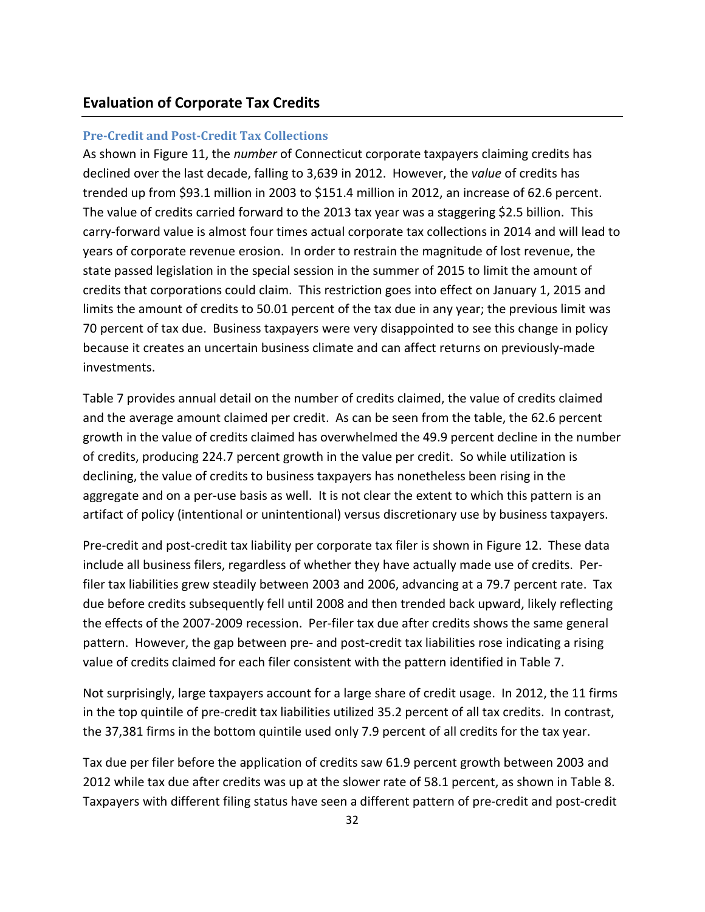## Evaluation of Corporate Tax Credits

### Pre-Credit and Post-Credit Tax Collections

As shown in Figure 11, the *number* of Connecticut corporate taxpayers claiming credits has declined over the last decade, falling to 3,639 in 2012. However, the *value* of credits has trended up from $93.1 million in 2003 to $151.4 million in 2012, an increase of 62.6 percent. The value of credits carried forward to the 2013 tax year was a staggering $2.5 billion. This carry-forward value is almost four times actual corporate tax collections in 2014 and will lead to years of corporate revenue erosion. In order to restrain the magnitude of lost revenue, the state passed legislation in the special session in the summer of 2015 to limit the amount of credits that corporations could claim. This restriction goes into effect on January 1, 2015 and limits the amount of credits to 50.01 percent of the tax due in any year; the previous limit was 70 percent of tax due. Business taxpayers were very disappointed to see this change in policy because it creates an uncertain business climate and can affect returns on previously-made investments.

Table 7 provides annual detail on the number of credits claimed, the value of credits claimed and the average amount claimed per credit. As can be seen from the table, the 62.6 percent growth in the value of credits claimed has overwhelmed the 49.9 percent decline in the number of credits, producing 224.7 percent growth in the value per credit. So while utilization is declining, the value of credits to business taxpayers has nonetheless been rising in the aggregate and on a per-use basis as well. It is not clear the extent to which this pattern is an artifact of policy (intentional or unintentional) versus discretionary use by business taxpayers.

Pre-credit and post-credit tax liability per corporate tax filer is shown in Figure 12. These data include all business filers, regardless of whether they have actually made use of credits. Per-filer tax liabilities grew steadily between 2003 and 2006, advancing at a 79.7 percent rate. Tax due before credits subsequently fell until 2008 and then trended back upward, likely reflecting the effects of the 2007-2009 recession. Per-filer tax due after credits shows the same general pattern. However, the gap between pre- and post-credit tax liabilities rose indicating a rising value of credits claimed for each filer consistent with the pattern identified in Table 7.

Not surprisingly, large taxpayers account for a large share of credit usage. In 2012, the 11 firms in the top quintile of pre-credit tax liabilities utilized 35.2 percent of all tax credits. In contrast, the 37,381 firms in the bottom quintile used only 7.9 percent of all credits for the tax year.

Tax due per filer before the application of credits saw 61.9 percent growth between 2003 and 2012 while tax due after credits was up at the slower rate of 58.1 percent, as shown in Table 8. Taxpayers with different filing status have seen a different pattern of pre-credit and post-credit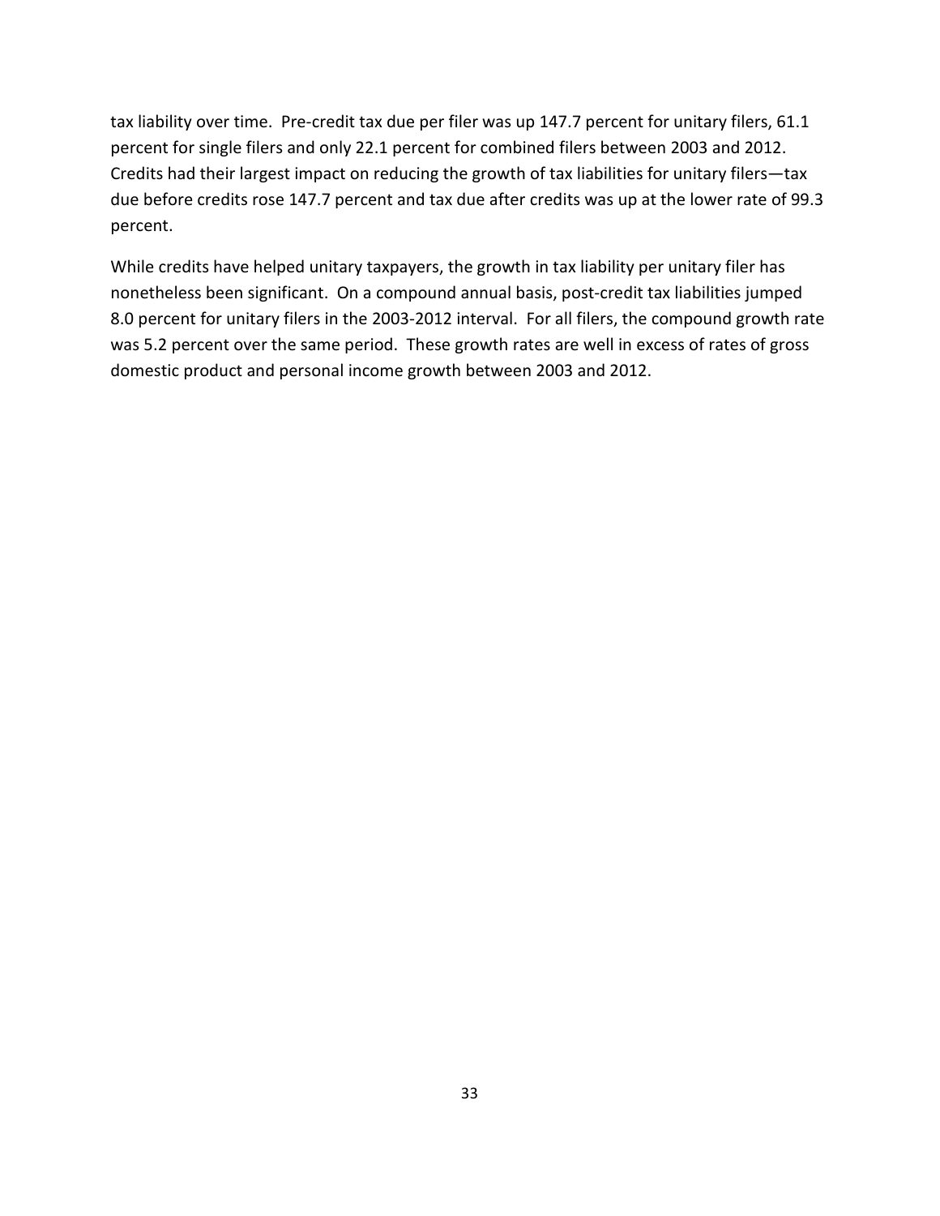tax liability over time. Pre-credit tax due per filer was up 147.7 percent for unitary filers, 61.1 percent for single filers and only 22.1 percent for combined filers between 2003 and 2012. Credits had their largest impact on reducing the growth of tax liabilities for unitary filers—tax due before credits rose 147.7 percent and tax due after credits was up at the lower rate of 99.3 percent.

While credits have helped unitary taxpayers, the growth in tax liability per unitary filer has nonetheless been significant. On a compound annual basis, post-credit tax liabilities jumped 8.0 percent for unitary filers in the 2003-2012 interval. For all filers, the compound growth rate was 5.2 percent over the same period. These growth rates are well in excess of rates of gross domestic product and personal income growth between 2003 and 2012.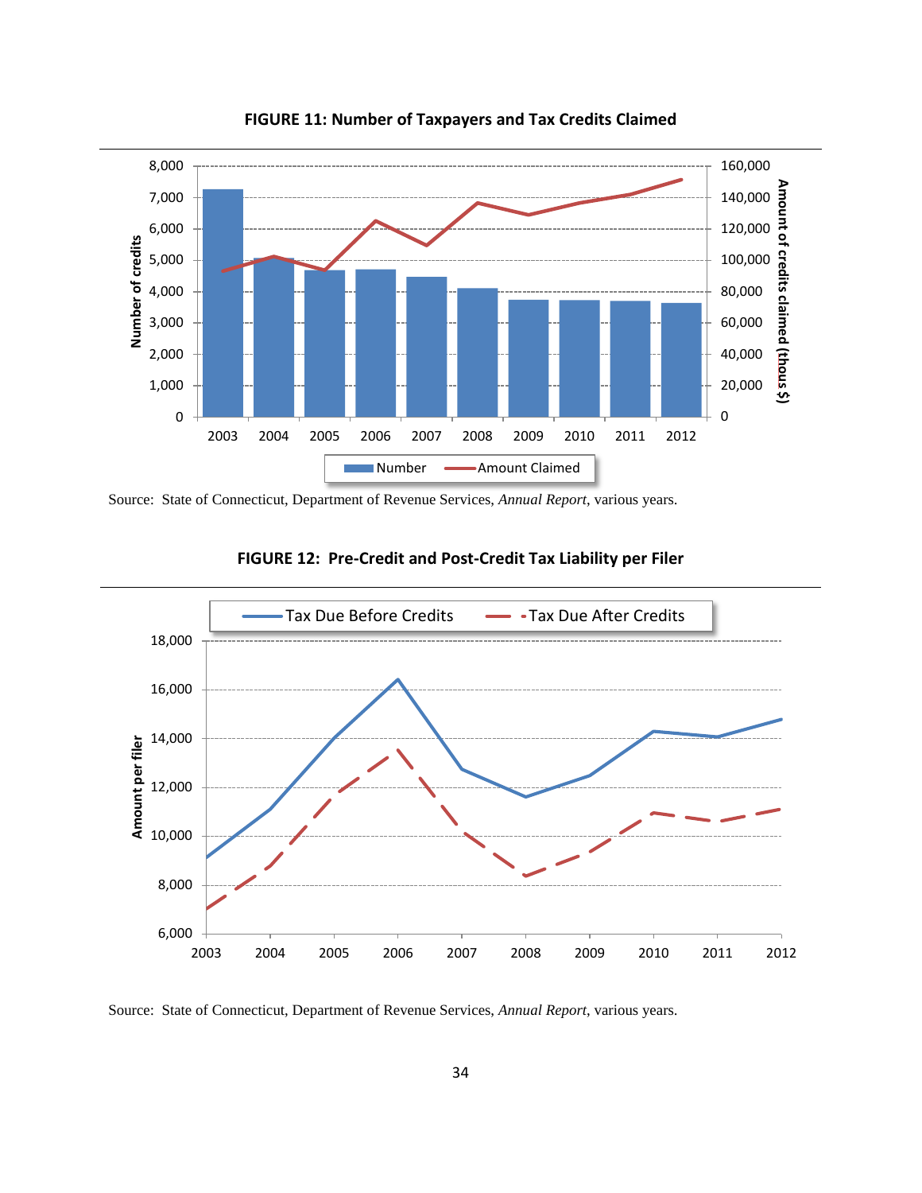**FIGURE 11: Number of Taxpayers and Tax Credits Claimed**

Source: State of Connecticut, Department of Revenue Services, *Annual Report*, various years.

**FIGURE 12: Pre-Credit and Post-Credit Tax Liability per Filer**

Source: State of Connecticut, Department of Revenue Services, *Annual Report*, various years.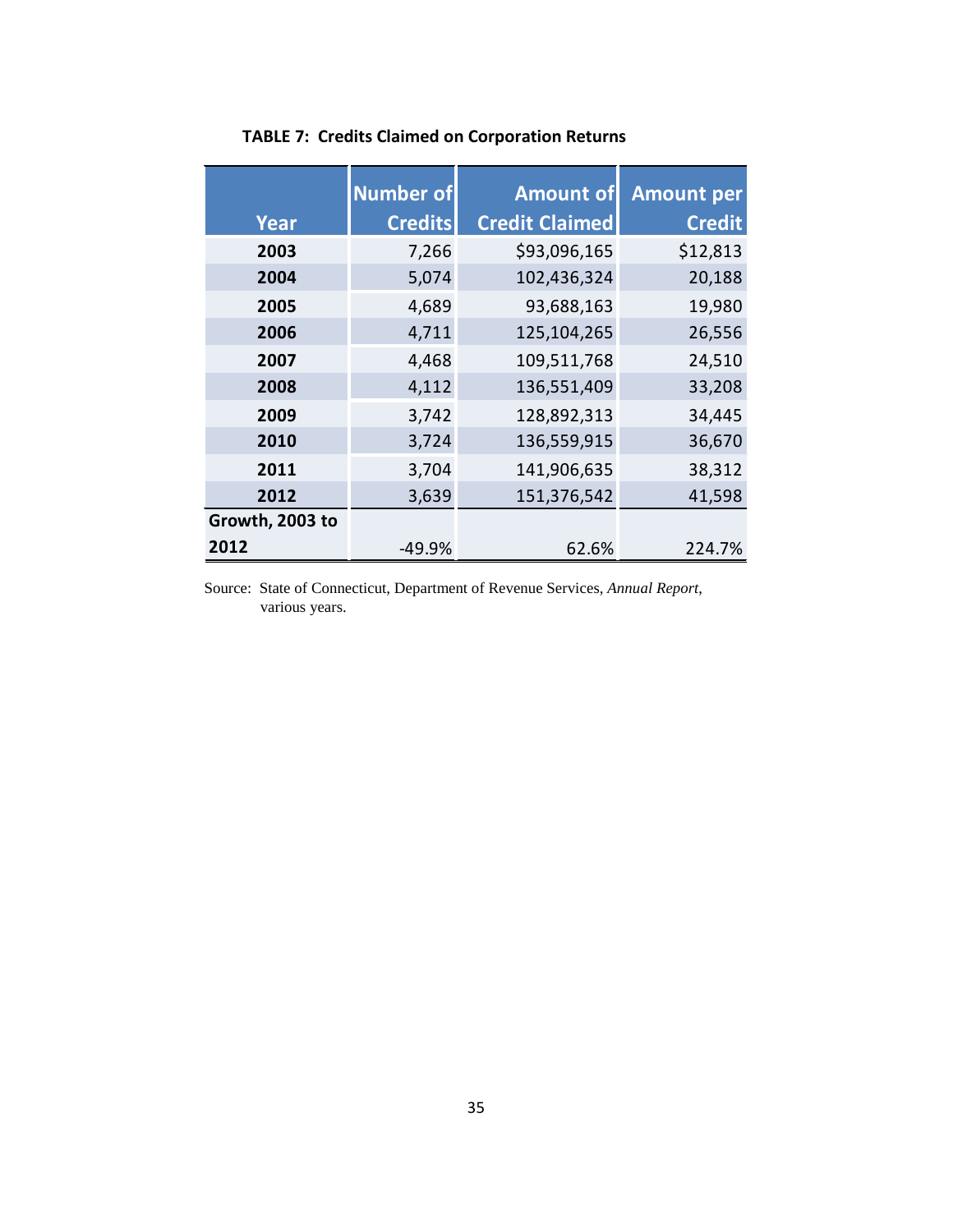**TABLE 7: Credits Claimed on Corporation Returns**

| Year | Number of Credits | Amount of Credit Claimed | Amount per Credit |
|---|---|---|---|
| 2003 | 7,266 | $93,096,165 | $12,813 |
| 2004 | 5,074 | 102,436,324 | 20,188 |
| 2005 | 4,689 | 93,688,163 | 19,980 |
| 2006 | 4,711 | 125,104,265 | 26,556 |
| 2007 | 4,468 | 109,511,768 | 24,510 |
| 2008 | 4,112 | 136,551,409 | 33,208 |
| 2009 | 3,742 | 128,892,313 | 34,445 |
| 2010 | 3,724 | 136,559,915 | 36,670 |
| 2011 | 3,704 | 141,906,635 | 38,312 |
| 2012 | 3,639 | 151,376,542 | 41,598 |
| Growth, 2003 to 2012 | -49.9% | 62.6% | 224.7% |

Source: State of Connecticut, Department of Revenue Services, *Annual Report*, various years.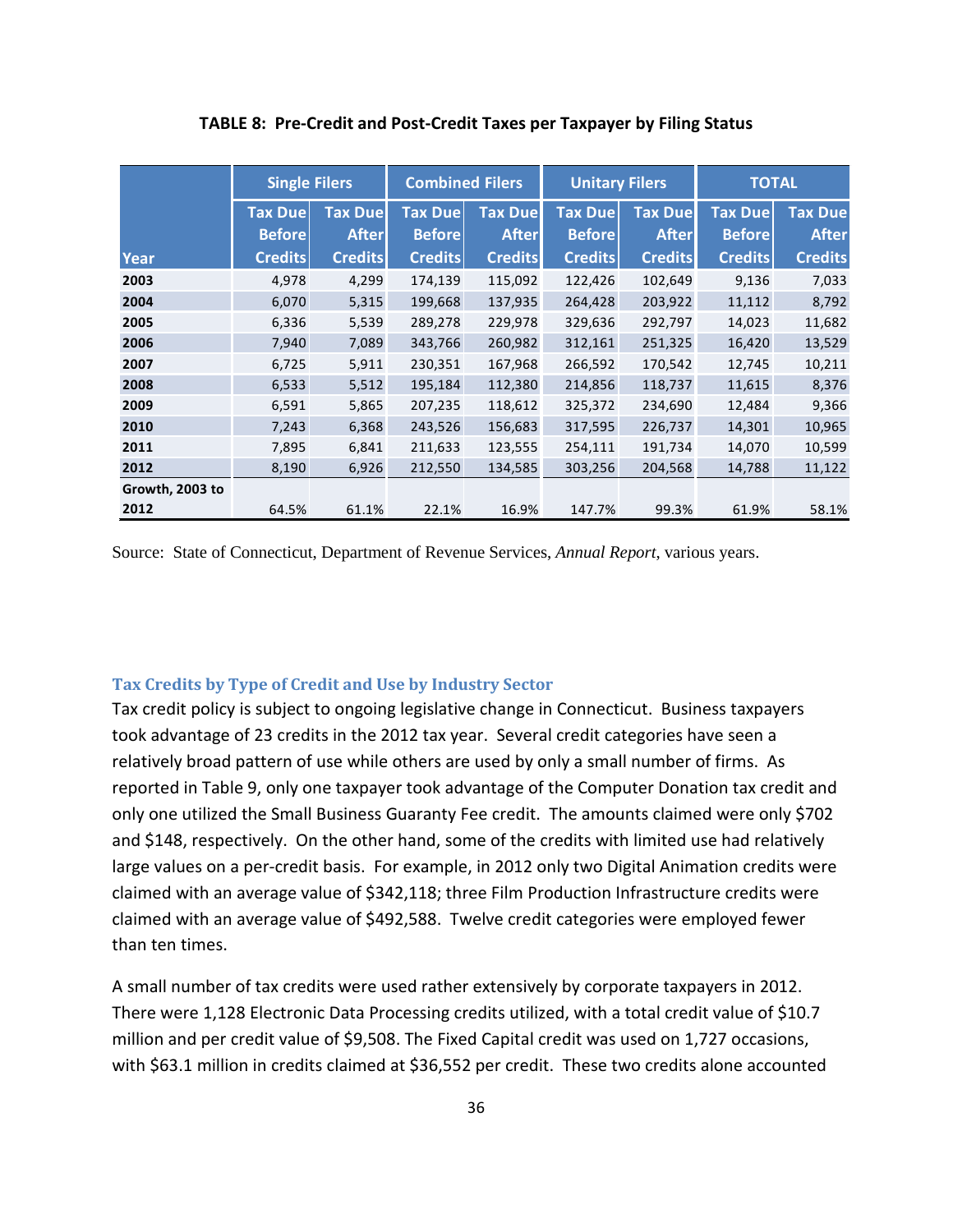**TABLE 8: Pre-Credit and Post-Credit Taxes per Taxpayer by Filing Status**

| Year | Single Filers | | Combined Filers | | Unitary Filers | | TOTAL | |
|---|---|---|---|---|---|---|---|---|
| | Tax Due Before Credits | Tax Due After Credits | Tax Due Before Credits | Tax Due After Credits | Tax Due Before Credits | Tax Due After Credits | Tax Due Before Credits | Tax Due After Credits |
| 2003 | 4,978 | 4,299 | 174,139 | 115,092 | 122,426 | 102,649 | 9,136 | 7,033 |
| 2004 | 6,070 | 5,315 | 199,668 | 137,935 | 264,428 | 203,922 | 11,112 | 8,792 |
| 2005 | 6,336 | 5,539 | 289,278 | 229,978 | 329,636 | 292,797 | 14,023 | 11,682 |
| 2006 | 7,940 | 7,089 | 343,766 | 260,982 | 312,161 | 251,325 | 16,420 | 13,529 |
| 2007 | 6,725 | 5,911 | 230,351 | 167,968 | 266,592 | 170,542 | 12,745 | 10,211 |
| 2008 | 6,533 | 5,512 | 195,184 | 112,380 | 214,856 | 118,737 | 11,615 | 8,376 |
| 2009 | 6,591 | 5,865 | 207,235 | 118,612 | 325,372 | 234,690 | 12,484 | 9,366 |
| 2010 | 7,243 | 6,368 | 243,526 | 156,683 | 317,595 | 226,737 | 14,301 | 10,965 |
| 2011 | 7,895 | 6,841 | 211,633 | 123,555 | 254,111 | 191,734 | 14,070 | 10,599 |
| 2012 | 8,190 | 6,926 | 212,550 | 134,585 | 303,256 | 204,568 | 14,788 | 11,122 |
| Growth, 2003 to 2012 | 64.5% | 61.1% | 22.1% | 16.9% | 147.7% | 99.3% | 61.9% | 58.1% |

Source: State of Connecticut, Department of Revenue Services, *Annual Report*, various years.

### Tax Credits by Type of Credit and Use by Industry Sector

Tax credit policy is subject to ongoing legislative change in Connecticut. Business taxpayers took advantage of 23 credits in the 2012 tax year. Several credit categories have seen a relatively broad pattern of use while others are used by only a small number of firms. As reported in Table 9, only one taxpayer took advantage of the Computer Donation tax credit and only one utilized the Small Business Guaranty Fee credit. The amounts claimed were only $702 and $148, respectively. On the other hand, some of the credits with limited use had relatively large values on a per-credit basis. For example, in 2012 only two Digital Animation credits were claimed with an average value of $342,118; three Film Production Infrastructure credits were claimed with an average value of $492,588. Twelve credit categories were employed fewer than ten times.

A small number of tax credits were used rather extensively by corporate taxpayers in 2012. There were 1,128 Electronic Data Processing credits utilized, with a total credit value of $10.7 million and per credit value of $9,508. The Fixed Capital credit was used on 1,727 occasions, with $63.1 million in credits claimed at $36,552 per credit. These two credits alone accounted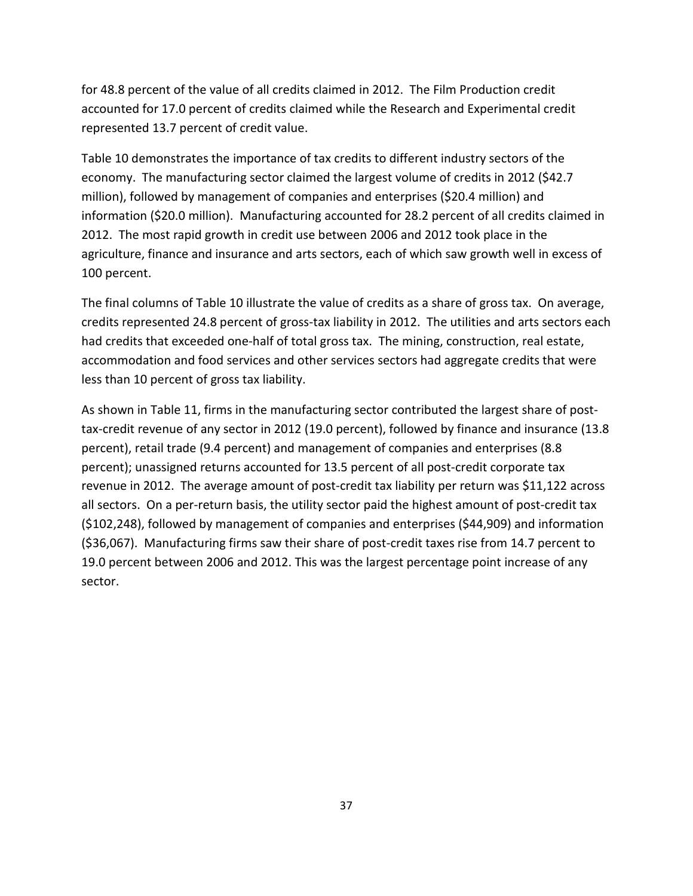for 48.8 percent of the value of all credits claimed in 2012. The Film Production credit accounted for 17.0 percent of credits claimed while the Research and Experimental credit represented 13.7 percent of credit value.

Table 10 demonstrates the importance of tax credits to different industry sectors of the economy. The manufacturing sector claimed the largest volume of credits in 2012 ($42.7 million), followed by management of companies and enterprises ($20.4 million) and information ($20.0 million). Manufacturing accounted for 28.2 percent of all credits claimed in 2012. The most rapid growth in credit use between 2006 and 2012 took place in the agriculture, finance and insurance and arts sectors, each of which saw growth well in excess of 100 percent.

The final columns of Table 10 illustrate the value of credits as a share of gross tax. On average, credits represented 24.8 percent of gross-tax liability in 2012. The utilities and arts sectors each had credits that exceeded one-half of total gross tax. The mining, construction, real estate, accommodation and food services and other services sectors had aggregate credits that were less than 10 percent of gross tax liability.

As shown in Table 11, firms in the manufacturing sector contributed the largest share of post-tax-credit revenue of any sector in 2012 (19.0 percent), followed by finance and insurance (13.8 percent), retail trade (9.4 percent) and management of companies and enterprises (8.8 percent); unassigned returns accounted for 13.5 percent of all post-credit corporate tax revenue in 2012. The average amount of post-credit tax liability per return was $11,122 across all sectors. On a per-return basis, the utility sector paid the highest amount of post-credit tax ($102,248), followed by management of companies and enterprises ($44,909) and information ($36,067). Manufacturing firms saw their share of post-credit taxes rise from 14.7 percent to 19.0 percent between 2006 and 2012. This was the largest percentage point increase of any sector.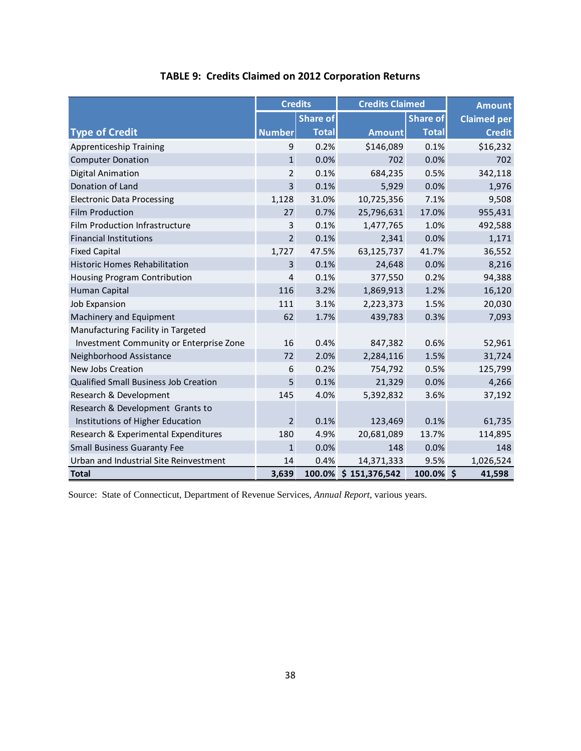# TABLE 9: Credits Claimed on 2012 Corporation Returns

| Type of Credit | Credits | | Credits Claimed | | Amount Claimed per Credit |
|---|---|---|---|---|---|
| | Number | Share of Total | Amount | Share of Total | |
| Apprenticeship Training | 9 | 0.2% | $146,089 | 0.1% | $16,232 |
| Computer Donation | 1 | 0.0% | 702 | 0.0% | 702 |
| Digital Animation | 2 | 0.1% | 684,235 | 0.5% | 342,118 |
| Donation of Land | 3 | 0.1% | 5,929 | 0.0% | 1,976 |
| Electronic Data Processing | 1,128 | 31.0% | 10,725,356 | 7.1% | 9,508 |
| Film Production | 27 | 0.7% | 25,796,631 | 17.0% | 955,431 |
| Film Production Infrastructure | 3 | 0.1% | 1,477,765 | 1.0% | 492,588 |
| Financial Institutions | 2 | 0.1% | 2,341 | 0.0% | 1,171 |
| Fixed Capital | 1,727 | 47.5% | 63,125,737 | 41.7% | 36,552 |
| Historic Homes Rehabilitation | 3 | 0.1% | 24,648 | 0.0% | 8,216 |
| Housing Program Contribution | 4 | 0.1% | 377,550 | 0.2% | 94,388 |
| Human Capital | 116 | 3.2% | 1,869,913 | 1.2% | 16,120 |
| Job Expansion | 111 | 3.1% | 2,223,373 | 1.5% | 20,030 |
| Machinery and Equipment | 62 | 1.7% | 439,783 | 0.3% | 7,093 |
| Manufacturing Facility in Targeted Investment Community or Enterprise Zone | 16 | 0.4% | 847,382 | 0.6% | 52,961 |
| Neighborhood Assistance | 72 | 2.0% | 2,284,116 | 1.5% | 31,724 |
| New Jobs Creation | 6 | 0.2% | 754,792 | 0.5% | 125,799 |
| Qualified Small Business Job Creation | 5 | 0.1% | 21,329 | 0.0% | 4,266 |
| Research & Development | 145 | 4.0% | 5,392,832 | 3.6% | 37,192 |
| Research & Development Grants to Institutions of Higher Education | 2 | 0.1% | 123,469 | 0.1% | 61,735 |
| Research & Experimental Expenditures | 180 | 4.9% | 20,681,089 | 13.7% | 114,895 |
| Small Business Guaranty Fee | 1 | 0.0% | 148 | 0.0% | 148 |
| Urban and Industrial Site Reinvestment | 14 | 0.4% | 14,371,333 | 9.5% | 1,026,524 |
| **Total** | **3,639** | **100.0%** | **$ 151,376,542** | **100.0%** | **$ 41,598** |

Source: State of Connecticut, Department of Revenue Services, *Annual Report*, various years.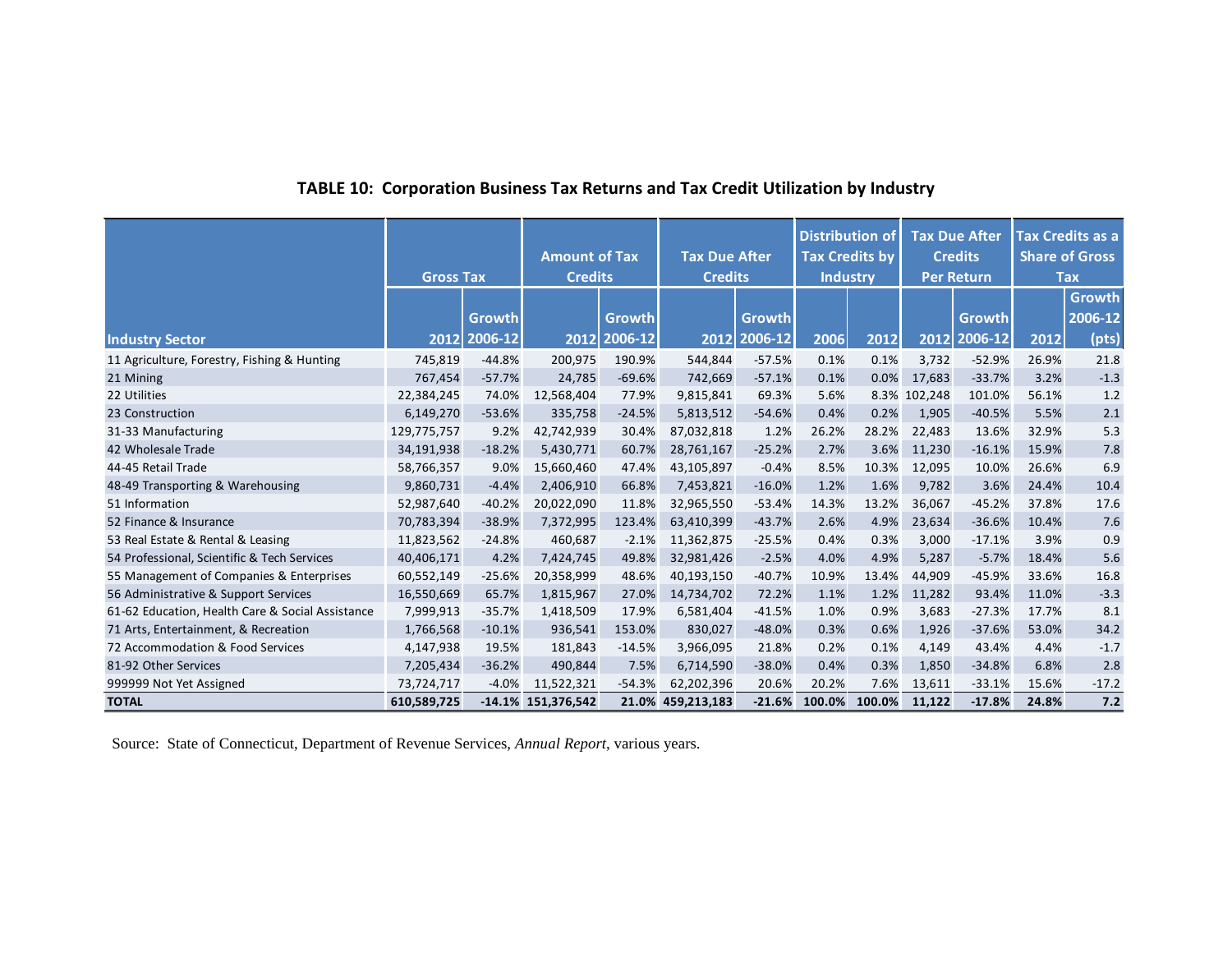**TABLE 10: Corporation Business Tax Returns and Tax Credit Utilization by Industry**

| Industry Sector | Gross Tax | | Amount of Tax Credits | | Tax Due After Credits | | Distribution of Tax Credits by Industry | | Tax Due After Credits Per Return | | Tax Credits as a Share of Gross Tax | |
|---|---|---|---|---|---|---|---|---|---|---|---|---|
| | 2012 | Growth 2006-12 | 2012 | Growth 2006-12 | 2012 | Growth 2006-12 | 2006 | 2012 | 2012 | Growth 2006-12 | 2012 | Growth 2006-12 (pts) |
| 11 Agriculture, Forestry, Fishing & Hunting | 745,819 | -44.8% | 200,975 | 190.9% | 544,844 | -57.5% | 0.1% | 0.1% | 3,732 | -52.9% | 26.9% | 21.8 |
| 21 Mining | 767,454 | -57.7% | 24,785 | -69.6% | 742,669 | -57.1% | 0.1% | 0.0% | 17,683 | -33.7% | 3.2% | -1.3 |
| 22 Utilities | 22,384,245 | 74.0% | 12,568,404 | 77.9% | 9,815,841 | 69.3% | 5.6% | 8.3% | 102,248 | 101.0% | 56.1% | 1.2 |
| 23 Construction | 6,149,270 | -53.6% | 335,758 | -24.5% | 5,813,512 | -54.6% | 0.4% | 0.2% | 1,905 | -40.5% | 5.5% | 2.1 |
| 31-33 Manufacturing | 129,775,757 | 9.2% | 42,742,939 | 30.4% | 87,032,818 | 1.2% | 26.2% | 28.2% | 22,483 | 13.6% | 32.9% | 5.3 |
| 42 Wholesale Trade | 34,191,938 | -18.2% | 5,430,771 | 60.7% | 28,761,167 | -25.2% | 2.7% | 3.6% | 11,230 | -16.1% | 15.9% | 7.8 |
| 44-45 Retail Trade | 58,766,357 | 9.0% | 15,660,460 | 47.4% | 43,105,897 | -0.4% | 8.5% | 10.3% | 12,095 | 10.0% | 26.6% | 6.9 |
| 48-49 Transporting & Warehousing | 9,860,731 | -4.4% | 2,406,910 | 66.8% | 7,453,821 | -16.0% | 1.2% | 1.6% | 9,782 | 3.6% | 24.4% | 10.4 |
| 51 Information | 52,987,640 | -40.2% | 20,022,090 | 11.8% | 32,965,550 | -53.4% | 14.3% | 13.2% | 36,067 | -45.2% | 37.8% | 17.6 |
| 52 Finance & Insurance | 70,783,394 | -38.9% | 7,372,995 | 123.4% | 63,410,399 | -43.7% | 2.6% | 4.9% | 23,634 | -36.6% | 10.4% | 7.6 |
| 53 Real Estate & Rental & Leasing | 11,823,562 | -24.8% | 460,687 | -2.1% | 11,362,875 | -25.5% | 0.4% | 0.3% | 3,000 | -17.1% | 3.9% | 0.9 |
| 54 Professional, Scientific & Tech Services | 40,406,171 | 4.2% | 7,424,745 | 49.8% | 32,981,426 | -2.5% | 4.0% | 4.9% | 5,287 | -5.7% | 18.4% | 5.6 |
| 55 Management of Companies & Enterprises | 60,552,149 | -25.6% | 20,358,999 | 48.6% | 40,193,150 | -40.7% | 10.9% | 13.4% | 44,909 | -45.9% | 33.6% | 16.8 |
| 56 Administrative & Support Services | 16,550,669 | 65.7% | 1,815,967 | 27.0% | 14,734,702 | 72.2% | 1.1% | 1.2% | 11,282 | 93.4% | 11.0% | -3.3 |
| 61-62 Education, Health Care & Social Assistance | 7,999,913 | -35.7% | 1,418,509 | 17.9% | 6,581,404 | -41.5% | 1.0% | 0.9% | 3,683 | -27.3% | 17.7% | 8.1 |
| 71 Arts, Entertainment, & Recreation | 1,766,568 | -10.1% | 936,541 | 153.0% | 830,027 | -48.0% | 0.3% | 0.6% | 1,926 | -37.6% | 53.0% | 34.2 |
| 72 Accommodation & Food Services | 4,147,938 | 19.5% | 181,843 | -14.5% | 3,966,095 | 21.8% | 0.2% | 0.1% | 4,149 | 43.4% | 4.4% | -1.7 |
| 81-92 Other Services | 7,205,434 | -36.2% | 490,844 | 7.5% | 6,714,590 | -38.0% | 0.4% | 0.3% | 1,850 | -34.8% | 6.8% | 2.8 |
| 999999 Not Yet Assigned | 73,724,717 | -4.0% | 11,522,321 | -54.3% | 62,202,396 | 20.6% | 20.2% | 7.6% | 13,611 | -33.1% | 15.6% | -17.2 |
| **TOTAL** | **610,589,725** | **-14.1%** | **151,376,542** | **21.0%** | **459,213,183** | **-21.6%** | **100.0%** | **100.0%** | **11,122** | **-17.8%** | **24.8%** | **7.2** |

Source: State of Connecticut, Department of Revenue Services, *Annual Report*, various years.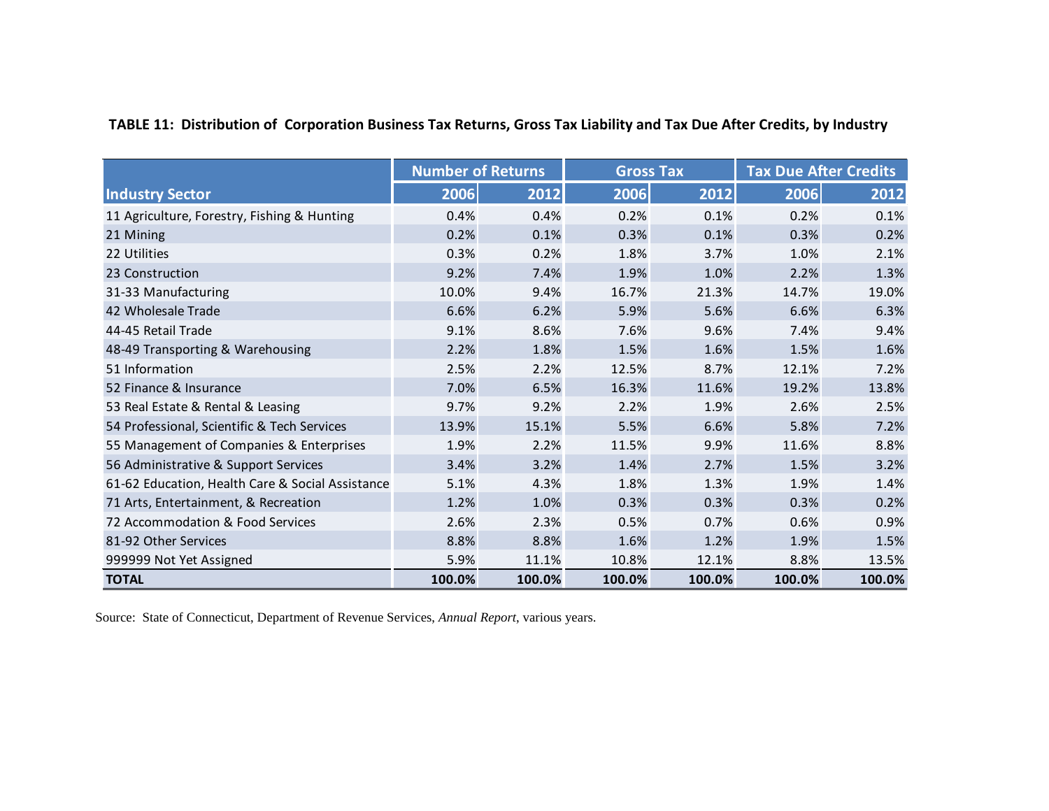**TABLE 11: Distribution of Corporation Business Tax Returns, Gross Tax Liability and Tax Due After Credits, by Industry**

| | Number of Returns | | Gross Tax | | Tax Due After Credits | |
|---|---|---|---|---|---|---|
| **Industry Sector** | **2006** | **2012** | **2006** | **2012** | **2006** | **2012** |
| 11 Agriculture, Forestry, Fishing & Hunting | 0.4% | 0.4% | 0.2% | 0.1% | 0.2% | 0.1% |
| 21 Mining | 0.2% | 0.1% | 0.3% | 0.1% | 0.3% | 0.2% |
| 22 Utilities | 0.3% | 0.2% | 1.8% | 3.7% | 1.0% | 2.1% |
| 23 Construction | 9.2% | 7.4% | 1.9% | 1.0% | 2.2% | 1.3% |
| 31-33 Manufacturing | 10.0% | 9.4% | 16.7% | 21.3% | 14.7% | 19.0% |
| 42 Wholesale Trade | 6.6% | 6.2% | 5.9% | 5.6% | 6.6% | 6.3% |
| 44-45 Retail Trade | 9.1% | 8.6% | 7.6% | 9.6% | 7.4% | 9.4% |
| 48-49 Transporting & Warehousing | 2.2% | 1.8% | 1.5% | 1.6% | 1.5% | 1.6% |
| 51 Information | 2.5% | 2.2% | 12.5% | 8.7% | 12.1% | 7.2% |
| 52 Finance & Insurance | 7.0% | 6.5% | 16.3% | 11.6% | 19.2% | 13.8% |
| 53 Real Estate & Rental & Leasing | 9.7% | 9.2% | 2.2% | 1.9% | 2.6% | 2.5% |
| 54 Professional, Scientific & Tech Services | 13.9% | 15.1% | 5.5% | 6.6% | 5.8% | 7.2% |
| 55 Management of Companies & Enterprises | 1.9% | 2.2% | 11.5% | 9.9% | 11.6% | 8.8% |
| 56 Administrative & Support Services | 3.4% | 3.2% | 1.4% | 2.7% | 1.5% | 3.2% |
| 61-62 Education, Health Care & Social Assistance | 5.1% | 4.3% | 1.8% | 1.3% | 1.9% | 1.4% |
| 71 Arts, Entertainment, & Recreation | 1.2% | 1.0% | 0.3% | 0.3% | 0.3% | 0.2% |
| 72 Accommodation & Food Services | 2.6% | 2.3% | 0.5% | 0.7% | 0.6% | 0.9% |
| 81-92 Other Services | 8.8% | 8.8% | 1.6% | 1.2% | 1.9% | 1.5% |
| 999999 Not Yet Assigned | 5.9% | 11.1% | 10.8% | 12.1% | 8.8% | 13.5% |
| **TOTAL** | **100.0%** | **100.0%** | **100.0%** | **100.0%** | **100.0%** | **100.0%** |

Source: State of Connecticut, Department of Revenue Services, *Annual Report*, various years.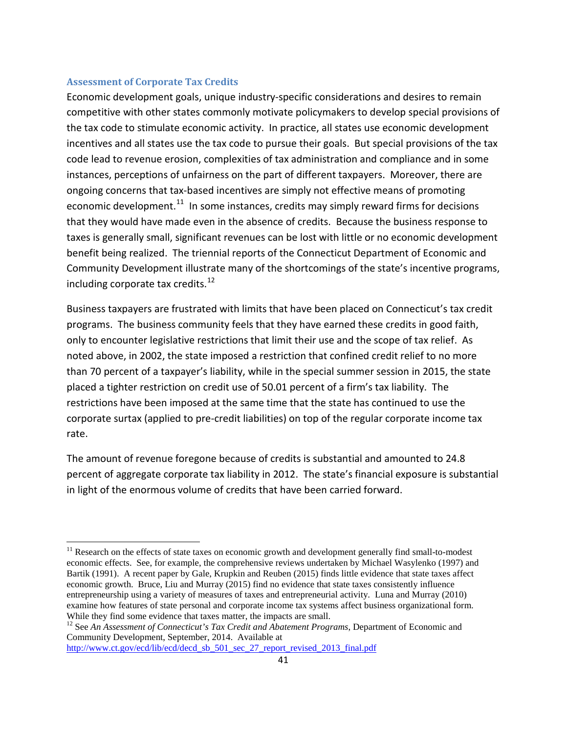### Assessment of Corporate Tax Credits

Economic development goals, unique industry-specific considerations and desires to remain competitive with other states commonly motivate policymakers to develop special provisions of the tax code to stimulate economic activity. In practice, all states use economic development incentives and all states use the tax code to pursue their goals. But special provisions of the tax code lead to revenue erosion, complexities of tax administration and compliance and in some instances, perceptions of unfairness on the part of different taxpayers. Moreover, there are ongoing concerns that tax-based incentives are simply not effective means of promoting economic development.[11] In some instances, credits may simply reward firms for decisions that they would have made even in the absence of credits. Because the business response to taxes is generally small, significant revenues can be lost with little or no economic development benefit being realized. The triennial reports of the Connecticut Department of Economic and Community Development illustrate many of the shortcomings of the state's incentive programs, including corporate tax credits.[12]

Business taxpayers are frustrated with limits that have been placed on Connecticut's tax credit programs. The business community feels that they have earned these credits in good faith, only to encounter legislative restrictions that limit their use and the scope of tax relief. As noted above, in 2002, the state imposed a restriction that confined credit relief to no more than 70 percent of a taxpayer's liability, while in the special summer session in 2015, the state placed a tighter restriction on credit use of 50.01 percent of a firm's tax liability. The restrictions have been imposed at the same time that the state has continued to use the corporate surtax (applied to pre-credit liabilities) on top of the regular corporate income tax rate.

The amount of revenue foregone because of credits is substantial and amounted to 24.8 percent of aggregate corporate tax liability in 2012. The state's financial exposure is substantial in light of the enormous volume of credits that have been carried forward.

---

[11] Research on the effects of state taxes on economic growth and development generally find small-to-modest economic effects. See, for example, the comprehensive reviews undertaken by Michael Wasylenko (1997) and Bartik (1991). A recent paper by Gale, Krupkin and Reuben (2015) finds little evidence that state taxes affect economic growth. Bruce, Liu and Murray (2015) find no evidence that state taxes consistently influence entrepreneurship using a variety of measures of taxes and entrepreneurial activity. Luna and Murray (2010) examine how features of state personal and corporate income tax systems affect business organizational form. While they find some evidence that taxes matter, the impacts are small.

[12] See *An Assessment of Connecticut's Tax Credit and Abatement Programs*, Department of Economic and Community Development, September, 2014. Available at http://www.ct.gov/ecd/lib/ecd/decd_sb_501_sec_27_report_revised_2013_final.pdf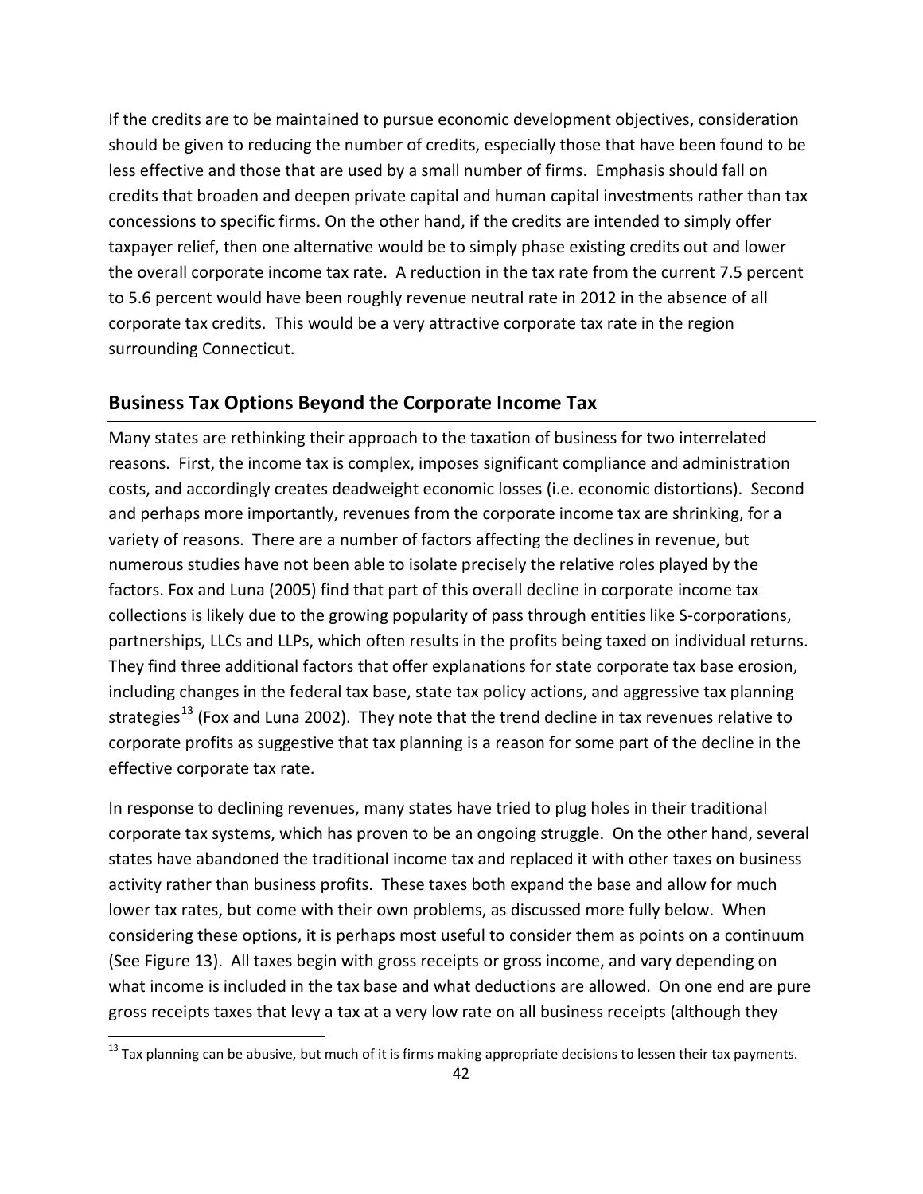If the credits are to be maintained to pursue economic development objectives, consideration should be given to reducing the number of credits, especially those that have been found to be less effective and those that are used by a small number of firms. Emphasis should fall on credits that broaden and deepen private capital and human capital investments rather than tax concessions to specific firms. On the other hand, if the credits are intended to simply offer taxpayer relief, then one alternative would be to simply phase existing credits out and lower the overall corporate income tax rate. A reduction in the tax rate from the current 7.5 percent to 5.6 percent would have been roughly revenue neutral rate in 2012 in the absence of all corporate tax credits. This would be a very attractive corporate tax rate in the region surrounding Connecticut.

## Business Tax Options Beyond the Corporate Income Tax

Many states are rethinking their approach to the taxation of business for two interrelated reasons. First, the income tax is complex, imposes significant compliance and administration costs, and accordingly creates deadweight economic losses (i.e. economic distortions). Second and perhaps more importantly, revenues from the corporate income tax are shrinking, for a variety of reasons. There are a number of factors affecting the declines in revenue, but numerous studies have not been able to isolate precisely the relative roles played by the factors. Fox and Luna (2005) find that part of this overall decline in corporate income tax collections is likely due to the growing popularity of pass through entities like S-corporations, partnerships, LLCs and LLPs, which often results in the profits being taxed on individual returns. They find three additional factors that offer explanations for state corporate tax base erosion, including changes in the federal tax base, state tax policy actions, and aggressive tax planning strategies[13] (Fox and Luna 2002). They note that the trend decline in tax revenues relative to corporate profits as suggestive that tax planning is a reason for some part of the decline in the effective corporate tax rate.

In response to declining revenues, many states have tried to plug holes in their traditional corporate tax systems, which has proven to be an ongoing struggle. On the other hand, several states have abandoned the traditional income tax and replaced it with other taxes on business activity rather than business profits. These taxes both expand the base and allow for much lower tax rates, but come with their own problems, as discussed more fully below. When considering these options, it is perhaps most useful to consider them as points on a continuum (See Figure 13). All taxes begin with gross receipts or gross income, and vary depending on what income is included in the tax base and what deductions are allowed. On one end are pure gross receipts taxes that levy a tax at a very low rate on all business receipts (although they

[13] Tax planning can be abusive, but much of it is firms making appropriate decisions to lessen their tax payments.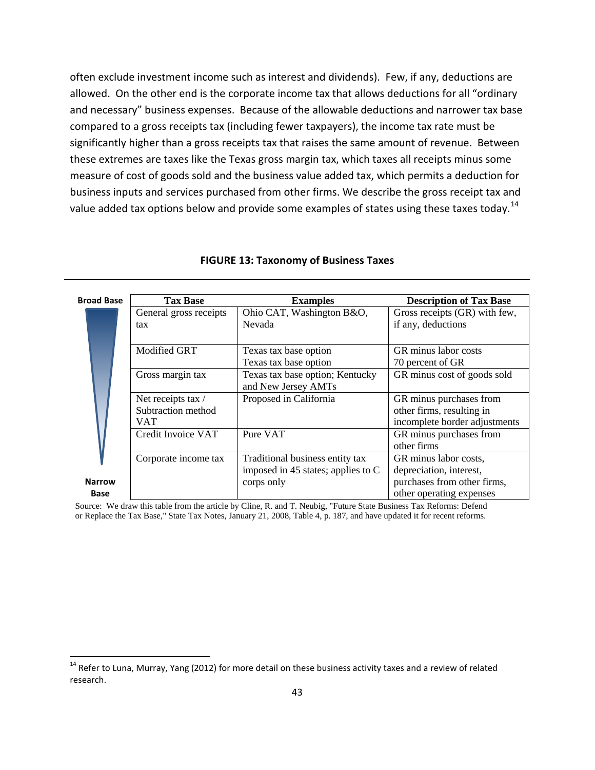often exclude investment income such as interest and dividends). Few, if any, deductions are allowed. On the other end is the corporate income tax that allows deductions for all "ordinary and necessary" business expenses. Because of the allowable deductions and narrower tax base compared to a gross receipts tax (including fewer taxpayers), the income tax rate must be significantly higher than a gross receipts tax that raises the same amount of revenue. Between these extremes are taxes like the Texas gross margin tax, which taxes all receipts minus some measure of cost of goods sold and the business value added tax, which permits a deduction for business inputs and services purchased from other firms. We describe the gross receipt tax and value added tax options below and provide some examples of states using these taxes today.[14]

**FIGURE 13: Taxonomy of Business Taxes**

| | Tax Base | Examples | Description of Tax Base |
|---|---|---|---|
| **Broad Base** | General gross receipts tax | Ohio CAT, Washington B&O, Nevada | Gross receipts (GR) with few, if any, deductions |
| | Modified GRT | Texas tax base option<br>Texas tax base option | GR minus labor costs<br>70 percent of GR |
| | Gross margin tax | Texas tax base option; Kentucky and New Jersey AMTs | GR minus cost of goods sold |
| | Net receipts tax / Subtraction method VAT | Proposed in California | GR minus purchases from other firms, resulting in incomplete border adjustments |
| | Credit Invoice VAT | Pure VAT | GR minus purchases from other firms |
| **Narrow Base** | Corporate income tax | Traditional business entity tax imposed in 45 states; applies to C corps only | GR minus labor costs, depreciation, interest, purchases from other firms, other operating expenses |

Source: We draw this table from the article by Cline, R. and T. Neubig, "Future State Business Tax Reforms: Defend or Replace the Tax Base," State Tax Notes, January 21, 2008, Table 4, p. 187, and have updated it for recent reforms.

[14] Refer to Luna, Murray, Yang (2012) for more detail on these business activity taxes and a review of related research.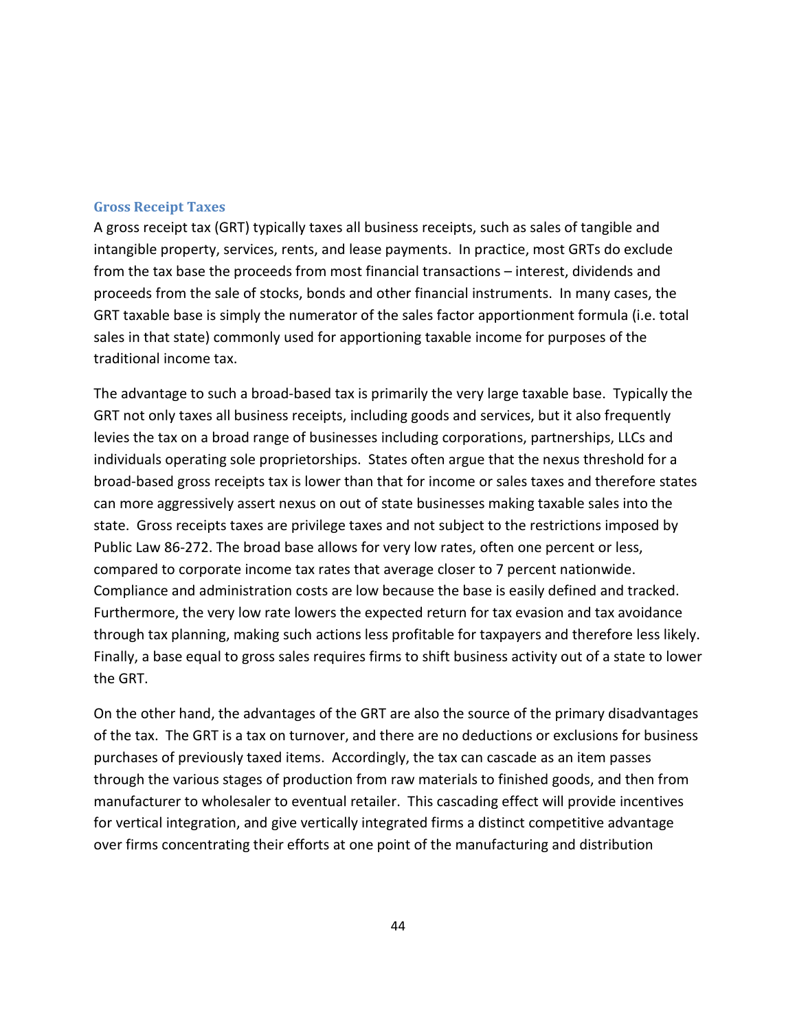### Gross Receipt Taxes

A gross receipt tax (GRT) typically taxes all business receipts, such as sales of tangible and intangible property, services, rents, and lease payments. In practice, most GRTs do exclude from the tax base the proceeds from most financial transactions – interest, dividends and proceeds from the sale of stocks, bonds and other financial instruments. In many cases, the GRT taxable base is simply the numerator of the sales factor apportionment formula (i.e. total sales in that state) commonly used for apportioning taxable income for purposes of the traditional income tax.

The advantage to such a broad-based tax is primarily the very large taxable base. Typically the GRT not only taxes all business receipts, including goods and services, but it also frequently levies the tax on a broad range of businesses including corporations, partnerships, LLCs and individuals operating sole proprietorships. States often argue that the nexus threshold for a broad-based gross receipts tax is lower than that for income or sales taxes and therefore states can more aggressively assert nexus on out of state businesses making taxable sales into the state. Gross receipts taxes are privilege taxes and not subject to the restrictions imposed by Public Law 86-272. The broad base allows for very low rates, often one percent or less, compared to corporate income tax rates that average closer to 7 percent nationwide. Compliance and administration costs are low because the base is easily defined and tracked. Furthermore, the very low rate lowers the expected return for tax evasion and tax avoidance through tax planning, making such actions less profitable for taxpayers and therefore less likely. Finally, a base equal to gross sales requires firms to shift business activity out of a state to lower the GRT.

On the other hand, the advantages of the GRT are also the source of the primary disadvantages of the tax. The GRT is a tax on turnover, and there are no deductions or exclusions for business purchases of previously taxed items. Accordingly, the tax can cascade as an item passes through the various stages of production from raw materials to finished goods, and then from manufacturer to wholesaler to eventual retailer. This cascading effect will provide incentives for vertical integration, and give vertically integrated firms a distinct competitive advantage over firms concentrating their efforts at one point of the manufacturing and distribution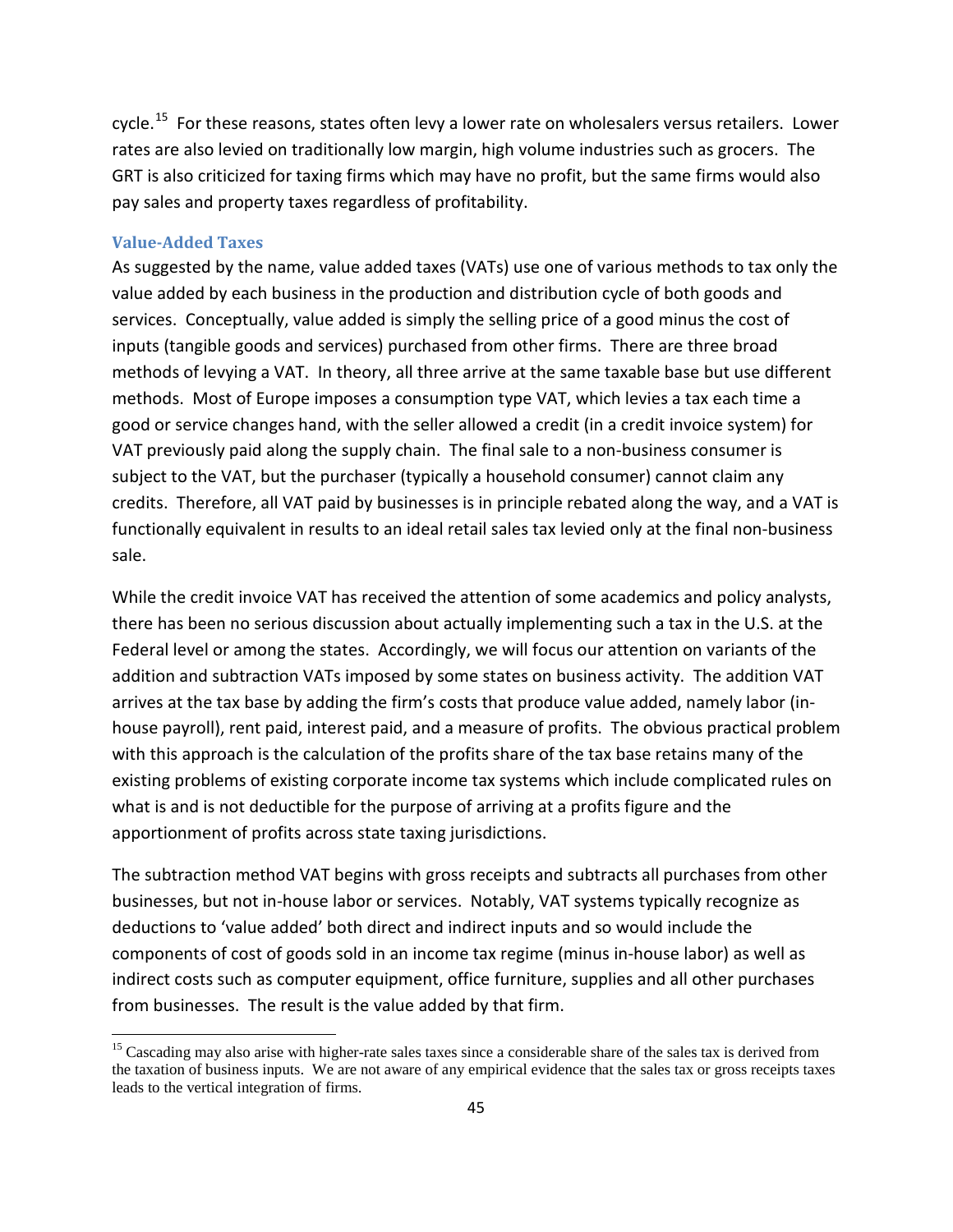cycle.[15] For these reasons, states often levy a lower rate on wholesalers versus retailers. Lower rates are also levied on traditionally low margin, high volume industries such as grocers. The GRT is also criticized for taxing firms which may have no profit, but the same firms would also pay sales and property taxes regardless of profitability.

### Value-Added Taxes

As suggested by the name, value added taxes (VATs) use one of various methods to tax only the value added by each business in the production and distribution cycle of both goods and services. Conceptually, value added is simply the selling price of a good minus the cost of inputs (tangible goods and services) purchased from other firms. There are three broad methods of levying a VAT. In theory, all three arrive at the same taxable base but use different methods. Most of Europe imposes a consumption type VAT, which levies a tax each time a good or service changes hand, with the seller allowed a credit (in a credit invoice system) for VAT previously paid along the supply chain. The final sale to a non-business consumer is subject to the VAT, but the purchaser (typically a household consumer) cannot claim any credits. Therefore, all VAT paid by businesses is in principle rebated along the way, and a VAT is functionally equivalent in results to an ideal retail sales tax levied only at the final non-business sale.

While the credit invoice VAT has received the attention of some academics and policy analysts, there has been no serious discussion about actually implementing such a tax in the U.S. at the Federal level or among the states. Accordingly, we will focus our attention on variants of the addition and subtraction VATs imposed by some states on business activity. The addition VAT arrives at the tax base by adding the firm's costs that produce value added, namely labor (in-house payroll), rent paid, interest paid, and a measure of profits. The obvious practical problem with this approach is the calculation of the profits share of the tax base retains many of the existing problems of existing corporate income tax systems which include complicated rules on what is and is not deductible for the purpose of arriving at a profits figure and the apportionment of profits across state taxing jurisdictions.

The subtraction method VAT begins with gross receipts and subtracts all purchases from other businesses, but not in-house labor or services. Notably, VAT systems typically recognize as deductions to 'value added' both direct and indirect inputs and so would include the components of cost of goods sold in an income tax regime (minus in-house labor) as well as indirect costs such as computer equipment, office furniture, supplies and all other purchases from businesses. The result is the value added by that firm.

---

[15] Cascading may also arise with higher-rate sales taxes since a considerable share of the sales tax is derived from the taxation of business inputs. We are not aware of any empirical evidence that the sales tax or gross receipts taxes leads to the vertical integration of firms.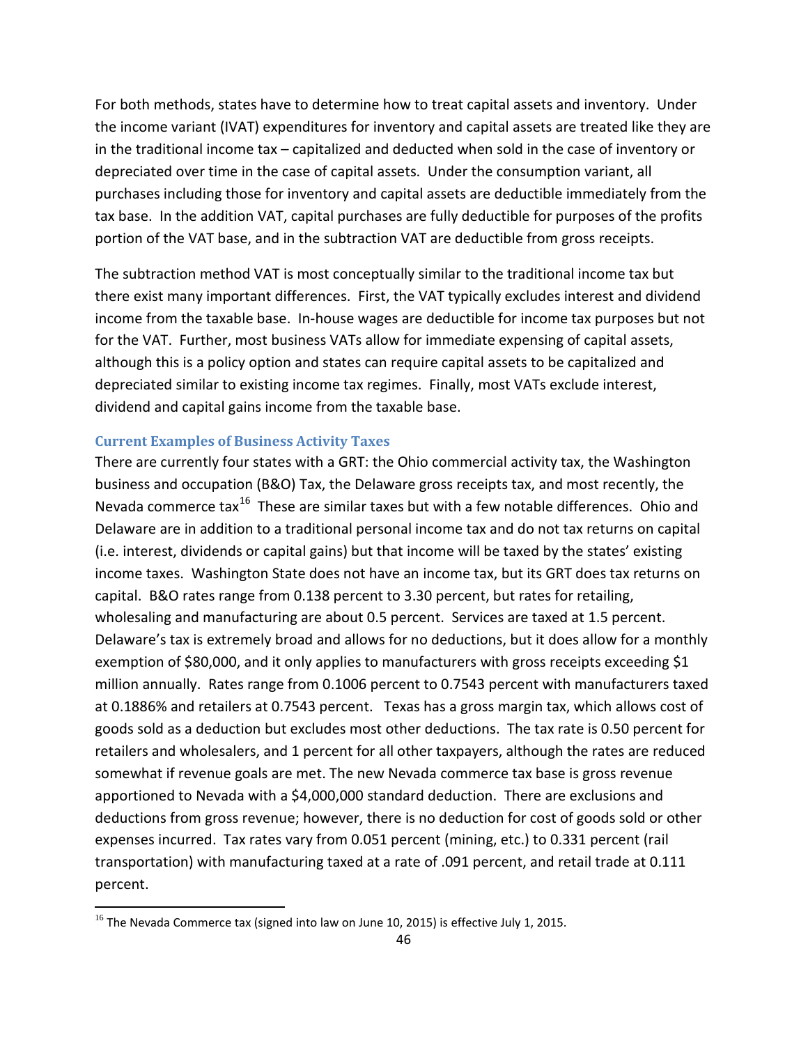For both methods, states have to determine how to treat capital assets and inventory. Under the income variant (IVAT) expenditures for inventory and capital assets are treated like they are in the traditional income tax – capitalized and deducted when sold in the case of inventory or depreciated over time in the case of capital assets. Under the consumption variant, all purchases including those for inventory and capital assets are deductible immediately from the tax base. In the addition VAT, capital purchases are fully deductible for purposes of the profits portion of the VAT base, and in the subtraction VAT are deductible from gross receipts.

The subtraction method VAT is most conceptually similar to the traditional income tax but there exist many important differences. First, the VAT typically excludes interest and dividend income from the taxable base. In-house wages are deductible for income tax purposes but not for the VAT. Further, most business VATs allow for immediate expensing of capital assets, although this is a policy option and states can require capital assets to be capitalized and depreciated similar to existing income tax regimes. Finally, most VATs exclude interest, dividend and capital gains income from the taxable base.

### Current Examples of Business Activity Taxes

There are currently four states with a GRT: the Ohio commercial activity tax, the Washington business and occupation (B&O) Tax, the Delaware gross receipts tax, and most recently, the Nevada commerce tax[16] These are similar taxes but with a few notable differences. Ohio and Delaware are in addition to a traditional personal income tax and do not tax returns on capital (i.e. interest, dividends or capital gains) but that income will be taxed by the states' existing income taxes. Washington State does not have an income tax, but its GRT does tax returns on capital. B&O rates range from 0.138 percent to 3.30 percent, but rates for retailing, wholesaling and manufacturing are about 0.5 percent. Services are taxed at 1.5 percent. Delaware's tax is extremely broad and allows for no deductions, but it does allow for a monthly exemption of $80,000, and it only applies to manufacturers with gross receipts exceeding $1 million annually. Rates range from 0.1006 percent to 0.7543 percent with manufacturers taxed at 0.1886% and retailers at 0.7543 percent. Texas has a gross margin tax, which allows cost of goods sold as a deduction but excludes most other deductions. The tax rate is 0.50 percent for retailers and wholesalers, and 1 percent for all other taxpayers, although the rates are reduced somewhat if revenue goals are met. The new Nevada commerce tax base is gross revenue apportioned to Nevada with a $4,000,000 standard deduction. There are exclusions and deductions from gross revenue; however, there is no deduction for cost of goods sold or other expenses incurred. Tax rates vary from 0.051 percent (mining, etc.) to 0.331 percent (rail transportation) with manufacturing taxed at a rate of .091 percent, and retail trade at 0.111 percent.

---

[16] The Nevada Commerce tax (signed into law on June 10, 2015) is effective July 1, 2015.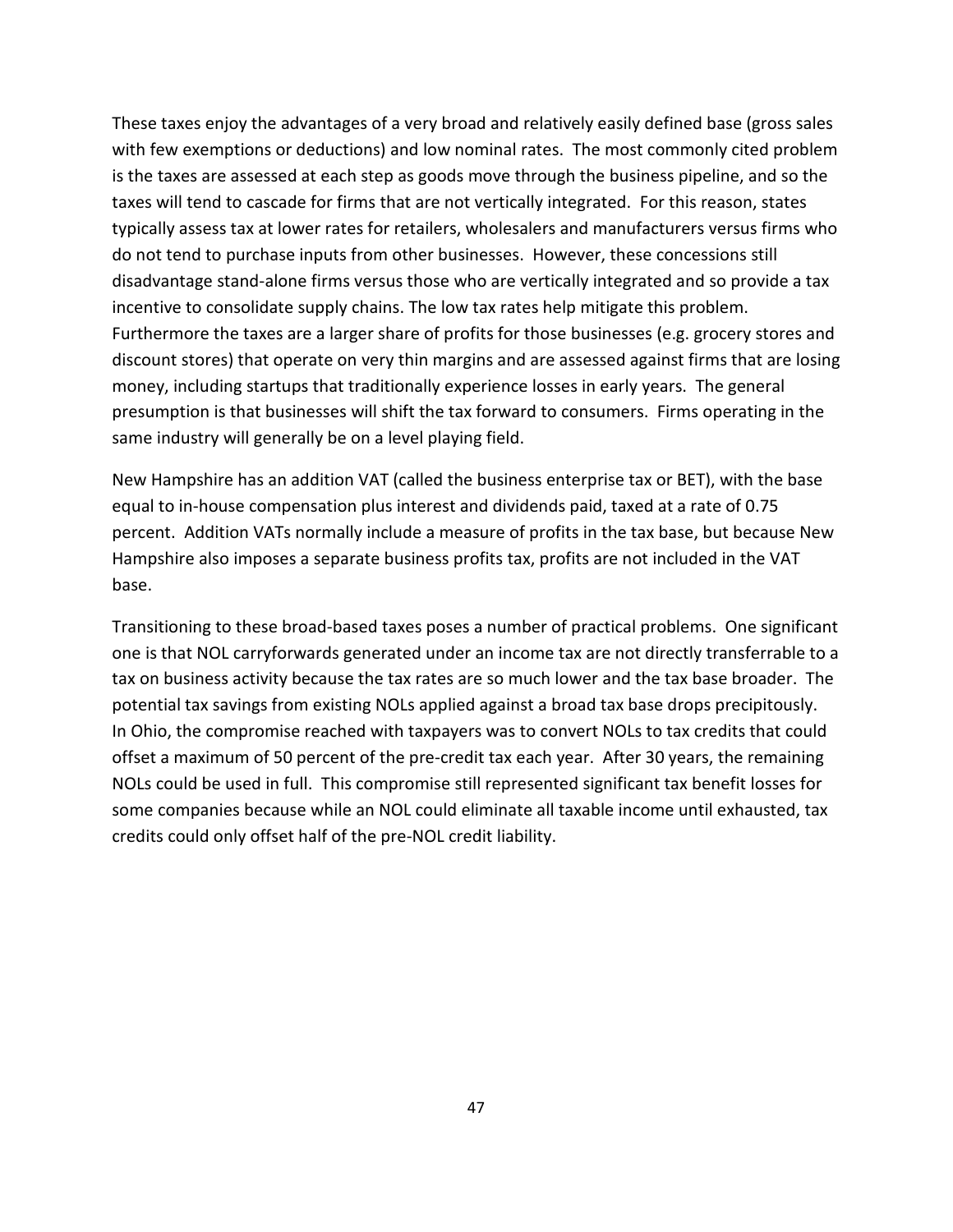These taxes enjoy the advantages of a very broad and relatively easily defined base (gross sales with few exemptions or deductions) and low nominal rates. The most commonly cited problem is the taxes are assessed at each step as goods move through the business pipeline, and so the taxes will tend to cascade for firms that are not vertically integrated. For this reason, states typically assess tax at lower rates for retailers, wholesalers and manufacturers versus firms who do not tend to purchase inputs from other businesses. However, these concessions still disadvantage stand-alone firms versus those who are vertically integrated and so provide a tax incentive to consolidate supply chains. The low tax rates help mitigate this problem. Furthermore the taxes are a larger share of profits for those businesses (e.g. grocery stores and discount stores) that operate on very thin margins and are assessed against firms that are losing money, including startups that traditionally experience losses in early years. The general presumption is that businesses will shift the tax forward to consumers. Firms operating in the same industry will generally be on a level playing field.

New Hampshire has an addition VAT (called the business enterprise tax or BET), with the base equal to in-house compensation plus interest and dividends paid, taxed at a rate of 0.75 percent. Addition VATs normally include a measure of profits in the tax base, but because New Hampshire also imposes a separate business profits tax, profits are not included in the VAT base.

Transitioning to these broad-based taxes poses a number of practical problems. One significant one is that NOL carryforwards generated under an income tax are not directly transferrable to a tax on business activity because the tax rates are so much lower and the tax base broader. The potential tax savings from existing NOLs applied against a broad tax base drops precipitously. In Ohio, the compromise reached with taxpayers was to convert NOLs to tax credits that could offset a maximum of 50 percent of the pre-credit tax each year. After 30 years, the remaining NOLs could be used in full. This compromise still represented significant tax benefit losses for some companies because while an NOL could eliminate all taxable income until exhausted, tax credits could only offset half of the pre-NOL credit liability.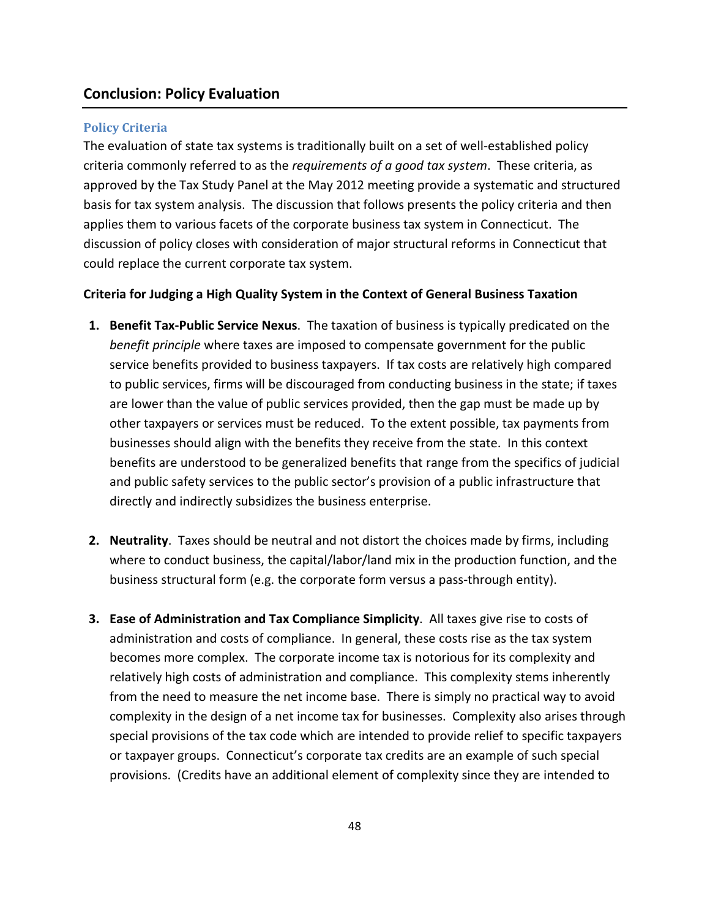## Conclusion: Policy Evaluation

### Policy Criteria

The evaluation of state tax systems is traditionally built on a set of well-established policy criteria commonly referred to as the *requirements of a good tax system*. These criteria, as approved by the Tax Study Panel at the May 2012 meeting provide a systematic and structured basis for tax system analysis. The discussion that follows presents the policy criteria and then applies them to various facets of the corporate business tax system in Connecticut. The discussion of policy closes with consideration of major structural reforms in Connecticut that could replace the current corporate tax system.

**Criteria for Judging a High Quality System in the Context of General Business Taxation**

1. **Benefit Tax-Public Service Nexus**. The taxation of business is typically predicated on the *benefit principle* where taxes are imposed to compensate government for the public service benefits provided to business taxpayers. If tax costs are relatively high compared to public services, firms will be discouraged from conducting business in the state; if taxes are lower than the value of public services provided, then the gap must be made up by other taxpayers or services must be reduced. To the extent possible, tax payments from businesses should align with the benefits they receive from the state. In this context benefits are understood to be generalized benefits that range from the specifics of judicial and public safety services to the public sector's provision of a public infrastructure that directly and indirectly subsidizes the business enterprise.

2. **Neutrality**. Taxes should be neutral and not distort the choices made by firms, including where to conduct business, the capital/labor/land mix in the production function, and the business structural form (e.g. the corporate form versus a pass-through entity).

3. **Ease of Administration and Tax Compliance Simplicity**. All taxes give rise to costs of administration and costs of compliance. In general, these costs rise as the tax system becomes more complex. The corporate income tax is notorious for its complexity and relatively high costs of administration and compliance. This complexity stems inherently from the need to measure the net income base. There is simply no practical way to avoid complexity in the design of a net income tax for businesses. Complexity also arises through special provisions of the tax code which are intended to provide relief to specific taxpayers or taxpayer groups. Connecticut's corporate tax credits are an example of such special provisions. (Credits have an additional element of complexity since they are intended to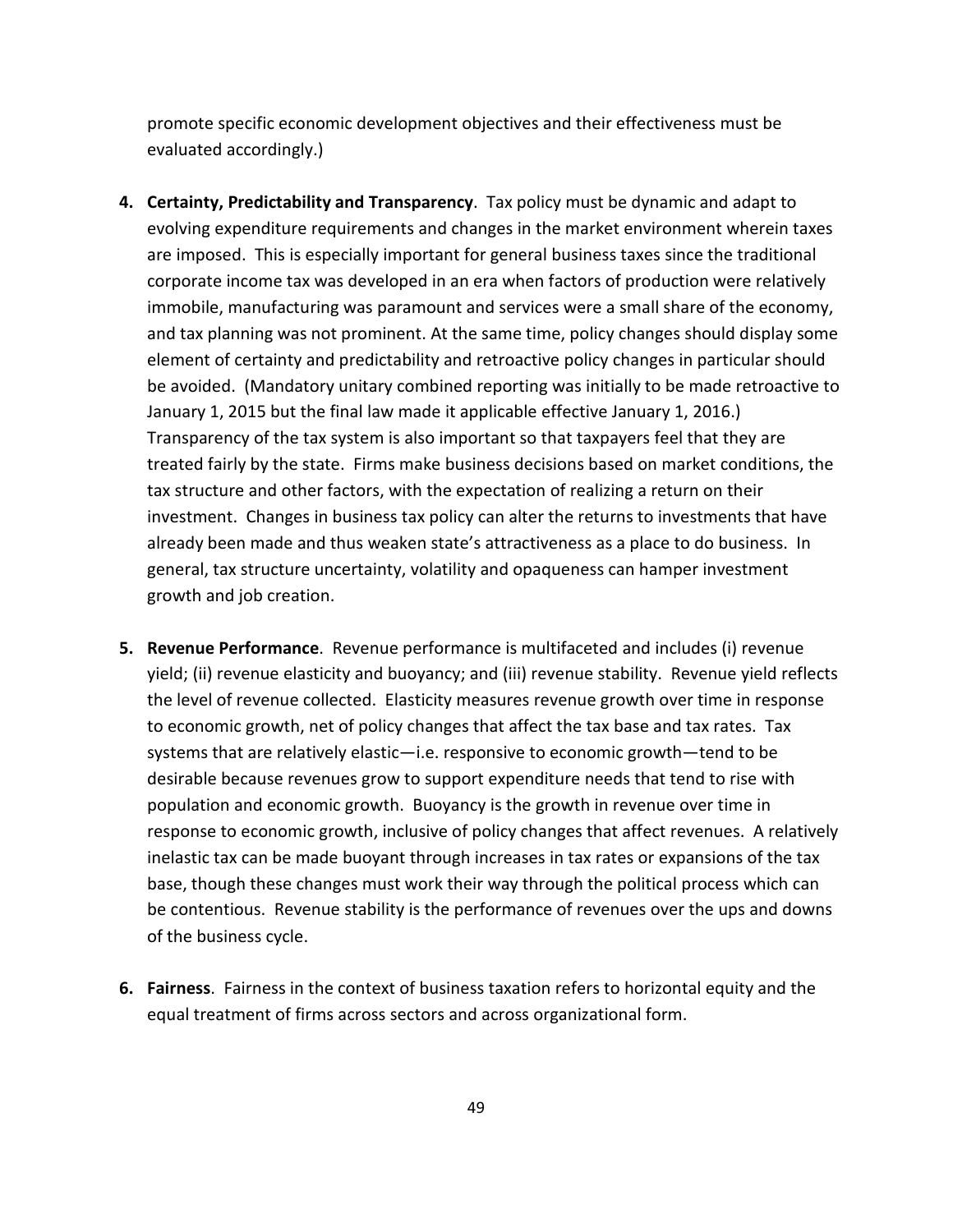promote specific economic development objectives and their effectiveness must be evaluated accordingly.)

4. **Certainty, Predictability and Transparency**. Tax policy must be dynamic and adapt to evolving expenditure requirements and changes in the market environment wherein taxes are imposed. This is especially important for general business taxes since the traditional corporate income tax was developed in an era when factors of production were relatively immobile, manufacturing was paramount and services were a small share of the economy, and tax planning was not prominent. At the same time, policy changes should display some element of certainty and predictability and retroactive policy changes in particular should be avoided. (Mandatory unitary combined reporting was initially to be made retroactive to January 1, 2015 but the final law made it applicable effective January 1, 2016.) Transparency of the tax system is also important so that taxpayers feel that they are treated fairly by the state. Firms make business decisions based on market conditions, the tax structure and other factors, with the expectation of realizing a return on their investment. Changes in business tax policy can alter the returns to investments that have already been made and thus weaken state's attractiveness as a place to do business. In general, tax structure uncertainty, volatility and opaqueness can hamper investment growth and job creation.

5. **Revenue Performance**. Revenue performance is multifaceted and includes (i) revenue yield; (ii) revenue elasticity and buoyancy; and (iii) revenue stability. Revenue yield reflects the level of revenue collected. Elasticity measures revenue growth over time in response to economic growth, net of policy changes that affect the tax base and tax rates. Tax systems that are relatively elastic—i.e. responsive to economic growth—tend to be desirable because revenues grow to support expenditure needs that tend to rise with population and economic growth. Buoyancy is the growth in revenue over time in response to economic growth, inclusive of policy changes that affect revenues. A relatively inelastic tax can be made buoyant through increases in tax rates or expansions of the tax base, though these changes must work their way through the political process which can be contentious. Revenue stability is the performance of revenues over the ups and downs of the business cycle.

6. **Fairness**. Fairness in the context of business taxation refers to horizontal equity and the equal treatment of firms across sectors and across organizational form.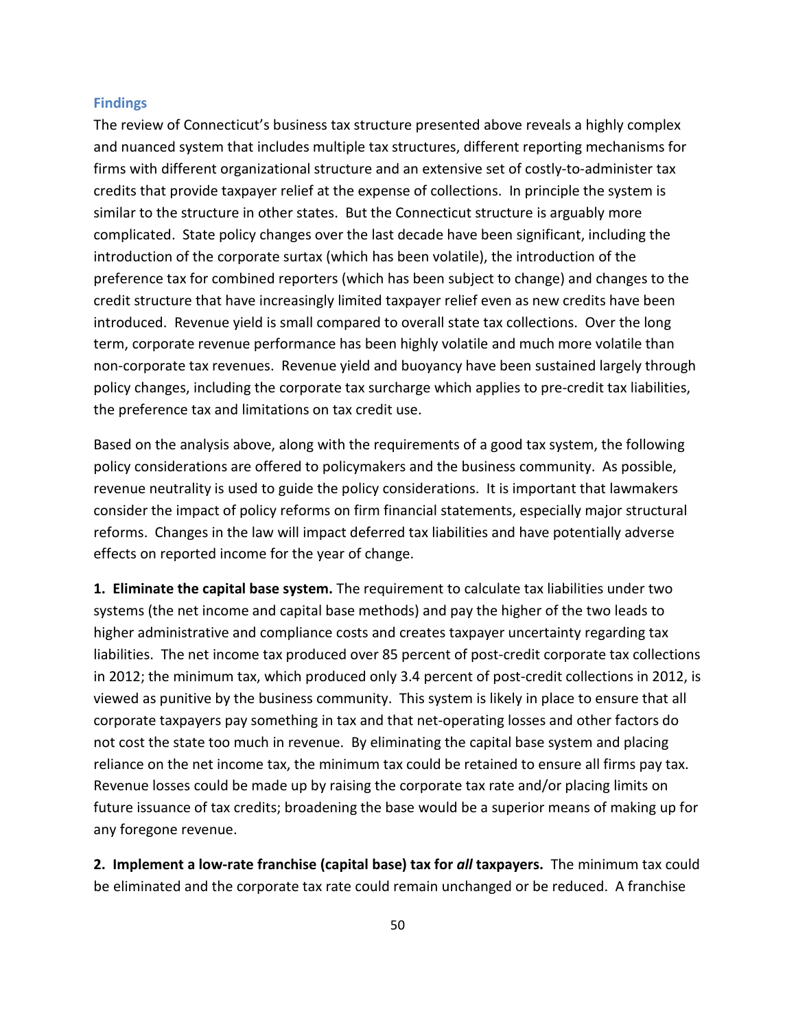### Findings

The review of Connecticut's business tax structure presented above reveals a highly complex and nuanced system that includes multiple tax structures, different reporting mechanisms for firms with different organizational structure and an extensive set of costly-to-administer tax credits that provide taxpayer relief at the expense of collections. In principle the system is similar to the structure in other states. But the Connecticut structure is arguably more complicated. State policy changes over the last decade have been significant, including the introduction of the corporate surtax (which has been volatile), the introduction of the preference tax for combined reporters (which has been subject to change) and changes to the credit structure that have increasingly limited taxpayer relief even as new credits have been introduced. Revenue yield is small compared to overall state tax collections. Over the long term, corporate revenue performance has been highly volatile and much more volatile than non-corporate tax revenues. Revenue yield and buoyancy have been sustained largely through policy changes, including the corporate tax surcharge which applies to pre-credit tax liabilities, the preference tax and limitations on tax credit use.

Based on the analysis above, along with the requirements of a good tax system, the following policy considerations are offered to policymakers and the business community. As possible, revenue neutrality is used to guide the policy considerations. It is important that lawmakers consider the impact of policy reforms on firm financial statements, especially major structural reforms. Changes in the law will impact deferred tax liabilities and have potentially adverse effects on reported income for the year of change.

**1. Eliminate the capital base system.** The requirement to calculate tax liabilities under two systems (the net income and capital base methods) and pay the higher of the two leads to higher administrative and compliance costs and creates taxpayer uncertainty regarding tax liabilities. The net income tax produced over 85 percent of post-credit corporate tax collections in 2012; the minimum tax, which produced only 3.4 percent of post-credit collections in 2012, is viewed as punitive by the business community. This system is likely in place to ensure that all corporate taxpayers pay something in tax and that net-operating losses and other factors do not cost the state too much in revenue. By eliminating the capital base system and placing reliance on the net income tax, the minimum tax could be retained to ensure all firms pay tax. Revenue losses could be made up by raising the corporate tax rate and/or placing limits on future issuance of tax credits; broadening the base would be a superior means of making up for any foregone revenue.

**2. Implement a low-rate franchise (capital base) tax for *all* taxpayers.** The minimum tax could be eliminated and the corporate tax rate could remain unchanged or be reduced. A franchise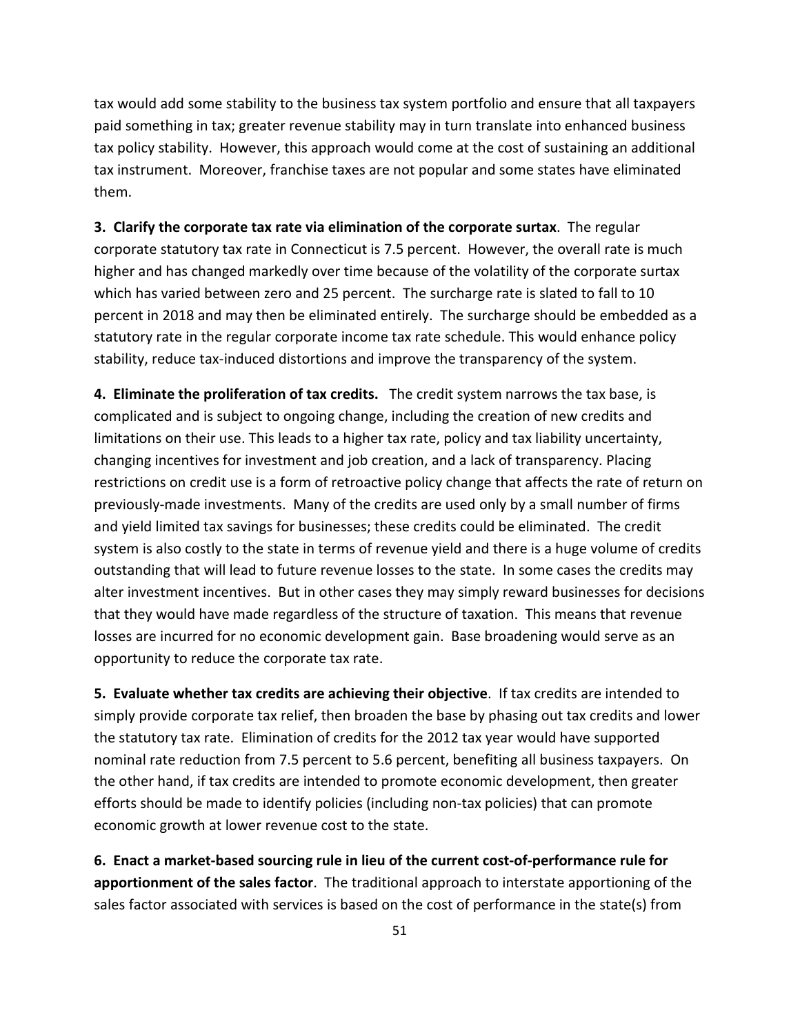tax would add some stability to the business tax system portfolio and ensure that all taxpayers paid something in tax; greater revenue stability may in turn translate into enhanced business tax policy stability. However, this approach would come at the cost of sustaining an additional tax instrument. Moreover, franchise taxes are not popular and some states have eliminated them.

**3. Clarify the corporate tax rate via elimination of the corporate surtax**. The regular corporate statutory tax rate in Connecticut is 7.5 percent. However, the overall rate is much higher and has changed markedly over time because of the volatility of the corporate surtax which has varied between zero and 25 percent. The surcharge rate is slated to fall to 10 percent in 2018 and may then be eliminated entirely. The surcharge should be embedded as a statutory rate in the regular corporate income tax rate schedule. This would enhance policy stability, reduce tax-induced distortions and improve the transparency of the system.

**4. Eliminate the proliferation of tax credits.** The credit system narrows the tax base, is complicated and is subject to ongoing change, including the creation of new credits and limitations on their use. This leads to a higher tax rate, policy and tax liability uncertainty, changing incentives for investment and job creation, and a lack of transparency. Placing restrictions on credit use is a form of retroactive policy change that affects the rate of return on previously-made investments. Many of the credits are used only by a small number of firms and yield limited tax savings for businesses; these credits could be eliminated. The credit system is also costly to the state in terms of revenue yield and there is a huge volume of credits outstanding that will lead to future revenue losses to the state. In some cases the credits may alter investment incentives. But in other cases they may simply reward businesses for decisions that they would have made regardless of the structure of taxation. This means that revenue losses are incurred for no economic development gain. Base broadening would serve as an opportunity to reduce the corporate tax rate.

**5. Evaluate whether tax credits are achieving their objective**. If tax credits are intended to simply provide corporate tax relief, then broaden the base by phasing out tax credits and lower the statutory tax rate. Elimination of credits for the 2012 tax year would have supported nominal rate reduction from 7.5 percent to 5.6 percent, benefiting all business taxpayers. On the other hand, if tax credits are intended to promote economic development, then greater efforts should be made to identify policies (including non-tax policies) that can promote economic growth at lower revenue cost to the state.

**6. Enact a market-based sourcing rule in lieu of the current cost-of-performance rule for apportionment of the sales factor**. The traditional approach to interstate apportioning of the sales factor associated with services is based on the cost of performance in the state(s) from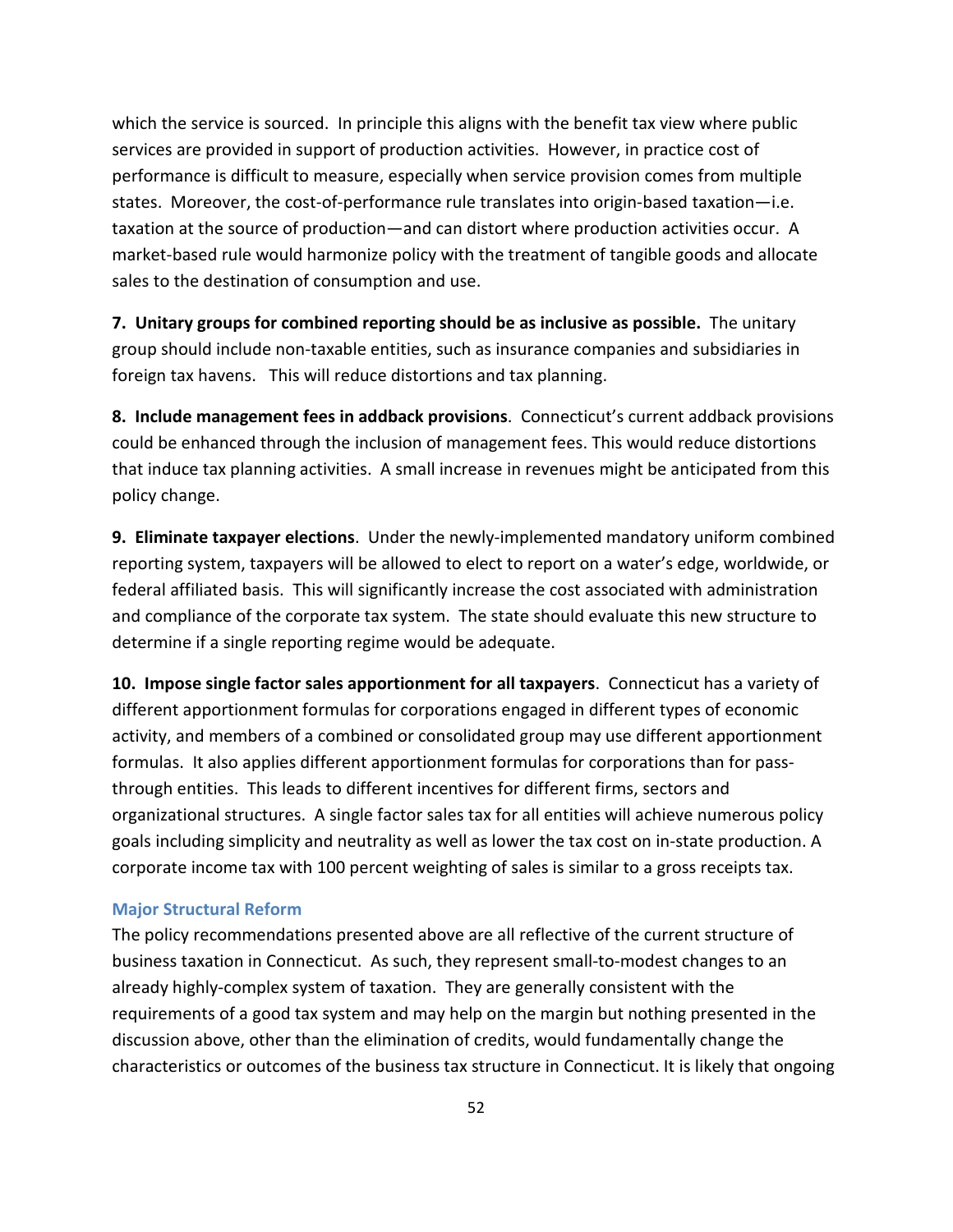which the service is sourced. In principle this aligns with the benefit tax view where public services are provided in support of production activities. However, in practice cost of performance is difficult to measure, especially when service provision comes from multiple states. Moreover, the cost-of-performance rule translates into origin-based taxation—i.e. taxation at the source of production—and can distort where production activities occur. A market-based rule would harmonize policy with the treatment of tangible goods and allocate sales to the destination of consumption and use.

**7. Unitary groups for combined reporting should be as inclusive as possible.** The unitary group should include non-taxable entities, such as insurance companies and subsidiaries in foreign tax havens. This will reduce distortions and tax planning.

**8. Include management fees in addback provisions**. Connecticut's current addback provisions could be enhanced through the inclusion of management fees. This would reduce distortions that induce tax planning activities. A small increase in revenues might be anticipated from this policy change.

**9. Eliminate taxpayer elections**. Under the newly-implemented mandatory uniform combined reporting system, taxpayers will be allowed to elect to report on a water's edge, worldwide, or federal affiliated basis. This will significantly increase the cost associated with administration and compliance of the corporate tax system. The state should evaluate this new structure to determine if a single reporting regime would be adequate.

**10. Impose single factor sales apportionment for all taxpayers**. Connecticut has a variety of different apportionment formulas for corporations engaged in different types of economic activity, and members of a combined or consolidated group may use different apportionment formulas. It also applies different apportionment formulas for corporations than for pass-through entities. This leads to different incentives for different firms, sectors and organizational structures. A single factor sales tax for all entities will achieve numerous policy goals including simplicity and neutrality as well as lower the tax cost on in-state production. A corporate income tax with 100 percent weighting of sales is similar to a gross receipts tax.

### Major Structural Reform

The policy recommendations presented above are all reflective of the current structure of business taxation in Connecticut. As such, they represent small-to-modest changes to an already highly-complex system of taxation. They are generally consistent with the requirements of a good tax system and may help on the margin but nothing presented in the discussion above, other than the elimination of credits, would fundamentally change the characteristics or outcomes of the business tax structure in Connecticut. It is likely that ongoing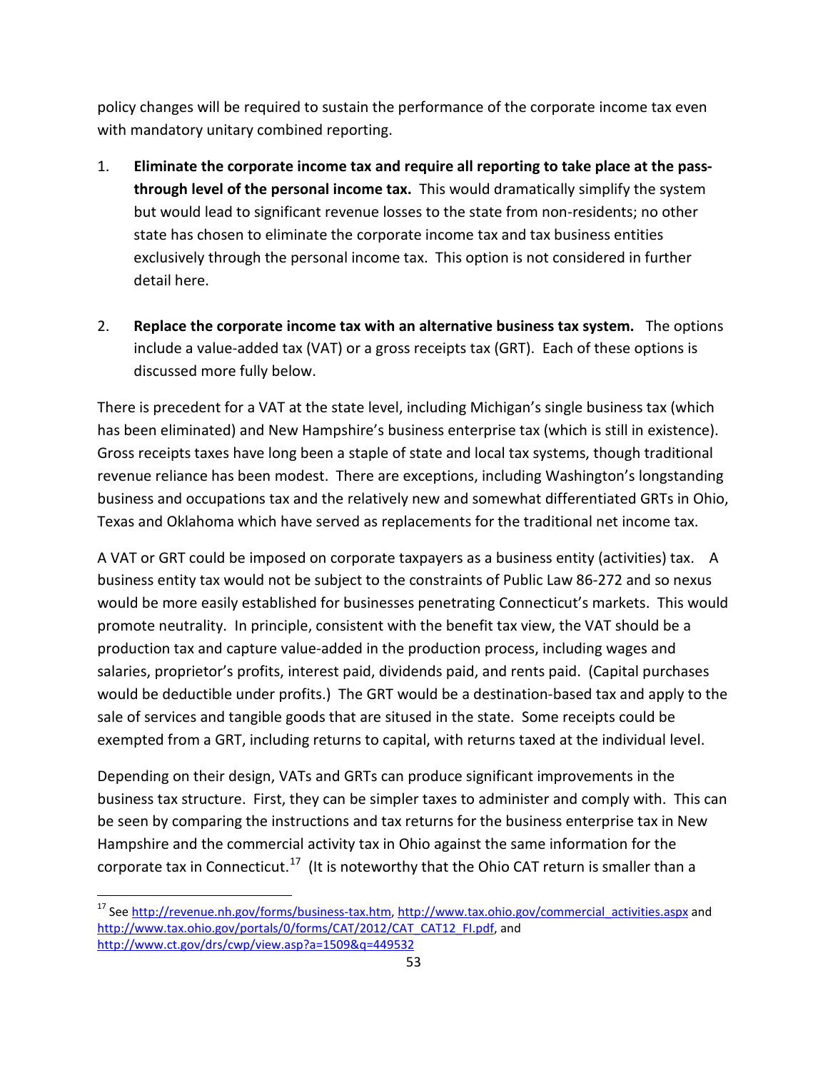policy changes will be required to sustain the performance of the corporate income tax even with mandatory unitary combined reporting.

1. **Eliminate the corporate income tax and require all reporting to take place at the pass-through level of the personal income tax.** This would dramatically simplify the system but would lead to significant revenue losses to the state from non-residents; no other state has chosen to eliminate the corporate income tax and tax business entities exclusively through the personal income tax. This option is not considered in further detail here.

2. **Replace the corporate income tax with an alternative business tax system.** The options include a value-added tax (VAT) or a gross receipts tax (GRT). Each of these options is discussed more fully below.

There is precedent for a VAT at the state level, including Michigan's single business tax (which has been eliminated) and New Hampshire's business enterprise tax (which is still in existence). Gross receipts taxes have long been a staple of state and local tax systems, though traditional revenue reliance has been modest. There are exceptions, including Washington's longstanding business and occupations tax and the relatively new and somewhat differentiated GRTs in Ohio, Texas and Oklahoma which have served as replacements for the traditional net income tax.

A VAT or GRT could be imposed on corporate taxpayers as a business entity (activities) tax. A business entity tax would not be subject to the constraints of Public Law 86-272 and so nexus would be more easily established for businesses penetrating Connecticut's markets. This would promote neutrality. In principle, consistent with the benefit tax view, the VAT should be a production tax and capture value-added in the production process, including wages and salaries, proprietor's profits, interest paid, dividends paid, and rents paid. (Capital purchases would be deductible under profits.) The GRT would be a destination-based tax and apply to the sale of services and tangible goods that are sitused in the state. Some receipts could be exempted from a GRT, including returns to capital, with returns taxed at the individual level.

Depending on their design, VATs and GRTs can produce significant improvements in the business tax structure. First, they can be simpler taxes to administer and comply with. This can be seen by comparing the instructions and tax returns for the business enterprise tax in New Hampshire and the commercial activity tax in Ohio against the same information for the corporate tax in Connecticut.[17] (It is noteworthy that the Ohio CAT return is smaller than a

[17] See http://revenue.nh.gov/forms/business-tax.htm, http://www.tax.ohio.gov/commercial_activities.aspx and http://www.tax.ohio.gov/portals/0/forms/CAT/2012/CAT_CAT12_FI.pdf, and http://www.ct.gov/drs/cwp/view.asp?a=1509&q=449532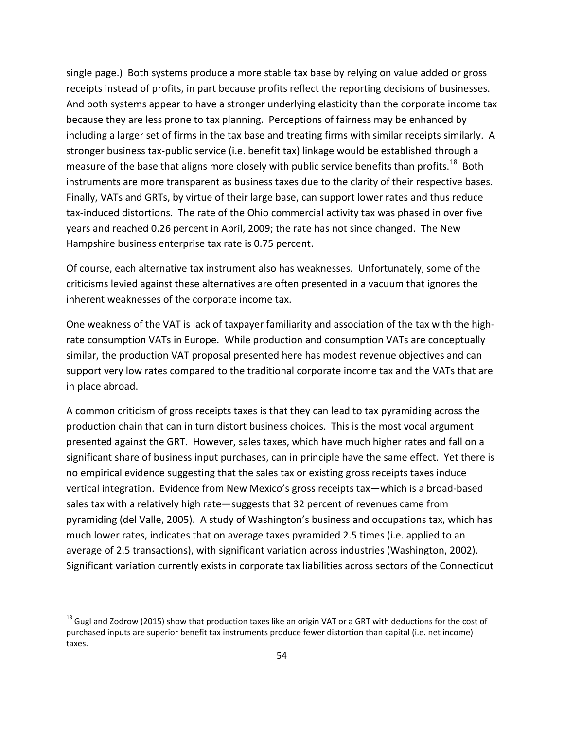single page.) Both systems produce a more stable tax base by relying on value added or gross receipts instead of profits, in part because profits reflect the reporting decisions of businesses. And both systems appear to have a stronger underlying elasticity than the corporate income tax because they are less prone to tax planning. Perceptions of fairness may be enhanced by including a larger set of firms in the tax base and treating firms with similar receipts similarly. A stronger business tax-public service (i.e. benefit tax) linkage would be established through a measure of the base that aligns more closely with public service benefits than profits.[18] Both instruments are more transparent as business taxes due to the clarity of their respective bases. Finally, VATs and GRTs, by virtue of their large base, can support lower rates and thus reduce tax-induced distortions. The rate of the Ohio commercial activity tax was phased in over five years and reached 0.26 percent in April, 2009; the rate has not since changed. The New Hampshire business enterprise tax rate is 0.75 percent.

Of course, each alternative tax instrument also has weaknesses. Unfortunately, some of the criticisms levied against these alternatives are often presented in a vacuum that ignores the inherent weaknesses of the corporate income tax.

One weakness of the VAT is lack of taxpayer familiarity and association of the tax with the high-rate consumption VATs in Europe. While production and consumption VATs are conceptually similar, the production VAT proposal presented here has modest revenue objectives and can support very low rates compared to the traditional corporate income tax and the VATs that are in place abroad.

A common criticism of gross receipts taxes is that they can lead to tax pyramiding across the production chain that can in turn distort business choices. This is the most vocal argument presented against the GRT. However, sales taxes, which have much higher rates and fall on a significant share of business input purchases, can in principle have the same effect. Yet there is no empirical evidence suggesting that the sales tax or existing gross receipts taxes induce vertical integration. Evidence from New Mexico's gross receipts tax—which is a broad-based sales tax with a relatively high rate—suggests that 32 percent of revenues came from pyramiding (del Valle, 2005). A study of Washington's business and occupations tax, which has much lower rates, indicates that on average taxes pyramided 2.5 times (i.e. applied to an average of 2.5 transactions), with significant variation across industries (Washington, 2002). Significant variation currently exists in corporate tax liabilities across sectors of the Connecticut

[18] Gugl and Zodrow (2015) show that production taxes like an origin VAT or a GRT with deductions for the cost of purchased inputs are superior benefit tax instruments produce fewer distortion than capital (i.e. net income) taxes.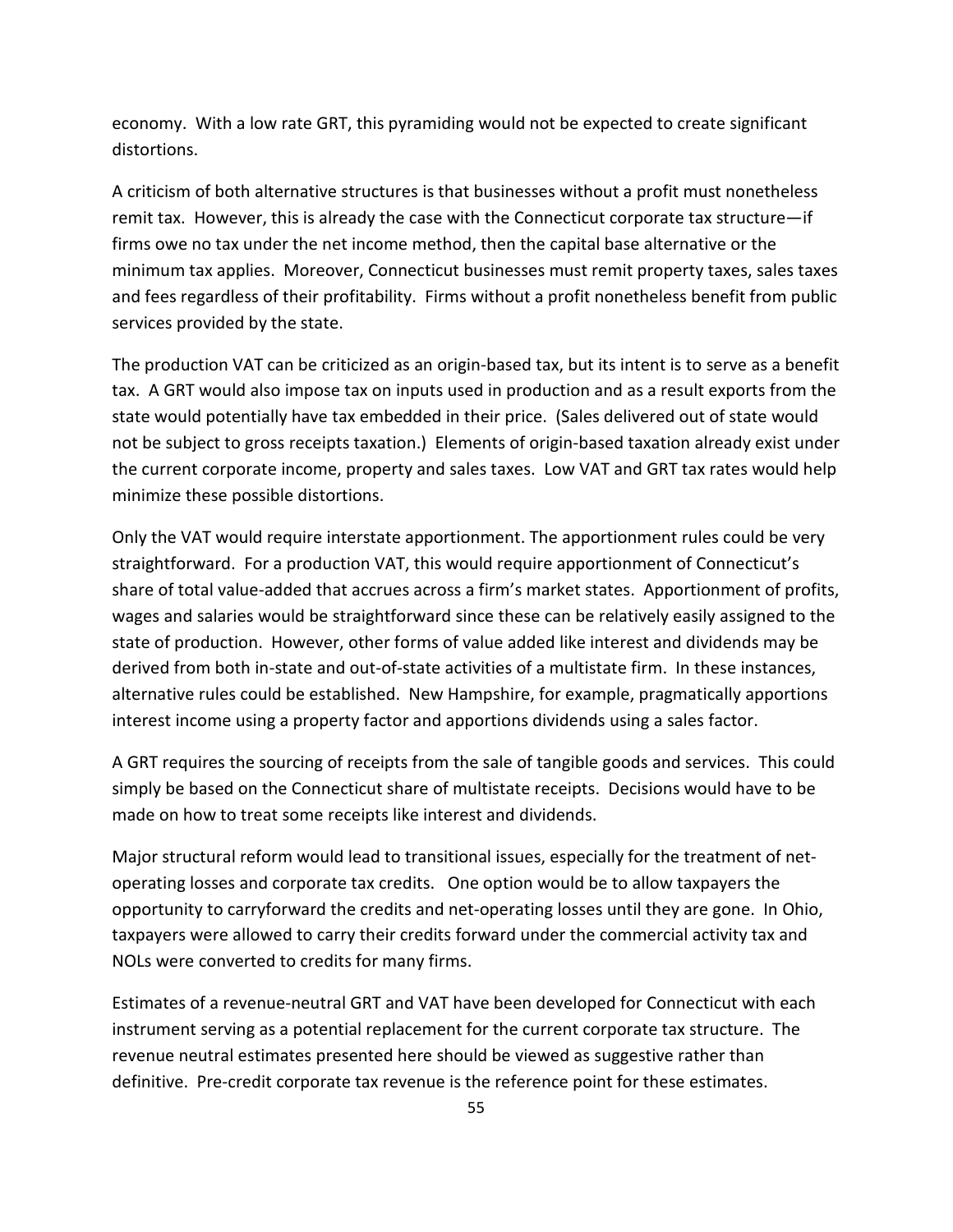economy. With a low rate GRT, this pyramiding would not be expected to create significant distortions.

A criticism of both alternative structures is that businesses without a profit must nonetheless remit tax. However, this is already the case with the Connecticut corporate tax structure—if firms owe no tax under the net income method, then the capital base alternative or the minimum tax applies. Moreover, Connecticut businesses must remit property taxes, sales taxes and fees regardless of their profitability. Firms without a profit nonetheless benefit from public services provided by the state.

The production VAT can be criticized as an origin-based tax, but its intent is to serve as a benefit tax. A GRT would also impose tax on inputs used in production and as a result exports from the state would potentially have tax embedded in their price. (Sales delivered out of state would not be subject to gross receipts taxation.) Elements of origin-based taxation already exist under the current corporate income, property and sales taxes. Low VAT and GRT tax rates would help minimize these possible distortions.

Only the VAT would require interstate apportionment. The apportionment rules could be very straightforward. For a production VAT, this would require apportionment of Connecticut's share of total value-added that accrues across a firm's market states. Apportionment of profits, wages and salaries would be straightforward since these can be relatively easily assigned to the state of production. However, other forms of value added like interest and dividends may be derived from both in-state and out-of-state activities of a multistate firm. In these instances, alternative rules could be established. New Hampshire, for example, pragmatically apportions interest income using a property factor and apportions dividends using a sales factor.

A GRT requires the sourcing of receipts from the sale of tangible goods and services. This could simply be based on the Connecticut share of multistate receipts. Decisions would have to be made on how to treat some receipts like interest and dividends.

Major structural reform would lead to transitional issues, especially for the treatment of net-operating losses and corporate tax credits. One option would be to allow taxpayers the opportunity to carryforward the credits and net-operating losses until they are gone. In Ohio, taxpayers were allowed to carry their credits forward under the commercial activity tax and NOLs were converted to credits for many firms.

Estimates of a revenue-neutral GRT and VAT have been developed for Connecticut with each instrument serving as a potential replacement for the current corporate tax structure. The revenue neutral estimates presented here should be viewed as suggestive rather than definitive. Pre-credit corporate tax revenue is the reference point for these estimates.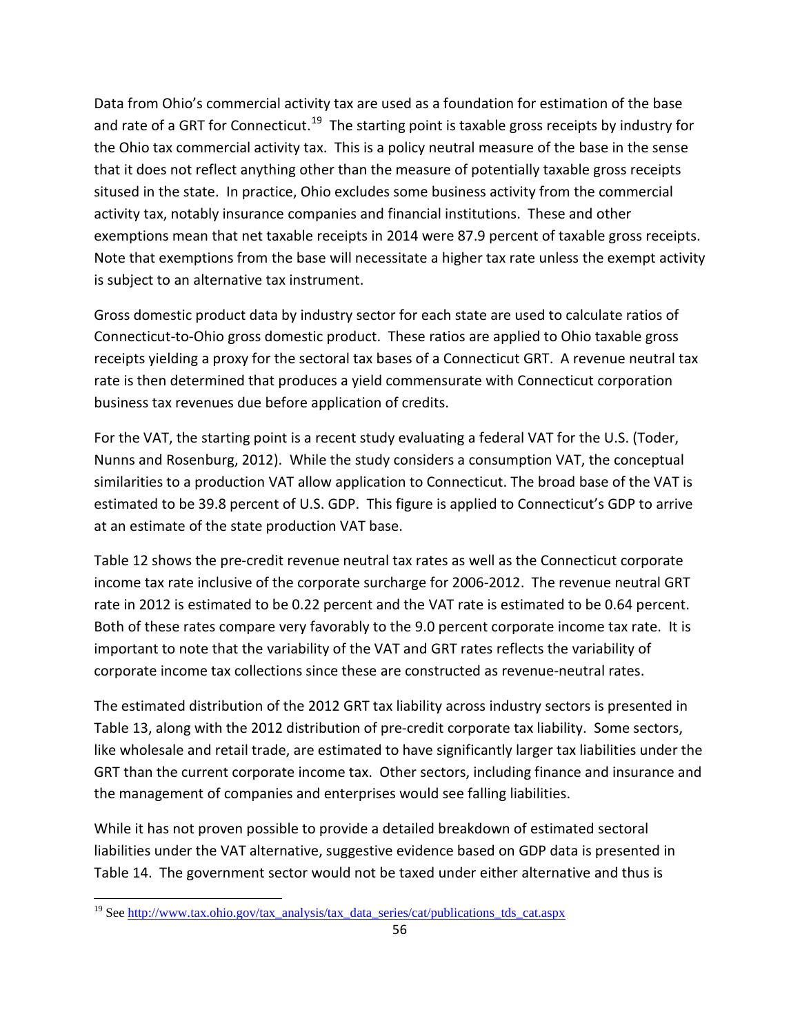Data from Ohio's commercial activity tax are used as a foundation for estimation of the base and rate of a GRT for Connecticut.[19] The starting point is taxable gross receipts by industry for the Ohio tax commercial activity tax. This is a policy neutral measure of the base in the sense that it does not reflect anything other than the measure of potentially taxable gross receipts sitused in the state. In practice, Ohio excludes some business activity from the commercial activity tax, notably insurance companies and financial institutions. These and other exemptions mean that net taxable receipts in 2014 were 87.9 percent of taxable gross receipts. Note that exemptions from the base will necessitate a higher tax rate unless the exempt activity is subject to an alternative tax instrument.

Gross domestic product data by industry sector for each state are used to calculate ratios of Connecticut-to-Ohio gross domestic product. These ratios are applied to Ohio taxable gross receipts yielding a proxy for the sectoral tax bases of a Connecticut GRT. A revenue neutral tax rate is then determined that produces a yield commensurate with Connecticut corporation business tax revenues due before application of credits.

For the VAT, the starting point is a recent study evaluating a federal VAT for the U.S. (Toder, Nunns and Rosenburg, 2012). While the study considers a consumption VAT, the conceptual similarities to a production VAT allow application to Connecticut. The broad base of the VAT is estimated to be 39.8 percent of U.S. GDP. This figure is applied to Connecticut's GDP to arrive at an estimate of the state production VAT base.

Table 12 shows the pre-credit revenue neutral tax rates as well as the Connecticut corporate income tax rate inclusive of the corporate surcharge for 2006-2012. The revenue neutral GRT rate in 2012 is estimated to be 0.22 percent and the VAT rate is estimated to be 0.64 percent. Both of these rates compare very favorably to the 9.0 percent corporate income tax rate. It is important to note that the variability of the VAT and GRT rates reflects the variability of corporate income tax collections since these are constructed as revenue-neutral rates.

The estimated distribution of the 2012 GRT tax liability across industry sectors is presented in Table 13, along with the 2012 distribution of pre-credit corporate tax liability. Some sectors, like wholesale and retail trade, are estimated to have significantly larger tax liabilities under the GRT than the current corporate income tax. Other sectors, including finance and insurance and the management of companies and enterprises would see falling liabilities.

While it has not proven possible to provide a detailed breakdown of estimated sectoral liabilities under the VAT alternative, suggestive evidence based on GDP data is presented in Table 14. The government sector would not be taxed under either alternative and thus is

[19] See http://www.tax.ohio.gov/tax_analysis/tax_data_series/cat/publications_tds_cat.aspx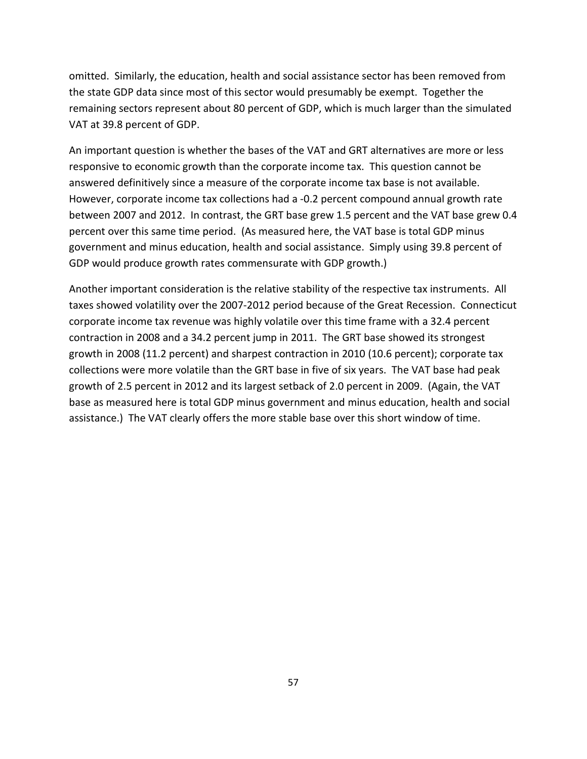omitted. Similarly, the education, health and social assistance sector has been removed from the state GDP data since most of this sector would presumably be exempt. Together the remaining sectors represent about 80 percent of GDP, which is much larger than the simulated VAT at 39.8 percent of GDP.

An important question is whether the bases of the VAT and GRT alternatives are more or less responsive to economic growth than the corporate income tax. This question cannot be answered definitively since a measure of the corporate income tax base is not available. However, corporate income tax collections had a -0.2 percent compound annual growth rate between 2007 and 2012. In contrast, the GRT base grew 1.5 percent and the VAT base grew 0.4 percent over this same time period. (As measured here, the VAT base is total GDP minus government and minus education, health and social assistance. Simply using 39.8 percent of GDP would produce growth rates commensurate with GDP growth.)

Another important consideration is the relative stability of the respective tax instruments. All taxes showed volatility over the 2007-2012 period because of the Great Recession. Connecticut corporate income tax revenue was highly volatile over this time frame with a 32.4 percent contraction in 2008 and a 34.2 percent jump in 2011. The GRT base showed its strongest growth in 2008 (11.2 percent) and sharpest contraction in 2010 (10.6 percent); corporate tax collections were more volatile than the GRT base in five of six years. The VAT base had peak growth of 2.5 percent in 2012 and its largest setback of 2.0 percent in 2009. (Again, the VAT base as measured here is total GDP minus government and minus education, health and social assistance.) The VAT clearly offers the more stable base over this short window of time.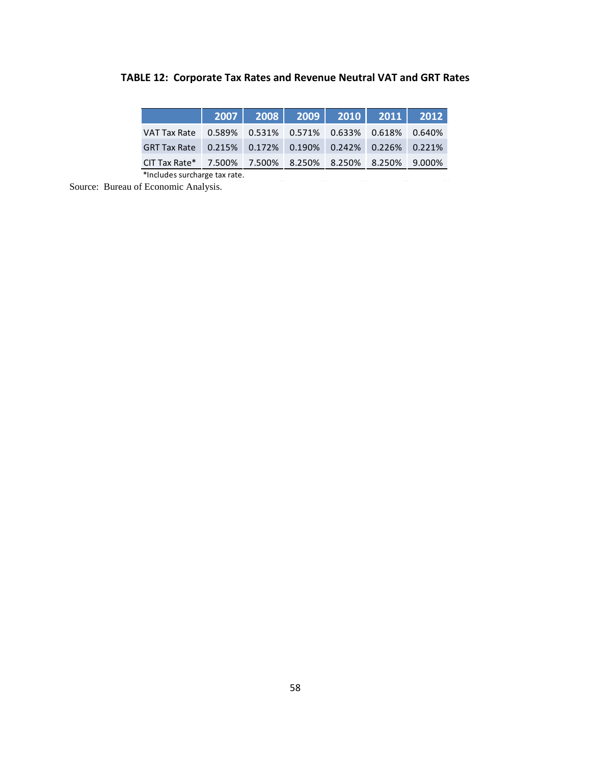**TABLE 12: Corporate Tax Rates and Revenue Neutral VAT and GRT Rates**

| | 2007 | 2008 | 2009 | 2010 | 2011 | 2012 |
|---|---|---|---|---|---|---|
| VAT Tax Rate | 0.589% | 0.531% | 0.571% | 0.633% | 0.618% | 0.640% |
| GRT Tax Rate | 0.215% | 0.172% | 0.190% | 0.242% | 0.226% | 0.221% |
| CIT Tax Rate* | 7.500% | 7.500% | 8.250% | 8.250% | 8.250% | 9.000% |

*Includes surcharge tax rate.

Source: Bureau of Economic Analysis.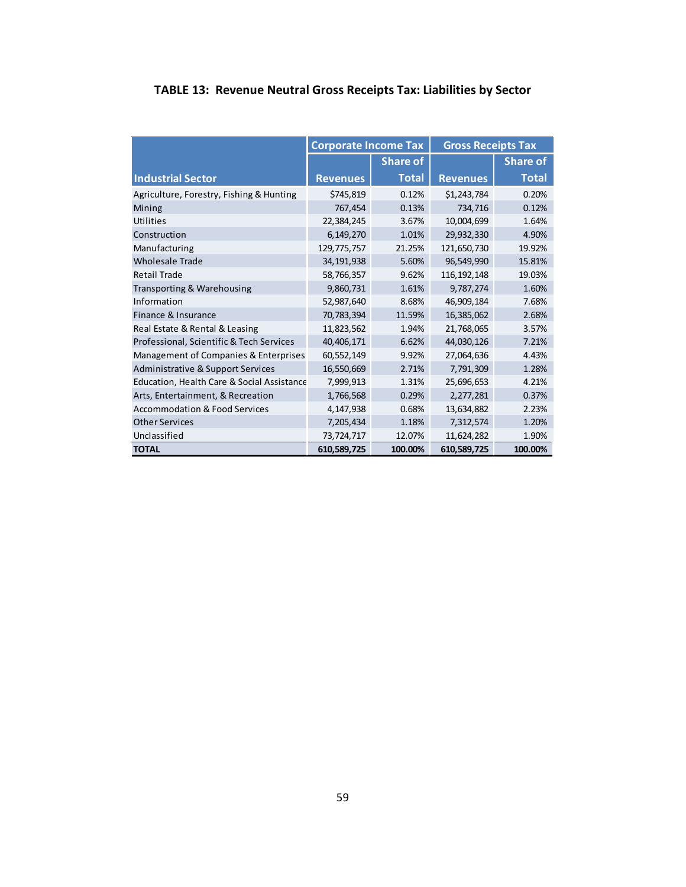## TABLE 13: Revenue Neutral Gross Receipts Tax: Liabilities by Sector

| Industrial Sector | Corporate Income Tax | | Gross Receipts Tax | |
|---|---|---|---|---|
| | Revenues | Share of Total | Revenues | Share of Total |
| Agriculture, Forestry, Fishing & Hunting | $745,819 | 0.12% | $1,243,784 | 0.20% |
| Mining | 767,454 | 0.13% | 734,716 | 0.12% |
| Utilities | 22,384,245 | 3.67% | 10,004,699 | 1.64% |
| Construction | 6,149,270 | 1.01% | 29,932,330 | 4.90% |
| Manufacturing | 129,775,757 | 21.25% | 121,650,730 | 19.92% |
| Wholesale Trade | 34,191,938 | 5.60% | 96,549,990 | 15.81% |
| Retail Trade | 58,766,357 | 9.62% | 116,192,148 | 19.03% |
| Transporting & Warehousing | 9,860,731 | 1.61% | 9,787,274 | 1.60% |
| Information | 52,987,640 | 8.68% | 46,909,184 | 7.68% |
| Finance & Insurance | 70,783,394 | 11.59% | 16,385,062 | 2.68% |
| Real Estate & Rental & Leasing | 11,823,562 | 1.94% | 21,768,065 | 3.57% |
| Professional, Scientific & Tech Services | 40,406,171 | 6.62% | 44,030,126 | 7.21% |
| Management of Companies & Enterprises | 60,552,149 | 9.92% | 27,064,636 | 4.43% |
| Administrative & Support Services | 16,550,669 | 2.71% | 7,791,309 | 1.28% |
| Education, Health Care & Social Assistance | 7,999,913 | 1.31% | 25,696,653 | 4.21% |
| Arts, Entertainment, & Recreation | 1,766,568 | 0.29% | 2,277,281 | 0.37% |
| Accommodation & Food Services | 4,147,938 | 0.68% | 13,634,882 | 2.23% |
| Other Services | 7,205,434 | 1.18% | 7,312,574 | 1.20% |
| Unclassified | 73,724,717 | 12.07% | 11,624,282 | 1.90% |
| **TOTAL** | **610,589,725** | **100.00%** | **610,589,725** | **100.00%** |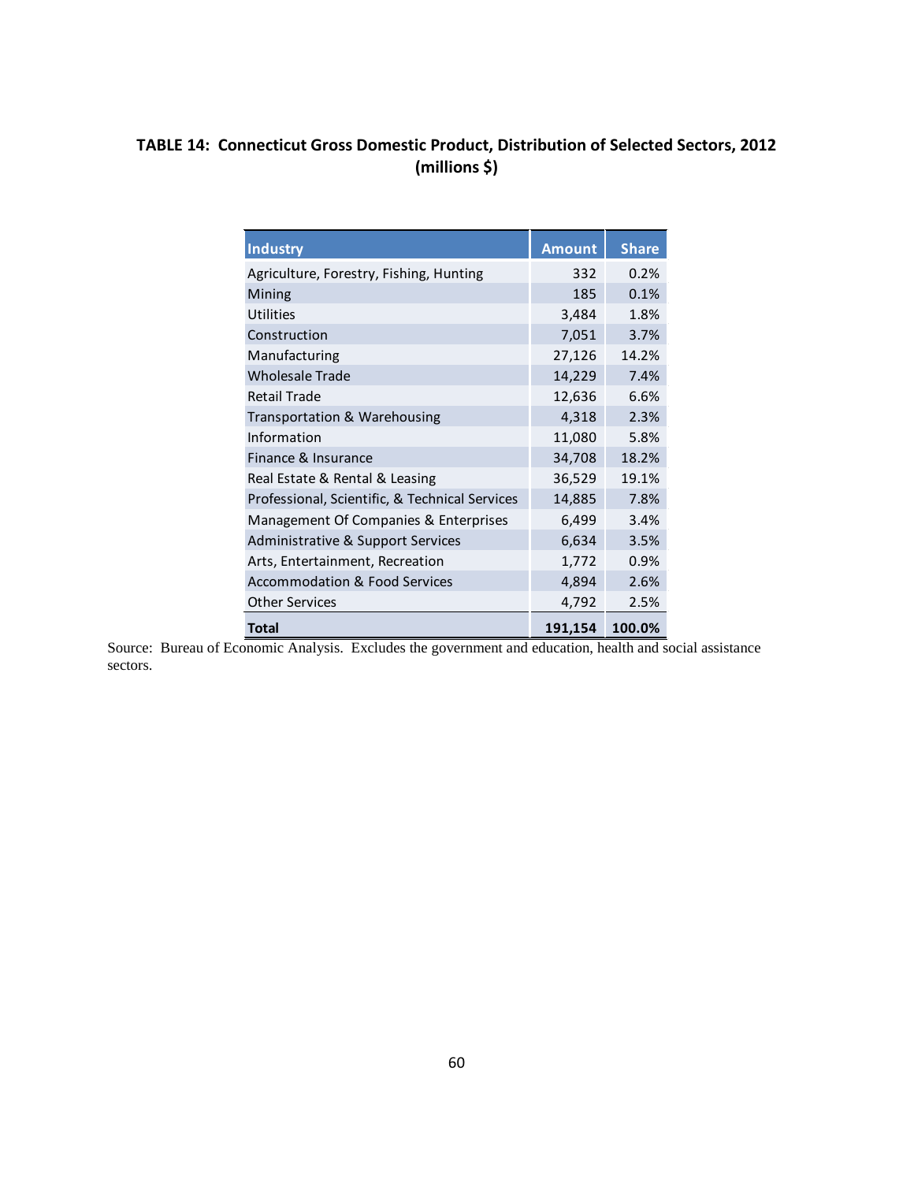**TABLE 14: Connecticut Gross Domestic Product, Distribution of Selected Sectors, 2012 (millions $)**

| Industry | Amount | Share |
|---|---|---|
| Agriculture, Forestry, Fishing, Hunting | 332 | 0.2% |
| Mining | 185 | 0.1% |
| Utilities | 3,484 | 1.8% |
| Construction | 7,051 | 3.7% |
| Manufacturing | 27,126 | 14.2% |
| Wholesale Trade | 14,229 | 7.4% |
| Retail Trade | 12,636 | 6.6% |
| Transportation & Warehousing | 4,318 | 2.3% |
| Information | 11,080 | 5.8% |
| Finance & Insurance | 34,708 | 18.2% |
| Real Estate & Rental & Leasing | 36,529 | 19.1% |
| Professional, Scientific, & Technical Services | 14,885 | 7.8% |
| Management Of Companies & Enterprises | 6,499 | 3.4% |
| Administrative & Support Services | 6,634 | 3.5% |
| Arts, Entertainment, Recreation | 1,772 | 0.9% |
| Accommodation & Food Services | 4,894 | 2.6% |
| Other Services | 4,792 | 2.5% |
| **Total** | **191,154** | **100.0%** |

Source: Bureau of Economic Analysis. Excludes the government and education, health and social assistance sectors.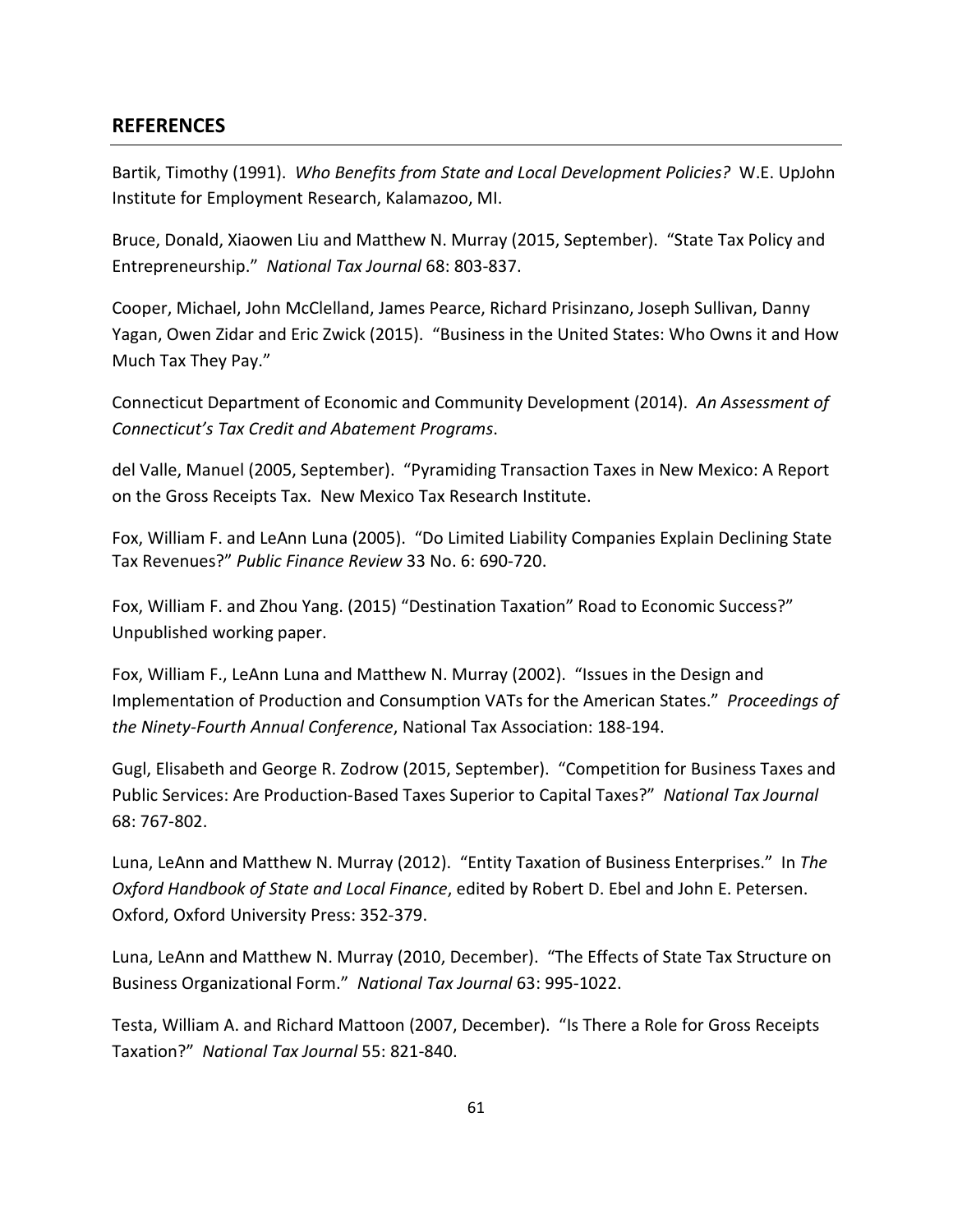## REFERENCES

Bartik, Timothy (1991). *Who Benefits from State and Local Development Policies?* W.E. UpJohn Institute for Employment Research, Kalamazoo, MI.

Bruce, Donald, Xiaowen Liu and Matthew N. Murray (2015, September). "State Tax Policy and Entrepreneurship." *National Tax Journal* 68: 803-837.

Cooper, Michael, John McClelland, James Pearce, Richard Prisinzano, Joseph Sullivan, Danny Yagan, Owen Zidar and Eric Zwick (2015). "Business in the United States: Who Owns it and How Much Tax They Pay."

Connecticut Department of Economic and Community Development (2014). *An Assessment of Connecticut's Tax Credit and Abatement Programs*.

del Valle, Manuel (2005, September). "Pyramiding Transaction Taxes in New Mexico: A Report on the Gross Receipts Tax. New Mexico Tax Research Institute.

Fox, William F. and LeAnn Luna (2005). "Do Limited Liability Companies Explain Declining State Tax Revenues?" *Public Finance Review* 33 No. 6: 690-720.

Fox, William F. and Zhou Yang. (2015) "Destination Taxation" Road to Economic Success?" Unpublished working paper.

Fox, William F., LeAnn Luna and Matthew N. Murray (2002). "Issues in the Design and Implementation of Production and Consumption VATs for the American States." *Proceedings of the Ninety-Fourth Annual Conference*, National Tax Association: 188-194.

Gugl, Elisabeth and George R. Zodrow (2015, September). "Competition for Business Taxes and Public Services: Are Production-Based Taxes Superior to Capital Taxes?" *National Tax Journal* 68: 767-802.

Luna, LeAnn and Matthew N. Murray (2012). "Entity Taxation of Business Enterprises." In *The Oxford Handbook of State and Local Finance*, edited by Robert D. Ebel and John E. Petersen. Oxford, Oxford University Press: 352-379.

Luna, LeAnn and Matthew N. Murray (2010, December). "The Effects of State Tax Structure on Business Organizational Form." *National Tax Journal* 63: 995-1022.

Testa, William A. and Richard Mattoon (2007, December). "Is There a Role for Gross Receipts Taxation?" *National Tax Journal* 55: 821-840.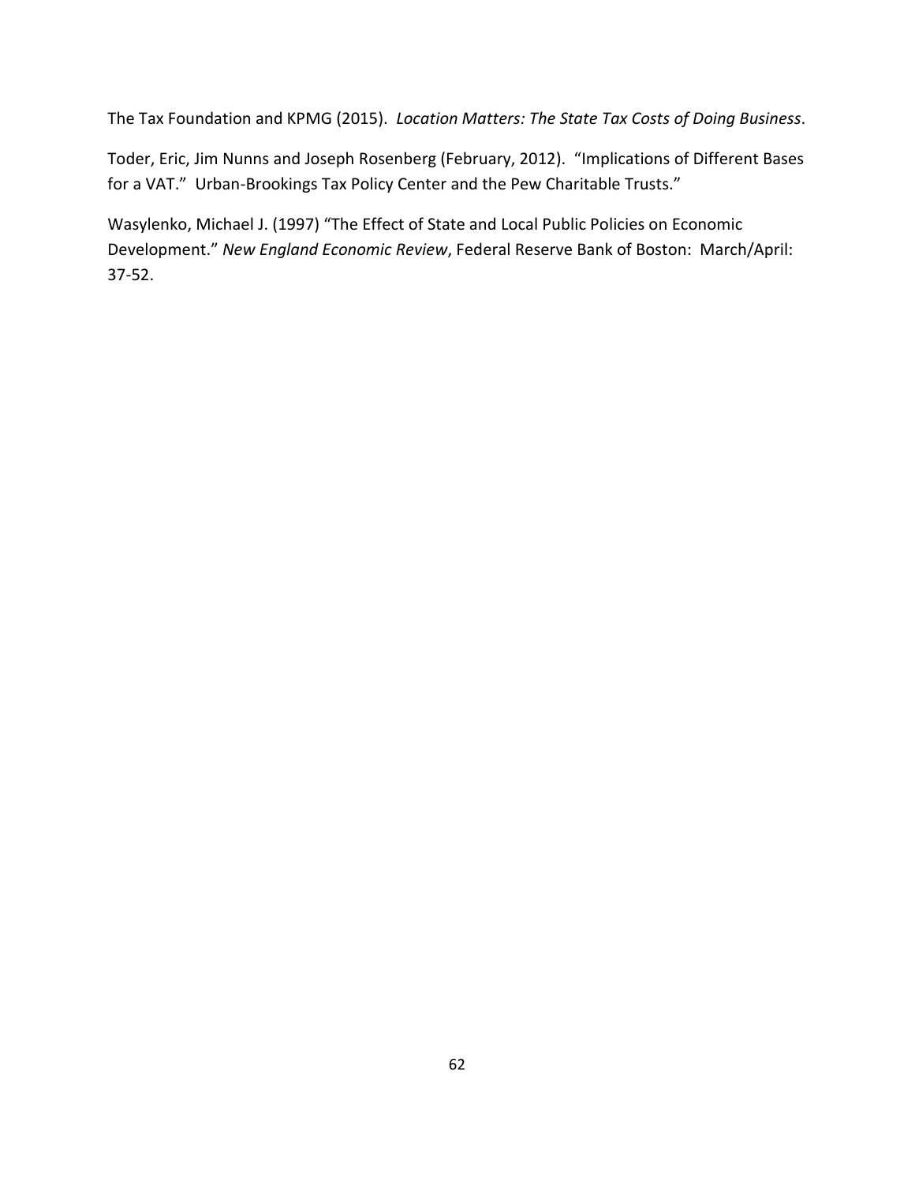The Tax Foundation and KPMG (2015). *Location Matters: The State Tax Costs of Doing Business*.

Toder, Eric, Jim Nunns and Joseph Rosenberg (February, 2012). "Implications of Different Bases for a VAT." Urban-Brookings Tax Policy Center and the Pew Charitable Trusts."

Wasylenko, Michael J. (1997) "The Effect of State and Local Public Policies on Economic Development." *New England Economic Review*, Federal Reserve Bank of Boston: March/April: 37-52.